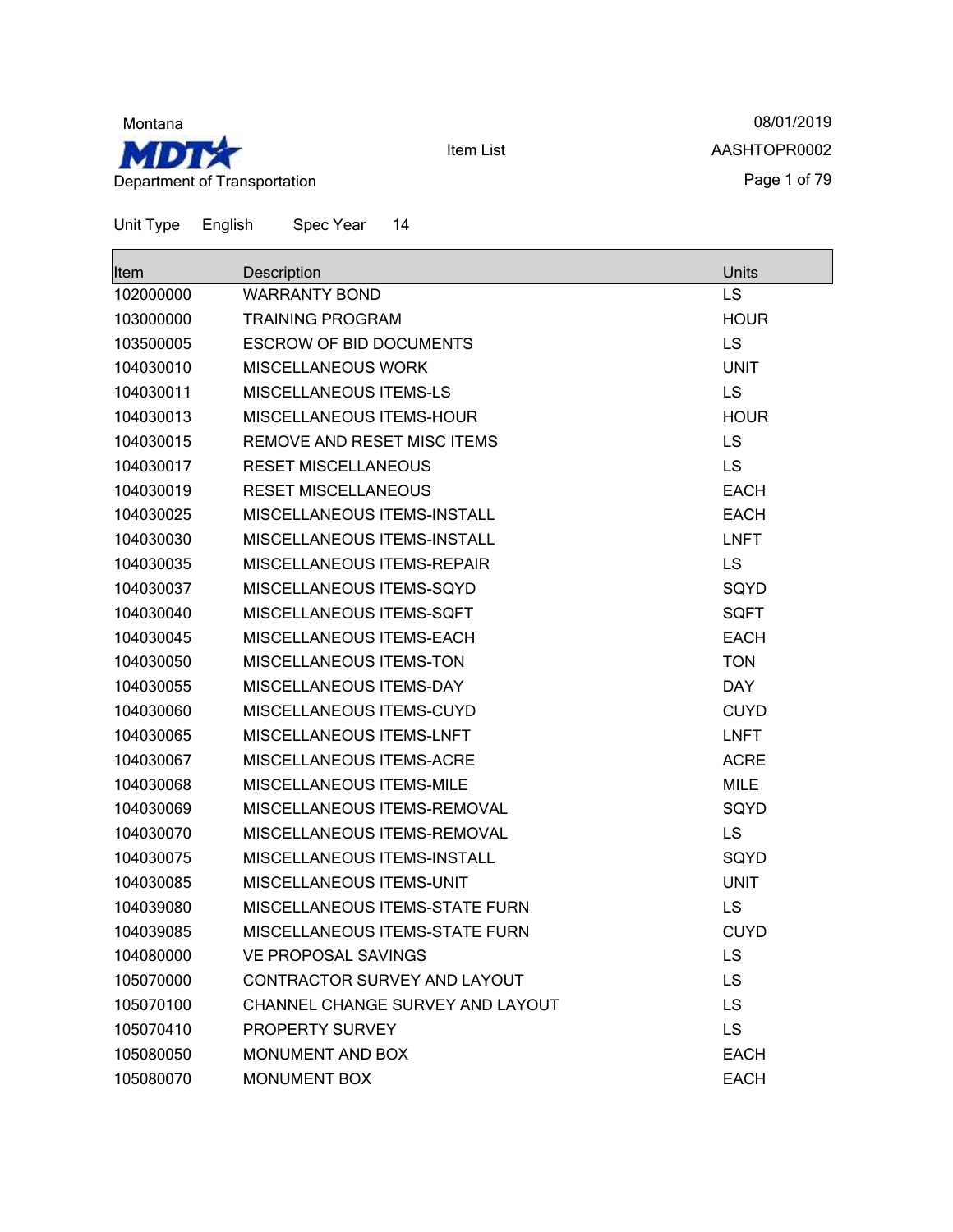Montana

Department of Transportation

08/01/2019

Item List

AASHTOPR0002

Unit Type English Spec Year 14

| Item | Description | Units |
|---|---|---|
| 102000000 | WARRANTY BOND | LS |
| 103000000 | TRAINING PROGRAM | HOUR |
| 103500005 | ESCROW OF BID DOCUMENTS | LS |
| 104030010 | MISCELLANEOUS WORK | UNIT |
| 104030011 | MISCELLANEOUS ITEMS-LS | LS |
| 104030013 | MISCELLANEOUS ITEMS-HOUR | HOUR |
| 104030015 | REMOVE AND RESET MISC ITEMS | LS |
| 104030017 | RESET MISCELLANEOUS | LS |
| 104030019 | RESET MISCELLANEOUS | EACH |
| 104030025 | MISCELLANEOUS ITEMS-INSTALL | EACH |
| 104030030 | MISCELLANEOUS ITEMS-INSTALL | LNFT |
| 104030035 | MISCELLANEOUS ITEMS-REPAIR | LS |
| 104030037 | MISCELLANEOUS ITEMS-SQYD | SQYD |
| 104030040 | MISCELLANEOUS ITEMS-SQFT | SQFT |
| 104030045 | MISCELLANEOUS ITEMS-EACH | EACH |
| 104030050 | MISCELLANEOUS ITEMS-TON | TON |
| 104030055 | MISCELLANEOUS ITEMS-DAY | DAY |
| 104030060 | MISCELLANEOUS ITEMS-CUYD | CUYD |
| 104030065 | MISCELLANEOUS ITEMS-LNFT | LNFT |
| 104030067 | MISCELLANEOUS ITEMS-ACRE | ACRE |
| 104030068 | MISCELLANEOUS ITEMS-MILE | MILE |
| 104030069 | MISCELLANEOUS ITEMS-REMOVAL | SQYD |
| 104030070 | MISCELLANEOUS ITEMS-REMOVAL | LS |
| 104030075 | MISCELLANEOUS ITEMS-INSTALL | SQYD |
| 104030085 | MISCELLANEOUS ITEMS-UNIT | UNIT |
| 104039080 | MISCELLANEOUS ITEMS-STATE FURN | LS |
| 104039085 | MISCELLANEOUS ITEMS-STATE FURN | CUYD |
| 104080000 | VE PROPOSAL SAVINGS | LS |
| 105070000 | CONTRACTOR SURVEY AND LAYOUT | LS |
| 105070100 | CHANNEL CHANGE SURVEY AND LAYOUT | LS |
| 105070410 | PROPERTY SURVEY | LS |
| 105080050 | MONUMENT AND BOX | EACH |
| 105080070 | MONUMENT BOX | EACH |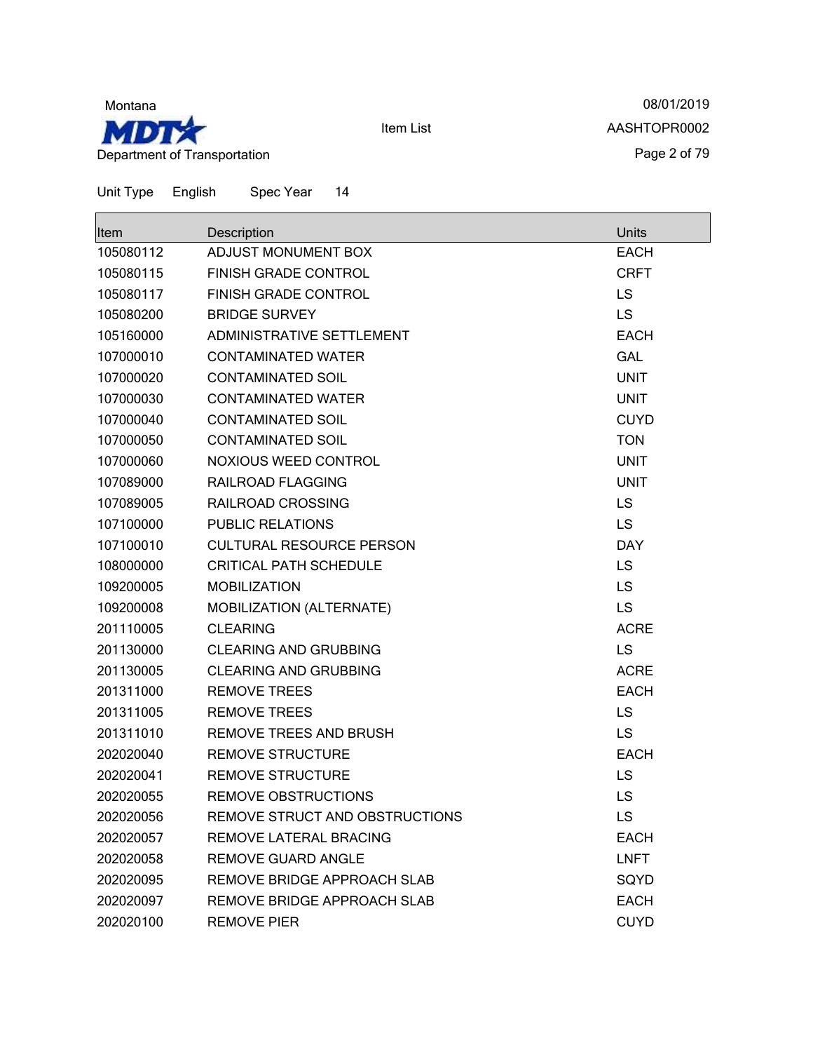Montana

**MDT**

Department of Transportation

Item List

08/01/2019

AASHTOPR0002

Unit Type English Spec Year 14

| Item | Description | Units |
| --- | --- | --- |
| 105080112 | ADJUST MONUMENT BOX | EACH |
| 105080115 | FINISH GRADE CONTROL | CRFT |
| 105080117 | FINISH GRADE CONTROL | LS |
| 105080200 | BRIDGE SURVEY | LS |
| 105160000 | ADMINISTRATIVE SETTLEMENT | EACH |
| 107000010 | CONTAMINATED WATER | GAL |
| 107000020 | CONTAMINATED SOIL | UNIT |
| 107000030 | CONTAMINATED WATER | UNIT |
| 107000040 | CONTAMINATED SOIL | CUYD |
| 107000050 | CONTAMINATED SOIL | TON |
| 107000060 | NOXIOUS WEED CONTROL | UNIT |
| 107089000 | RAILROAD FLAGGING | UNIT |
| 107089005 | RAILROAD CROSSING | LS |
| 107100000 | PUBLIC RELATIONS | LS |
| 107100010 | CULTURAL RESOURCE PERSON | DAY |
| 108000000 | CRITICAL PATH SCHEDULE | LS |
| 109200005 | MOBILIZATION | LS |
| 109200008 | MOBILIZATION (ALTERNATE) | LS |
| 201110005 | CLEARING | ACRE |
| 201130000 | CLEARING AND GRUBBING | LS |
| 201130005 | CLEARING AND GRUBBING | ACRE |
| 201311000 | REMOVE TREES | EACH |
| 201311005 | REMOVE TREES | LS |
| 201311010 | REMOVE TREES AND BRUSH | LS |
| 202020040 | REMOVE STRUCTURE | EACH |
| 202020041 | REMOVE STRUCTURE | LS |
| 202020055 | REMOVE OBSTRUCTIONS | LS |
| 202020056 | REMOVE STRUCT AND OBSTRUCTIONS | LS |
| 202020057 | REMOVE LATERAL BRACING | EACH |
| 202020058 | REMOVE GUARD ANGLE | LNFT |
| 202020095 | REMOVE BRIDGE APPROACH SLAB | SQYD |
| 202020097 | REMOVE BRIDGE APPROACH SLAB | EACH |
| 202020100 | REMOVE PIER | CUYD |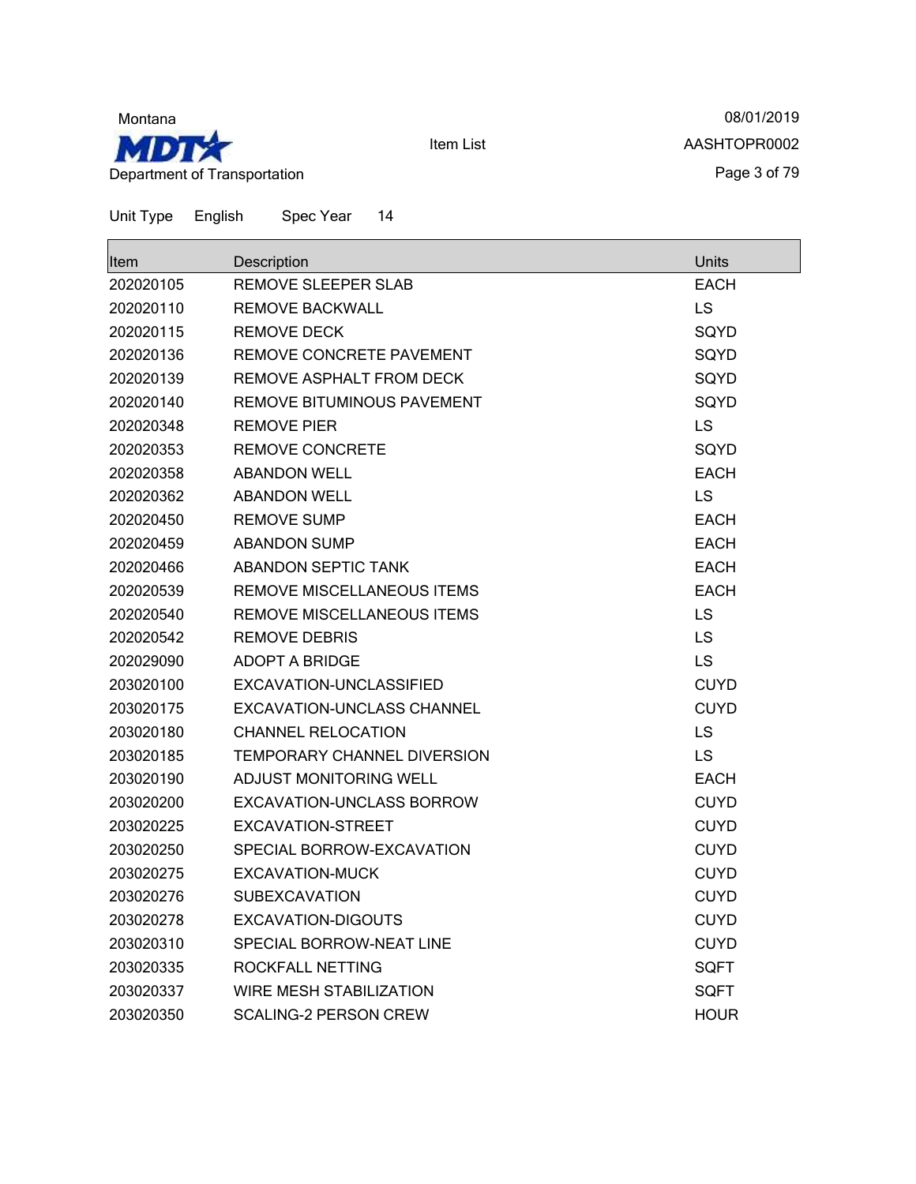Montana

MDT

Department of Transportation

Item List

08/01/2019

AASHTOPR0002

Unit Type English Spec Year 14

| Item | Description | Units |
|---|---|---|
| 202020105 | REMOVE SLEEPER SLAB | EACH |
| 202020110 | REMOVE BACKWALL | LS |
| 202020115 | REMOVE DECK | SQYD |
| 202020136 | REMOVE CONCRETE PAVEMENT | SQYD |
| 202020139 | REMOVE ASPHALT FROM DECK | SQYD |
| 202020140 | REMOVE BITUMINOUS PAVEMENT | SQYD |
| 202020348 | REMOVE PIER | LS |
| 202020353 | REMOVE CONCRETE | SQYD |
| 202020358 | ABANDON WELL | EACH |
| 202020362 | ABANDON WELL | LS |
| 202020450 | REMOVE SUMP | EACH |
| 202020459 | ABANDON SUMP | EACH |
| 202020466 | ABANDON SEPTIC TANK | EACH |
| 202020539 | REMOVE MISCELLANEOUS ITEMS | EACH |
| 202020540 | REMOVE MISCELLANEOUS ITEMS | LS |
| 202020542 | REMOVE DEBRIS | LS |
| 202029090 | ADOPT A BRIDGE | LS |
| 203020100 | EXCAVATION-UNCLASSIFIED | CUYD |
| 203020175 | EXCAVATION-UNCLASS CHANNEL | CUYD |
| 203020180 | CHANNEL RELOCATION | LS |
| 203020185 | TEMPORARY CHANNEL DIVERSION | LS |
| 203020190 | ADJUST MONITORING WELL | EACH |
| 203020200 | EXCAVATION-UNCLASS BORROW | CUYD |
| 203020225 | EXCAVATION-STREET | CUYD |
| 203020250 | SPECIAL BORROW-EXCAVATION | CUYD |
| 203020275 | EXCAVATION-MUCK | CUYD |
| 203020276 | SUBEXCAVATION | CUYD |
| 203020278 | EXCAVATION-DIGOUTS | CUYD |
| 203020310 | SPECIAL BORROW-NEAT LINE | CUYD |
| 203020335 | ROCKFALL NETTING | SQFT |
| 203020337 | WIRE MESH STABILIZATION | SQFT |
| 203020350 | SCALING-2 PERSON CREW | HOUR |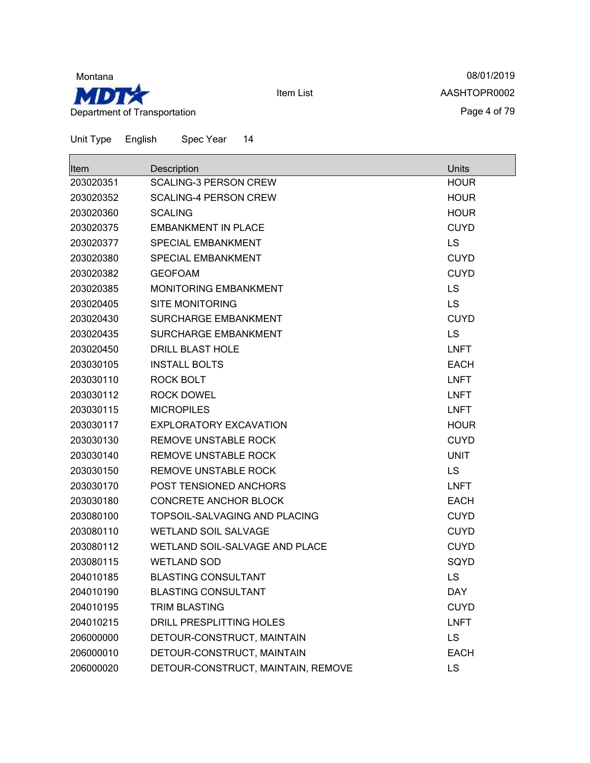Montana

**MDT**

Department of Transportation

Item List

08/01/2019

AASHTOPR0002

Unit Type English Spec Year 14

| Item | Description | Units |
|---|---|---|
| 203020351 | SCALING-3 PERSON CREW | HOUR |
| 203020352 | SCALING-4 PERSON CREW | HOUR |
| 203020360 | SCALING | HOUR |
| 203020375 | EMBANKMENT IN PLACE | CUYD |
| 203020377 | SPECIAL EMBANKMENT | LS |
| 203020380 | SPECIAL EMBANKMENT | CUYD |
| 203020382 | GEOFOAM | CUYD |
| 203020385 | MONITORING EMBANKMENT | LS |
| 203020405 | SITE MONITORING | LS |
| 203020430 | SURCHARGE EMBANKMENT | CUYD |
| 203020435 | SURCHARGE EMBANKMENT | LS |
| 203020450 | DRILL BLAST HOLE | LNFT |
| 203030105 | INSTALL BOLTS | EACH |
| 203030110 | ROCK BOLT | LNFT |
| 203030112 | ROCK DOWEL | LNFT |
| 203030115 | MICROPILES | LNFT |
| 203030117 | EXPLORATORY EXCAVATION | HOUR |
| 203030130 | REMOVE UNSTABLE ROCK | CUYD |
| 203030140 | REMOVE UNSTABLE ROCK | UNIT |
| 203030150 | REMOVE UNSTABLE ROCK | LS |
| 203030170 | POST TENSIONED ANCHORS | LNFT |
| 203030180 | CONCRETE ANCHOR BLOCK | EACH |
| 203080100 | TOPSOIL-SALVAGING AND PLACING | CUYD |
| 203080110 | WETLAND SOIL SALVAGE | CUYD |
| 203080112 | WETLAND SOIL-SALVAGE AND PLACE | CUYD |
| 203080115 | WETLAND SOD | SQYD |
| 204010185 | BLASTING CONSULTANT | LS |
| 204010190 | BLASTING CONSULTANT | DAY |
| 204010195 | TRIM BLASTING | CUYD |
| 204010215 | DRILL PRESPLITTING HOLES | LNFT |
| 206000000 | DETOUR-CONSTRUCT, MAINTAIN | LS |
| 206000010 | DETOUR-CONSTRUCT, MAINTAIN | EACH |
| 206000020 | DETOUR-CONSTRUCT, MAINTAIN, REMOVE | LS |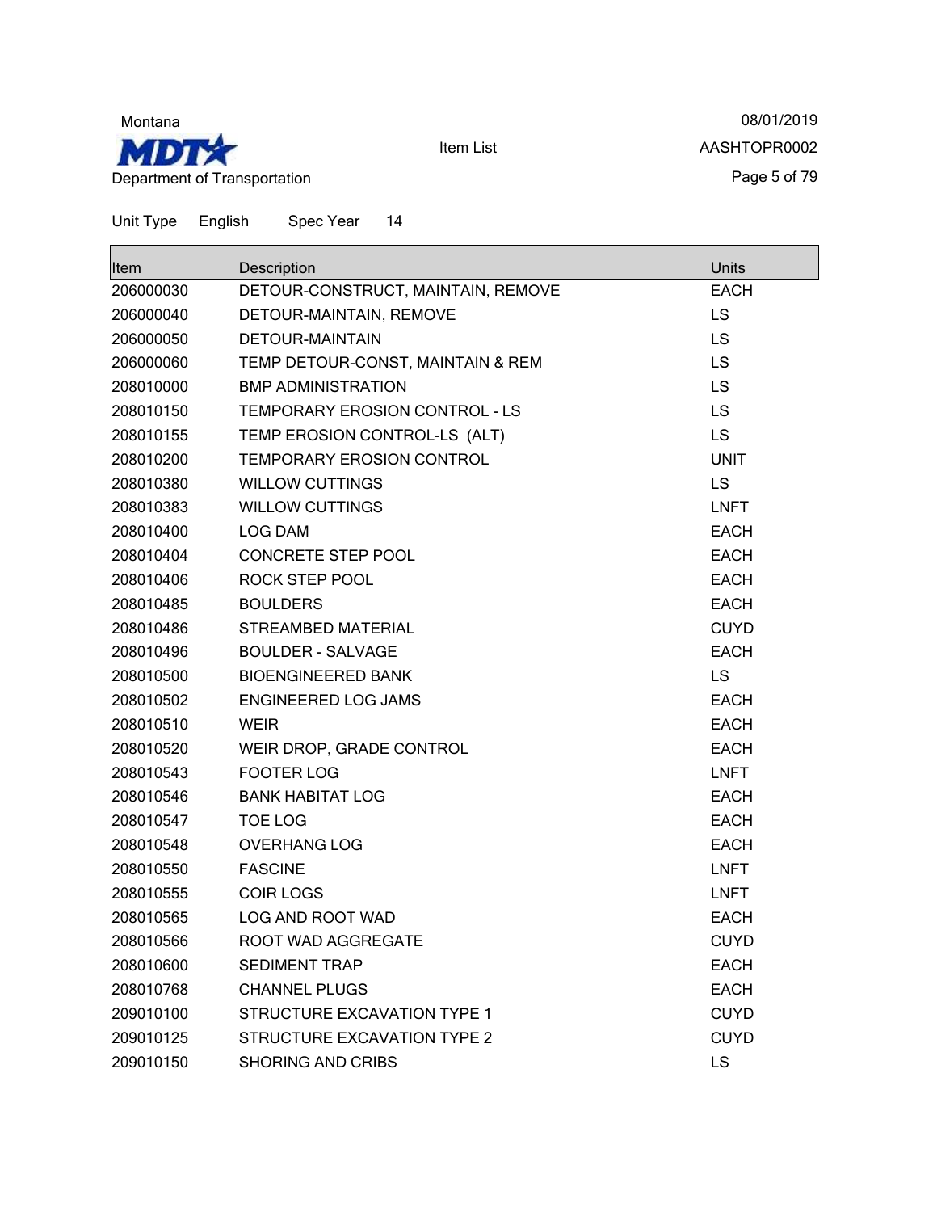Unit Type English Spec Year 14

| Item | Description | Units |
| --- | --- | --- |
| 206000030 | DETOUR-CONSTRUCT, MAINTAIN, REMOVE | EACH |
| 206000040 | DETOUR-MAINTAIN, REMOVE | LS |
| 206000050 | DETOUR-MAINTAIN | LS |
| 206000060 | TEMP DETOUR-CONST, MAINTAIN & REM | LS |
| 208010000 | BMP ADMINISTRATION | LS |
| 208010150 | TEMPORARY EROSION CONTROL - LS | LS |
| 208010155 | TEMP EROSION CONTROL-LS (ALT) | LS |
| 208010200 | TEMPORARY EROSION CONTROL | UNIT |
| 208010380 | WILLOW CUTTINGS | LS |
| 208010383 | WILLOW CUTTINGS | LNFT |
| 208010400 | LOG DAM | EACH |
| 208010404 | CONCRETE STEP POOL | EACH |
| 208010406 | ROCK STEP POOL | EACH |
| 208010485 | BOULDERS | EACH |
| 208010486 | STREAMBED MATERIAL | CUYD |
| 208010496 | BOULDER - SALVAGE | EACH |
| 208010500 | BIOENGINEERED BANK | LS |
| 208010502 | ENGINEERED LOG JAMS | EACH |
| 208010510 | WEIR | EACH |
| 208010520 | WEIR DROP, GRADE CONTROL | EACH |
| 208010543 | FOOTER LOG | LNFT |
| 208010546 | BANK HABITAT LOG | EACH |
| 208010547 | TOE LOG | EACH |
| 208010548 | OVERHANG LOG | EACH |
| 208010550 | FASCINE | LNFT |
| 208010555 | COIR LOGS | LNFT |
| 208010565 | LOG AND ROOT WAD | EACH |
| 208010566 | ROOT WAD AGGREGATE | CUYD |
| 208010600 | SEDIMENT TRAP | EACH |
| 208010768 | CHANNEL PLUGS | EACH |
| 209010100 | STRUCTURE EXCAVATION TYPE 1 | CUYD |
| 209010125 | STRUCTURE EXCAVATION TYPE 2 | CUYD |
| 209010150 | SHORING AND CRIBS | LS |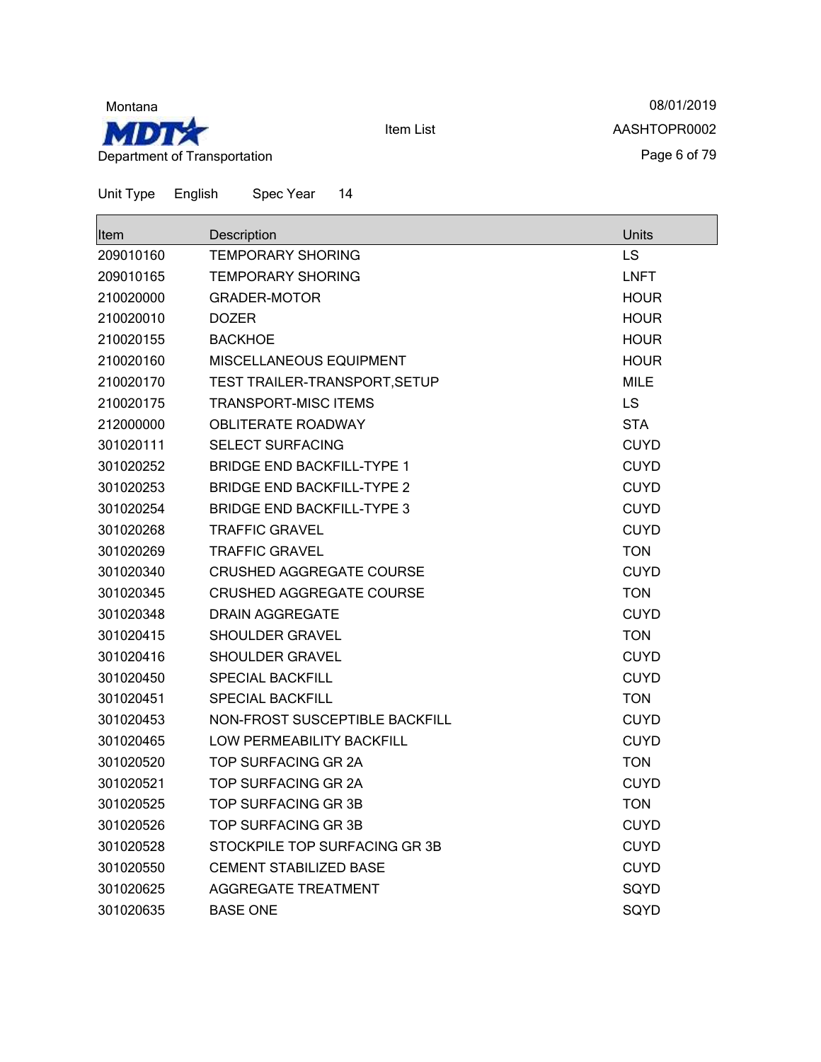Unit Type English Spec Year 14

| Item | Description | Units |
| --- | --- | --- |
| 209010160 | TEMPORARY SHORING | LS |
| 209010165 | TEMPORARY SHORING | LNFT |
| 210020000 | GRADER-MOTOR | HOUR |
| 210020010 | DOZER | HOUR |
| 210020155 | BACKHOE | HOUR |
| 210020160 | MISCELLANEOUS EQUIPMENT | HOUR |
| 210020170 | TEST TRAILER-TRANSPORT,SETUP | MILE |
| 210020175 | TRANSPORT-MISC ITEMS | LS |
| 212000000 | OBLITERATE ROADWAY | STA |
| 301020111 | SELECT SURFACING | CUYD |
| 301020252 | BRIDGE END BACKFILL-TYPE 1 | CUYD |
| 301020253 | BRIDGE END BACKFILL-TYPE 2 | CUYD |
| 301020254 | BRIDGE END BACKFILL-TYPE 3 | CUYD |
| 301020268 | TRAFFIC GRAVEL | CUYD |
| 301020269 | TRAFFIC GRAVEL | TON |
| 301020340 | CRUSHED AGGREGATE COURSE | CUYD |
| 301020345 | CRUSHED AGGREGATE COURSE | TON |
| 301020348 | DRAIN AGGREGATE | CUYD |
| 301020415 | SHOULDER GRAVEL | TON |
| 301020416 | SHOULDER GRAVEL | CUYD |
| 301020450 | SPECIAL BACKFILL | CUYD |
| 301020451 | SPECIAL BACKFILL | TON |
| 301020453 | NON-FROST SUSCEPTIBLE BACKFILL | CUYD |
| 301020465 | LOW PERMEABILITY BACKFILL | CUYD |
| 301020520 | TOP SURFACING GR 2A | TON |
| 301020521 | TOP SURFACING GR 2A | CUYD |
| 301020525 | TOP SURFACING GR 3B | TON |
| 301020526 | TOP SURFACING GR 3B | CUYD |
| 301020528 | STOCKPILE TOP SURFACING GR 3B | CUYD |
| 301020550 | CEMENT STABILIZED BASE | CUYD |
| 301020625 | AGGREGATE TREATMENT | SQYD |
| 301020635 | BASE ONE | SQYD |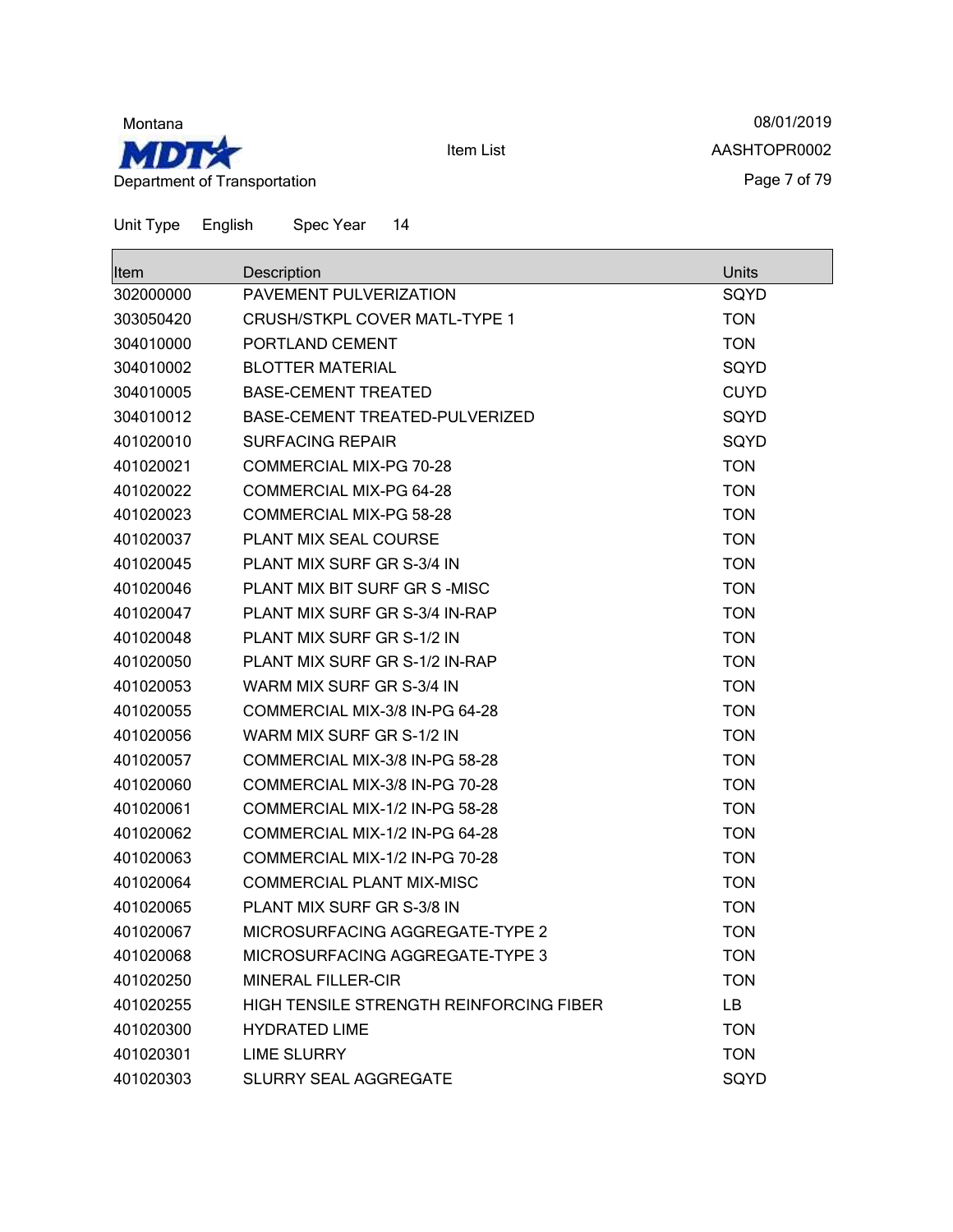Montana

MDT

Department of Transportation

Item List

08/01/2019

AASHTOPR0002

Unit Type English Spec Year 14

| Item | Description | Units |
|---|---|---|
| 302000000 | PAVEMENT PULVERIZATION | SQYD |
| 303050420 | CRUSH/STKPL COVER MATL-TYPE 1 | TON |
| 304010000 | PORTLAND CEMENT | TON |
| 304010002 | BLOTTER MATERIAL | SQYD |
| 304010005 | BASE-CEMENT TREATED | CUYD |
| 304010012 | BASE-CEMENT TREATED-PULVERIZED | SQYD |
| 401020010 | SURFACING REPAIR | SQYD |
| 401020021 | COMMERCIAL MIX-PG 70-28 | TON |
| 401020022 | COMMERCIAL MIX-PG 64-28 | TON |
| 401020023 | COMMERCIAL MIX-PG 58-28 | TON |
| 401020037 | PLANT MIX SEAL COURSE | TON |
| 401020045 | PLANT MIX SURF GR S-3/4 IN | TON |
| 401020046 | PLANT MIX BIT SURF GR S -MISC | TON |
| 401020047 | PLANT MIX SURF GR S-3/4 IN-RAP | TON |
| 401020048 | PLANT MIX SURF GR S-1/2 IN | TON |
| 401020050 | PLANT MIX SURF GR S-1/2 IN-RAP | TON |
| 401020053 | WARM MIX SURF GR S-3/4 IN | TON |
| 401020055 | COMMERCIAL MIX-3/8 IN-PG 64-28 | TON |
| 401020056 | WARM MIX SURF GR S-1/2 IN | TON |
| 401020057 | COMMERCIAL MIX-3/8 IN-PG 58-28 | TON |
| 401020060 | COMMERCIAL MIX-3/8 IN-PG 70-28 | TON |
| 401020061 | COMMERCIAL MIX-1/2 IN-PG 58-28 | TON |
| 401020062 | COMMERCIAL MIX-1/2 IN-PG 64-28 | TON |
| 401020063 | COMMERCIAL MIX-1/2 IN-PG 70-28 | TON |
| 401020064 | COMMERCIAL PLANT MIX-MISC | TON |
| 401020065 | PLANT MIX SURF GR S-3/8 IN | TON |
| 401020067 | MICROSURFACING AGGREGATE-TYPE 2 | TON |
| 401020068 | MICROSURFACING AGGREGATE-TYPE 3 | TON |
| 401020250 | MINERAL FILLER-CIR | TON |
| 401020255 | HIGH TENSILE STRENGTH REINFORCING FIBER | LB |
| 401020300 | HYDRATED LIME | TON |
| 401020301 | LIME SLURRY | TON |
| 401020303 | SLURRY SEAL AGGREGATE | SQYD |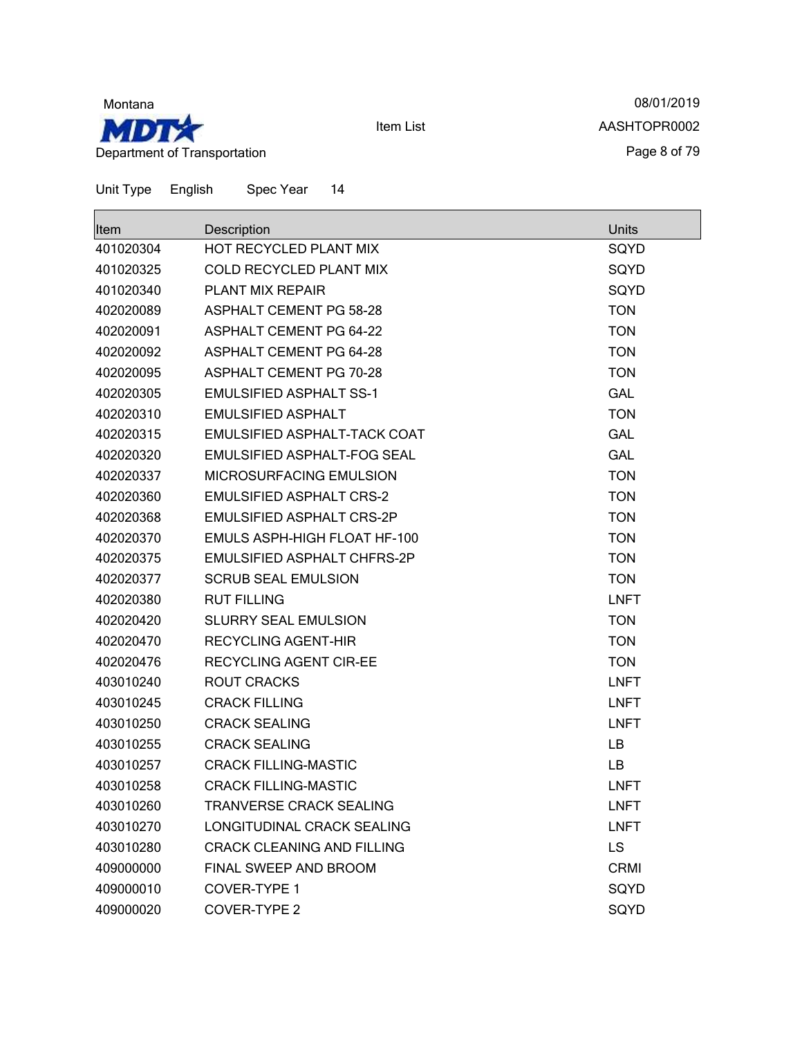Montana

MDT

Department of Transportation

Item List

08/01/2019

AASHTOPR0002

Unit Type English Spec Year 14

| Item | Description | Units |
|---|---|---|
| 401020304 | HOT RECYCLED PLANT MIX | SQYD |
| 401020325 | COLD RECYCLED PLANT MIX | SQYD |
| 401020340 | PLANT MIX REPAIR | SQYD |
| 402020089 | ASPHALT CEMENT PG 58-28 | TON |
| 402020091 | ASPHALT CEMENT PG 64-22 | TON |
| 402020092 | ASPHALT CEMENT PG 64-28 | TON |
| 402020095 | ASPHALT CEMENT PG 70-28 | TON |
| 402020305 | EMULSIFIED ASPHALT SS-1 | GAL |
| 402020310 | EMULSIFIED ASPHALT | TON |
| 402020315 | EMULSIFIED ASPHALT-TACK COAT | GAL |
| 402020320 | EMULSIFIED ASPHALT-FOG SEAL | GAL |
| 402020337 | MICROSURFACING EMULSION | TON |
| 402020360 | EMULSIFIED ASPHALT CRS-2 | TON |
| 402020368 | EMULSIFIED ASPHALT CRS-2P | TON |
| 402020370 | EMULS ASPH-HIGH FLOAT HF-100 | TON |
| 402020375 | EMULSIFIED ASPHALT CHFRS-2P | TON |
| 402020377 | SCRUB SEAL EMULSION | TON |
| 402020380 | RUT FILLING | LNFT |
| 402020420 | SLURRY SEAL EMULSION | TON |
| 402020470 | RECYCLING AGENT-HIR | TON |
| 402020476 | RECYCLING AGENT CIR-EE | TON |
| 403010240 | ROUT CRACKS | LNFT |
| 403010245 | CRACK FILLING | LNFT |
| 403010250 | CRACK SEALING | LNFT |
| 403010255 | CRACK SEALING | LB |
| 403010257 | CRACK FILLING-MASTIC | LB |
| 403010258 | CRACK FILLING-MASTIC | LNFT |
| 403010260 | TRANVERSE CRACK SEALING | LNFT |
| 403010270 | LONGITUDINAL CRACK SEALING | LNFT |
| 403010280 | CRACK CLEANING AND FILLING | LS |
| 409000000 | FINAL SWEEP AND BROOM | CRMI |
| 409000010 | COVER-TYPE 1 | SQYD |
| 409000020 | COVER-TYPE 2 | SQYD |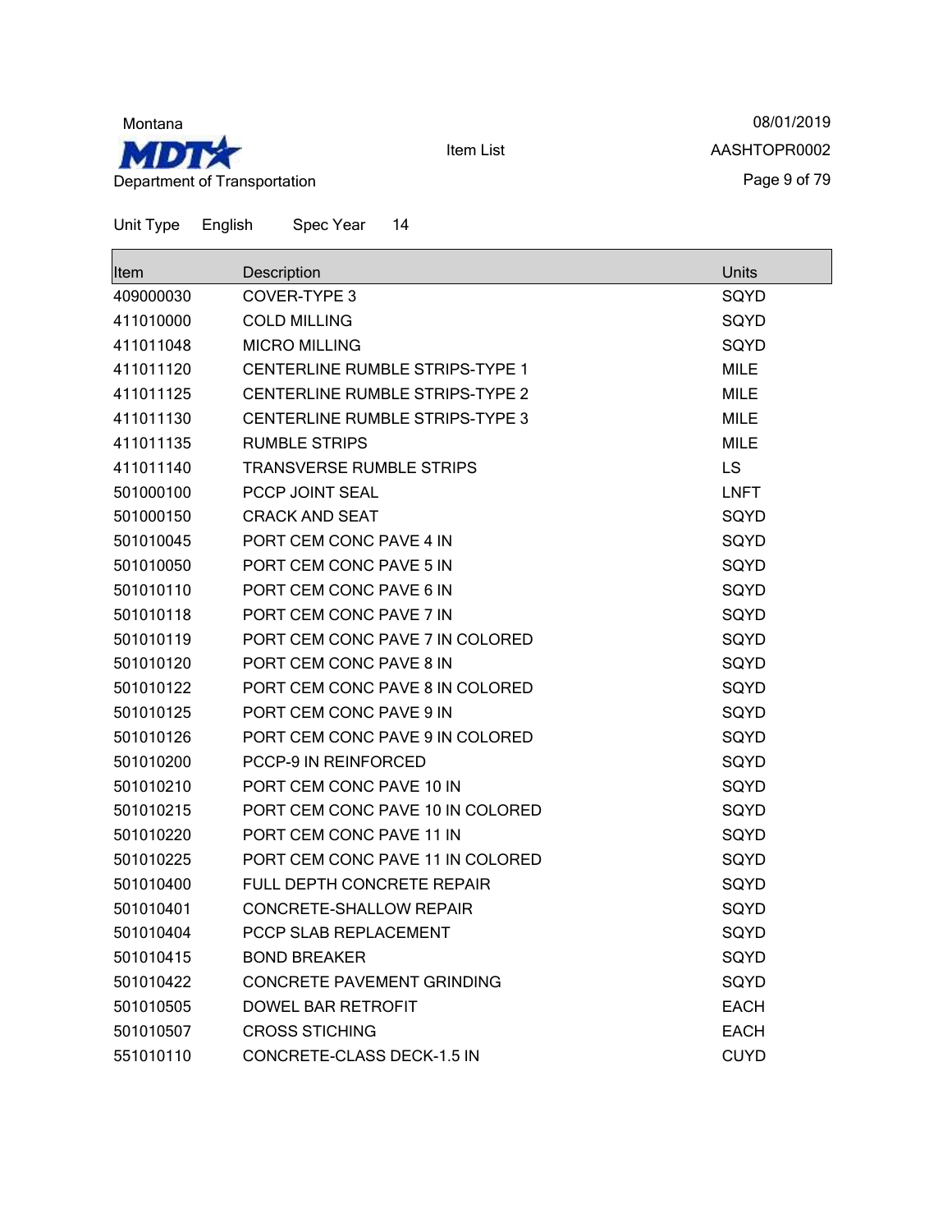Montana

MDT

Department of Transportation

Item List

08/01/2019

AASHTOPR0002

Unit Type English Spec Year 14

| Item | Description | Units |
| --- | --- | --- |
| 409000030 | COVER-TYPE 3 | SQYD |
| 411010000 | COLD MILLING | SQYD |
| 411011048 | MICRO MILLING | SQYD |
| 411011120 | CENTERLINE RUMBLE STRIPS-TYPE 1 | MILE |
| 411011125 | CENTERLINE RUMBLE STRIPS-TYPE 2 | MILE |
| 411011130 | CENTERLINE RUMBLE STRIPS-TYPE 3 | MILE |
| 411011135 | RUMBLE STRIPS | MILE |
| 411011140 | TRANSVERSE RUMBLE STRIPS | LS |
| 501000100 | PCCP JOINT SEAL | LNFT |
| 501000150 | CRACK AND SEAT | SQYD |
| 501010045 | PORT CEM CONC PAVE 4 IN | SQYD |
| 501010050 | PORT CEM CONC PAVE 5 IN | SQYD |
| 501010110 | PORT CEM CONC PAVE 6 IN | SQYD |
| 501010118 | PORT CEM CONC PAVE 7 IN | SQYD |
| 501010119 | PORT CEM CONC PAVE 7 IN COLORED | SQYD |
| 501010120 | PORT CEM CONC PAVE 8 IN | SQYD |
| 501010122 | PORT CEM CONC PAVE 8 IN COLORED | SQYD |
| 501010125 | PORT CEM CONC PAVE 9 IN | SQYD |
| 501010126 | PORT CEM CONC PAVE 9 IN COLORED | SQYD |
| 501010200 | PCCP-9 IN REINFORCED | SQYD |
| 501010210 | PORT CEM CONC PAVE 10 IN | SQYD |
| 501010215 | PORT CEM CONC PAVE 10 IN COLORED | SQYD |
| 501010220 | PORT CEM CONC PAVE 11 IN | SQYD |
| 501010225 | PORT CEM CONC PAVE 11 IN COLORED | SQYD |
| 501010400 | FULL DEPTH CONCRETE REPAIR | SQYD |
| 501010401 | CONCRETE-SHALLOW REPAIR | SQYD |
| 501010404 | PCCP SLAB REPLACEMENT | SQYD |
| 501010415 | BOND BREAKER | SQYD |
| 501010422 | CONCRETE PAVEMENT GRINDING | SQYD |
| 501010505 | DOWEL BAR RETROFIT | EACH |
| 501010507 | CROSS STICHING | EACH |
| 551010110 | CONCRETE-CLASS DECK-1.5 IN | CUYD |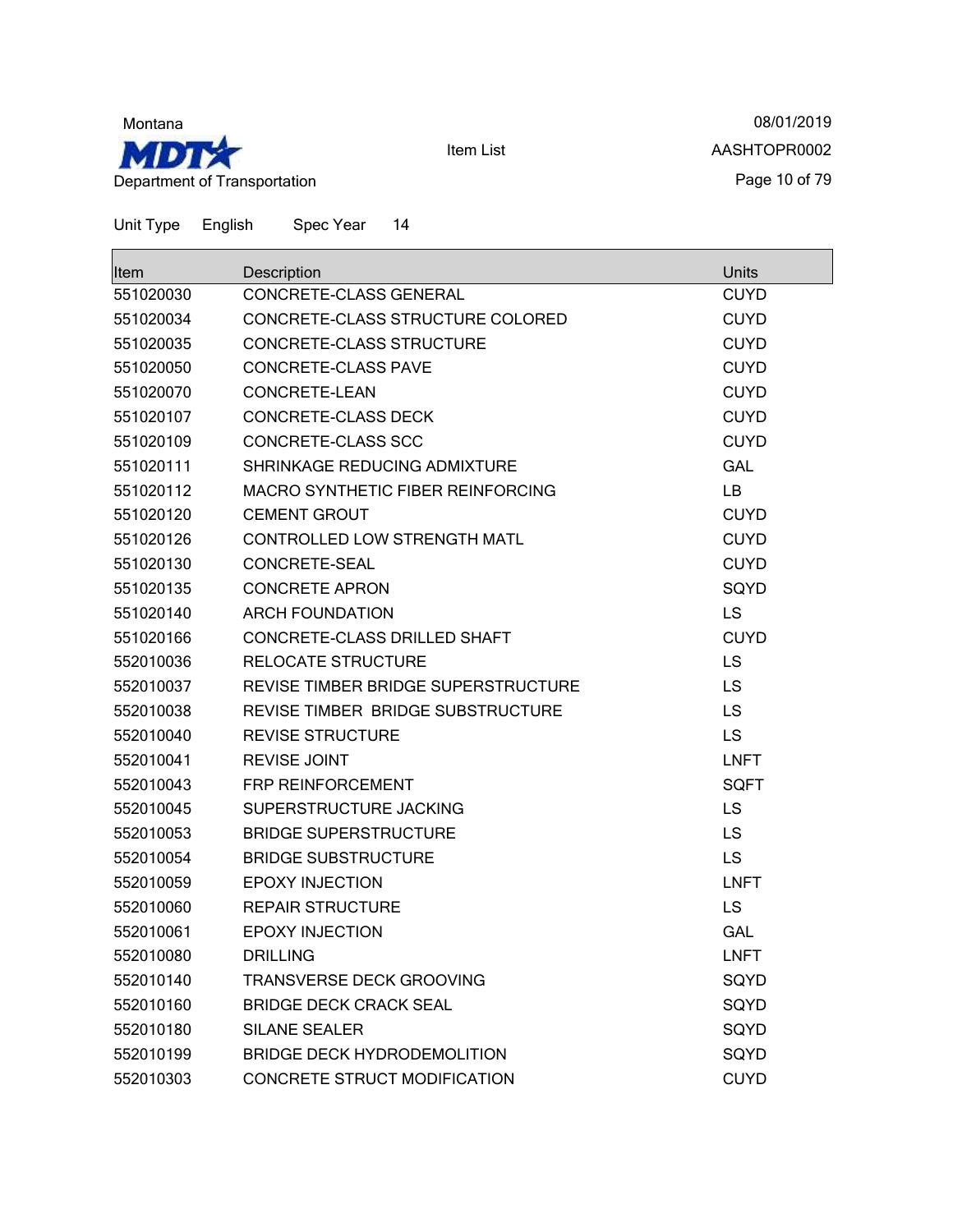Montana

**MDT** Department of Transportation

Item List

08/01/2019

AASHTOPR0002

Unit Type English Spec Year 14

| Item | Description | Units |
|---|---|---|
| 551020030 | CONCRETE-CLASS GENERAL | CUYD |
| 551020034 | CONCRETE-CLASS STRUCTURE COLORED | CUYD |
| 551020035 | CONCRETE-CLASS STRUCTURE | CUYD |
| 551020050 | CONCRETE-CLASS PAVE | CUYD |
| 551020070 | CONCRETE-LEAN | CUYD |
| 551020107 | CONCRETE-CLASS DECK | CUYD |
| 551020109 | CONCRETE-CLASS SCC | CUYD |
| 551020111 | SHRINKAGE REDUCING ADMIXTURE | GAL |
| 551020112 | MACRO SYNTHETIC FIBER REINFORCING | LB |
| 551020120 | CEMENT GROUT | CUYD |
| 551020126 | CONTROLLED LOW STRENGTH MATL | CUYD |
| 551020130 | CONCRETE-SEAL | CUYD |
| 551020135 | CONCRETE APRON | SQYD |
| 551020140 | ARCH FOUNDATION | LS |
| 551020166 | CONCRETE-CLASS DRILLED SHAFT | CUYD |
| 552010036 | RELOCATE STRUCTURE | LS |
| 552010037 | REVISE TIMBER BRIDGE SUPERSTRUCTURE | LS |
| 552010038 | REVISE TIMBER BRIDGE SUBSTRUCTURE | LS |
| 552010040 | REVISE STRUCTURE | LS |
| 552010041 | REVISE JOINT | LNFT |
| 552010043 | FRP REINFORCEMENT | SQFT |
| 552010045 | SUPERSTRUCTURE JACKING | LS |
| 552010053 | BRIDGE SUPERSTRUCTURE | LS |
| 552010054 | BRIDGE SUBSTRUCTURE | LS |
| 552010059 | EPOXY INJECTION | LNFT |
| 552010060 | REPAIR STRUCTURE | LS |
| 552010061 | EPOXY INJECTION | GAL |
| 552010080 | DRILLING | LNFT |
| 552010140 | TRANSVERSE DECK GROOVING | SQYD |
| 552010160 | BRIDGE DECK CRACK SEAL | SQYD |
| 552010180 | SILANE SEALER | SQYD |
| 552010199 | BRIDGE DECK HYDRODEMOLITION | SQYD |
| 552010303 | CONCRETE STRUCT MODIFICATION | CUYD |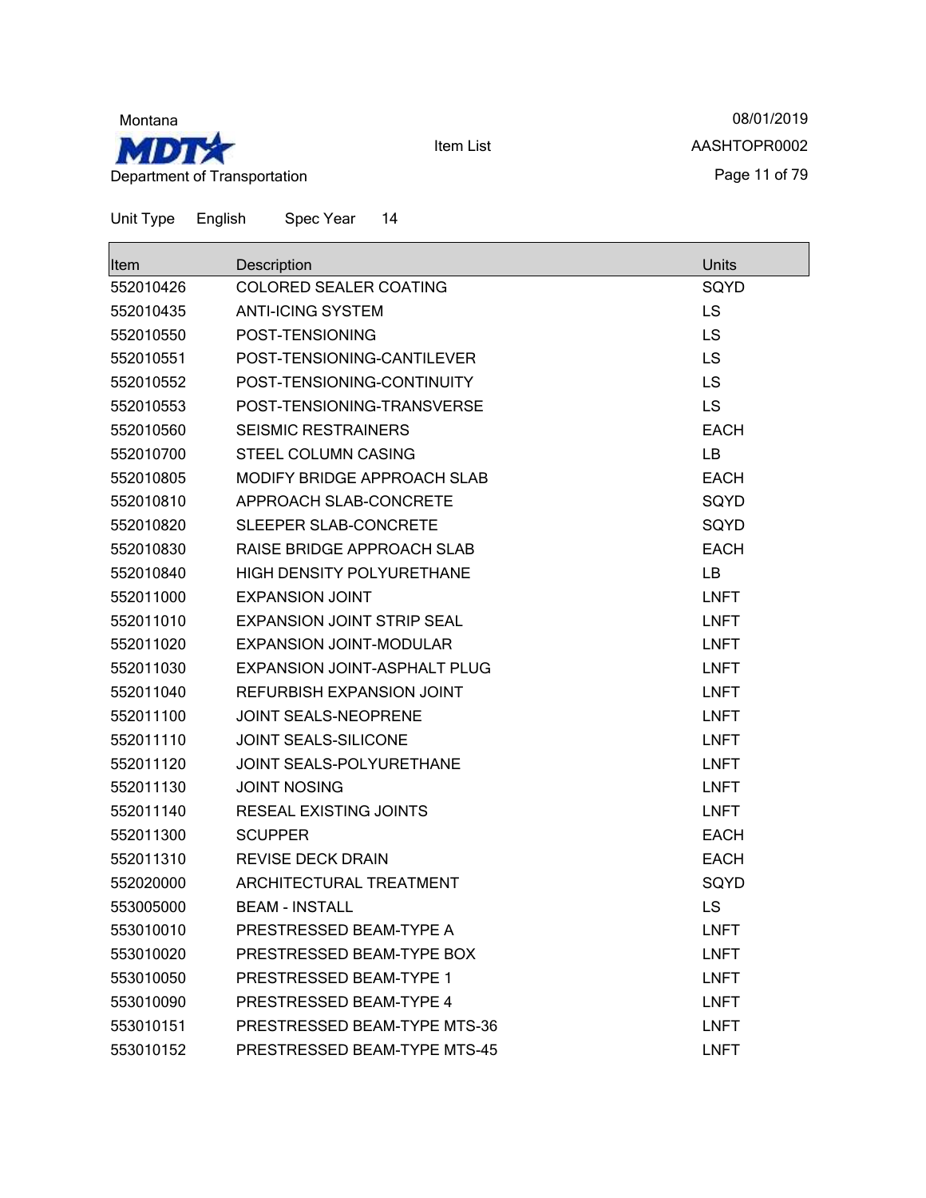Montana

**MDT** Department of Transportation

Item List

08/01/2019
AASHTOPR0002

Unit Type English Spec Year 14

| Item | Description | Units |
| --- | --- | --- |
| 552010426 | COLORED SEALER COATING | SQYD |
| 552010435 | ANTI-ICING SYSTEM | LS |
| 552010550 | POST-TENSIONING | LS |
| 552010551 | POST-TENSIONING-CANTILEVER | LS |
| 552010552 | POST-TENSIONING-CONTINUITY | LS |
| 552010553 | POST-TENSIONING-TRANSVERSE | LS |
| 552010560 | SEISMIC RESTRAINERS | EACH |
| 552010700 | STEEL COLUMN CASING | LB |
| 552010805 | MODIFY BRIDGE APPROACH SLAB | EACH |
| 552010810 | APPROACH SLAB-CONCRETE | SQYD |
| 552010820 | SLEEPER SLAB-CONCRETE | SQYD |
| 552010830 | RAISE BRIDGE APPROACH SLAB | EACH |
| 552010840 | HIGH DENSITY POLYURETHANE | LB |
| 552011000 | EXPANSION JOINT | LNFT |
| 552011010 | EXPANSION JOINT STRIP SEAL | LNFT |
| 552011020 | EXPANSION JOINT-MODULAR | LNFT |
| 552011030 | EXPANSION JOINT-ASPHALT PLUG | LNFT |
| 552011040 | REFURBISH EXPANSION JOINT | LNFT |
| 552011100 | JOINT SEALS-NEOPRENE | LNFT |
| 552011110 | JOINT SEALS-SILICONE | LNFT |
| 552011120 | JOINT SEALS-POLYURETHANE | LNFT |
| 552011130 | JOINT NOSING | LNFT |
| 552011140 | RESEAL EXISTING JOINTS | LNFT |
| 552011300 | SCUPPER | EACH |
| 552011310 | REVISE DECK DRAIN | EACH |
| 552020000 | ARCHITECTURAL TREATMENT | SQYD |
| 553005000 | BEAM - INSTALL | LS |
| 553010010 | PRESTRESSED BEAM-TYPE A | LNFT |
| 553010020 | PRESTRESSED BEAM-TYPE BOX | LNFT |
| 553010050 | PRESTRESSED BEAM-TYPE 1 | LNFT |
| 553010090 | PRESTRESSED BEAM-TYPE 4 | LNFT |
| 553010151 | PRESTRESSED BEAM-TYPE MTS-36 | LNFT |
| 553010152 | PRESTRESSED BEAM-TYPE MTS-45 | LNFT |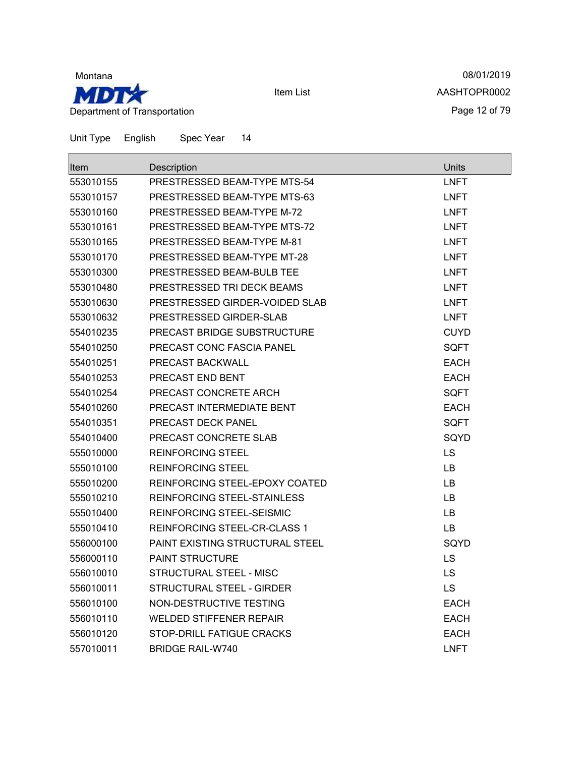Montana

MDT

Department of Transportation

Item List

08/01/2019

AASHTOPR0002

Unit Type English Spec Year 14

| Item | Description | Units |
|---|---|---|
| 553010155 | PRESTRESSED BEAM-TYPE MTS-54 | LNFT |
| 553010157 | PRESTRESSED BEAM-TYPE MTS-63 | LNFT |
| 553010160 | PRESTRESSED BEAM-TYPE M-72 | LNFT |
| 553010161 | PRESTRESSED BEAM-TYPE MTS-72 | LNFT |
| 553010165 | PRESTRESSED BEAM-TYPE M-81 | LNFT |
| 553010170 | PRESTRESSED BEAM-TYPE MT-28 | LNFT |
| 553010300 | PRESTRESSED BEAM-BULB TEE | LNFT |
| 553010480 | PRESTRESSED TRI DECK BEAMS | LNFT |
| 553010630 | PRESTRESSED GIRDER-VOIDED SLAB | LNFT |
| 553010632 | PRESTRESSED GIRDER-SLAB | LNFT |
| 554010235 | PRECAST BRIDGE SUBSTRUCTURE | CUYD |
| 554010250 | PRECAST CONC FASCIA PANEL | SQFT |
| 554010251 | PRECAST BACKWALL | EACH |
| 554010253 | PRECAST END BENT | EACH |
| 554010254 | PRECAST CONCRETE ARCH | SQFT |
| 554010260 | PRECAST INTERMEDIATE BENT | EACH |
| 554010351 | PRECAST DECK PANEL | SQFT |
| 554010400 | PRECAST CONCRETE SLAB | SQYD |
| 555010000 | REINFORCING STEEL | LS |
| 555010100 | REINFORCING STEEL | LB |
| 555010200 | REINFORCING STEEL-EPOXY COATED | LB |
| 555010210 | REINFORCING STEEL-STAINLESS | LB |
| 555010400 | REINFORCING STEEL-SEISMIC | LB |
| 555010410 | REINFORCING STEEL-CR-CLASS 1 | LB |
| 556000100 | PAINT EXISTING STRUCTURAL STEEL | SQYD |
| 556000110 | PAINT STRUCTURE | LS |
| 556010010 | STRUCTURAL STEEL - MISC | LS |
| 556010011 | STRUCTURAL STEEL - GIRDER | LS |
| 556010100 | NON-DESTRUCTIVE TESTING | EACH |
| 556010110 | WELDED STIFFENER REPAIR | EACH |
| 556010120 | STOP-DRILL FATIGUE CRACKS | EACH |
| 557010011 | BRIDGE RAIL-W740 | LNFT |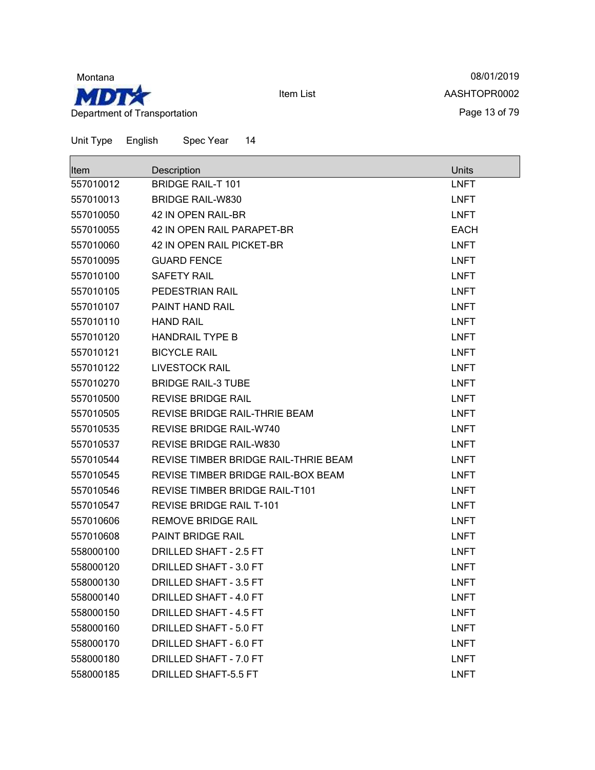Montana

Department of Transportation

Item List

08/01/2019

AASHTOPR0002

Unit Type English Spec Year 14

| Item | Description | Units |
| --- | --- | --- |
| 557010012 | BRIDGE RAIL-T 101 | LNFT |
| 557010013 | BRIDGE RAIL-W830 | LNFT |
| 557010050 | 42 IN OPEN RAIL-BR | LNFT |
| 557010055 | 42 IN OPEN RAIL PARAPET-BR | EACH |
| 557010060 | 42 IN OPEN RAIL PICKET-BR | LNFT |
| 557010095 | GUARD FENCE | LNFT |
| 557010100 | SAFETY RAIL | LNFT |
| 557010105 | PEDESTRIAN RAIL | LNFT |
| 557010107 | PAINT HAND RAIL | LNFT |
| 557010110 | HAND RAIL | LNFT |
| 557010120 | HANDRAIL TYPE B | LNFT |
| 557010121 | BICYCLE RAIL | LNFT |
| 557010122 | LIVESTOCK RAIL | LNFT |
| 557010270 | BRIDGE RAIL-3 TUBE | LNFT |
| 557010500 | REVISE BRIDGE RAIL | LNFT |
| 557010505 | REVISE BRIDGE RAIL-THRIE BEAM | LNFT |
| 557010535 | REVISE BRIDGE RAIL-W740 | LNFT |
| 557010537 | REVISE BRIDGE RAIL-W830 | LNFT |
| 557010544 | REVISE TIMBER BRIDGE RAIL-THRIE BEAM | LNFT |
| 557010545 | REVISE TIMBER BRIDGE RAIL-BOX BEAM | LNFT |
| 557010546 | REVISE TIMBER BRIDGE RAIL-T101 | LNFT |
| 557010547 | REVISE BRIDGE RAIL T-101 | LNFT |
| 557010606 | REMOVE BRIDGE RAIL | LNFT |
| 557010608 | PAINT BRIDGE RAIL | LNFT |
| 558000100 | DRILLED SHAFT - 2.5 FT | LNFT |
| 558000120 | DRILLED SHAFT - 3.0 FT | LNFT |
| 558000130 | DRILLED SHAFT - 3.5 FT | LNFT |
| 558000140 | DRILLED SHAFT - 4.0 FT | LNFT |
| 558000150 | DRILLED SHAFT - 4.5 FT | LNFT |
| 558000160 | DRILLED SHAFT - 5.0 FT | LNFT |
| 558000170 | DRILLED SHAFT - 6.0 FT | LNFT |
| 558000180 | DRILLED SHAFT - 7.0 FT | LNFT |
| 558000185 | DRILLED SHAFT-5.5 FT | LNFT |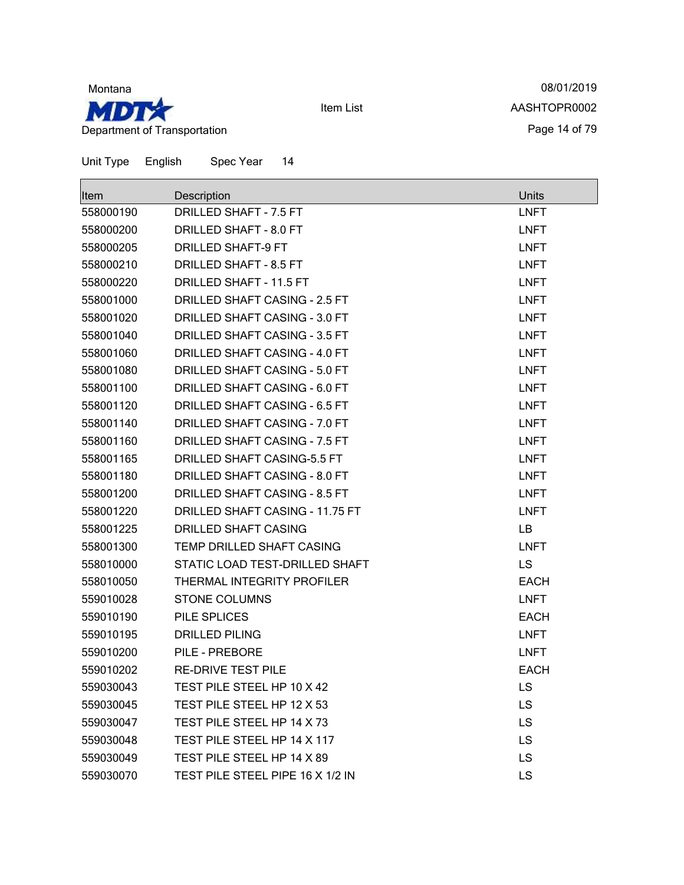Montana
Department of Transportation

Item List

08/01/2019
AASHTOPR0002

Unit Type English Spec Year 14

| Item | Description | Units |
|---|---|---|
| 558000190 | DRILLED SHAFT - 7.5 FT | LNFT |
| 558000200 | DRILLED SHAFT - 8.0 FT | LNFT |
| 558000205 | DRILLED SHAFT-9 FT | LNFT |
| 558000210 | DRILLED SHAFT - 8.5 FT | LNFT |
| 558000220 | DRILLED SHAFT - 11.5 FT | LNFT |
| 558001000 | DRILLED SHAFT CASING - 2.5 FT | LNFT |
| 558001020 | DRILLED SHAFT CASING - 3.0 FT | LNFT |
| 558001040 | DRILLED SHAFT CASING - 3.5 FT | LNFT |
| 558001060 | DRILLED SHAFT CASING - 4.0 FT | LNFT |
| 558001080 | DRILLED SHAFT CASING - 5.0 FT | LNFT |
| 558001100 | DRILLED SHAFT CASING - 6.0 FT | LNFT |
| 558001120 | DRILLED SHAFT CASING - 6.5 FT | LNFT |
| 558001140 | DRILLED SHAFT CASING - 7.0 FT | LNFT |
| 558001160 | DRILLED SHAFT CASING - 7.5 FT | LNFT |
| 558001165 | DRILLED SHAFT CASING-5.5 FT | LNFT |
| 558001180 | DRILLED SHAFT CASING - 8.0 FT | LNFT |
| 558001200 | DRILLED SHAFT CASING - 8.5 FT | LNFT |
| 558001220 | DRILLED SHAFT CASING - 11.75 FT | LNFT |
| 558001225 | DRILLED SHAFT CASING | LB |
| 558001300 | TEMP DRILLED SHAFT CASING | LNFT |
| 558010000 | STATIC LOAD TEST-DRILLED SHAFT | LS |
| 558010050 | THERMAL INTEGRITY PROFILER | EACH |
| 559010028 | STONE COLUMNS | LNFT |
| 559010190 | PILE SPLICES | EACH |
| 559010195 | DRILLED PILING | LNFT |
| 559010200 | PILE - PREBORE | LNFT |
| 559010202 | RE-DRIVE TEST PILE | EACH |
| 559030043 | TEST PILE STEEL HP 10 X 42 | LS |
| 559030045 | TEST PILE STEEL HP 12 X 53 | LS |
| 559030047 | TEST PILE STEEL HP 14 X 73 | LS |
| 559030048 | TEST PILE STEEL HP 14 X 117 | LS |
| 559030049 | TEST PILE STEEL HP 14 X 89 | LS |
| 559030070 | TEST PILE STEEL PIPE 16 X 1/2 IN | LS |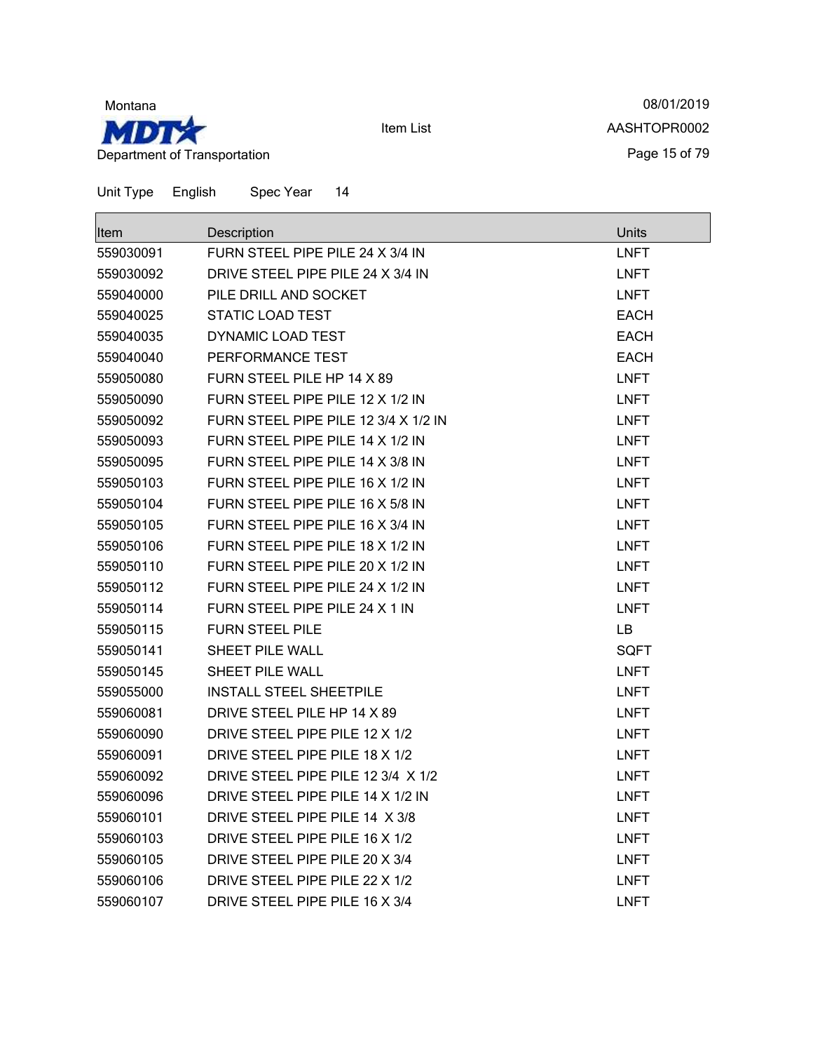Montana

**MDT** Department of Transportation

Item List

08/01/2019

AASHTOPR0002

Unit Type English Spec Year 14

| Item | Description | Units |
|---|---|---|
| 559030091 | FURN STEEL PIPE PILE 24 X 3/4 IN | LNFT |
| 559030092 | DRIVE STEEL PIPE PILE 24 X 3/4 IN | LNFT |
| 559040000 | PILE DRILL AND SOCKET | LNFT |
| 559040025 | STATIC LOAD TEST | EACH |
| 559040035 | DYNAMIC LOAD TEST | EACH |
| 559040040 | PERFORMANCE TEST | EACH |
| 559050080 | FURN STEEL PILE HP 14 X 89 | LNFT |
| 559050090 | FURN STEEL PIPE PILE 12 X 1/2 IN | LNFT |
| 559050092 | FURN STEEL PIPE PILE 12 3/4 X 1/2 IN | LNFT |
| 559050093 | FURN STEEL PIPE PILE 14 X 1/2 IN | LNFT |
| 559050095 | FURN STEEL PIPE PILE 14 X 3/8 IN | LNFT |
| 559050103 | FURN STEEL PIPE PILE 16 X 1/2 IN | LNFT |
| 559050104 | FURN STEEL PIPE PILE 16 X 5/8 IN | LNFT |
| 559050105 | FURN STEEL PIPE PILE 16 X 3/4 IN | LNFT |
| 559050106 | FURN STEEL PIPE PILE 18 X 1/2 IN | LNFT |
| 559050110 | FURN STEEL PIPE PILE 20 X 1/2 IN | LNFT |
| 559050112 | FURN STEEL PIPE PILE 24 X 1/2 IN | LNFT |
| 559050114 | FURN STEEL PIPE PILE 24 X 1 IN | LNFT |
| 559050115 | FURN STEEL PILE | LB |
| 559050141 | SHEET PILE WALL | SQFT |
| 559050145 | SHEET PILE WALL | LNFT |
| 559055000 | INSTALL STEEL SHEETPILE | LNFT |
| 559060081 | DRIVE STEEL PILE HP 14 X 89 | LNFT |
| 559060090 | DRIVE STEEL PIPE PILE 12 X 1/2 | LNFT |
| 559060091 | DRIVE STEEL PIPE PILE 18 X 1/2 | LNFT |
| 559060092 | DRIVE STEEL PIPE PILE 12 3/4 X 1/2 | LNFT |
| 559060096 | DRIVE STEEL PIPE PILE 14 X 1/2 IN | LNFT |
| 559060101 | DRIVE STEEL PIPE PILE 14 X 3/8 | LNFT |
| 559060103 | DRIVE STEEL PIPE PILE 16 X 1/2 | LNFT |
| 559060105 | DRIVE STEEL PIPE PILE 20 X 3/4 | LNFT |
| 559060106 | DRIVE STEEL PIPE PILE 22 X 1/2 | LNFT |
| 559060107 | DRIVE STEEL PIPE PILE 16 X 3/4 | LNFT |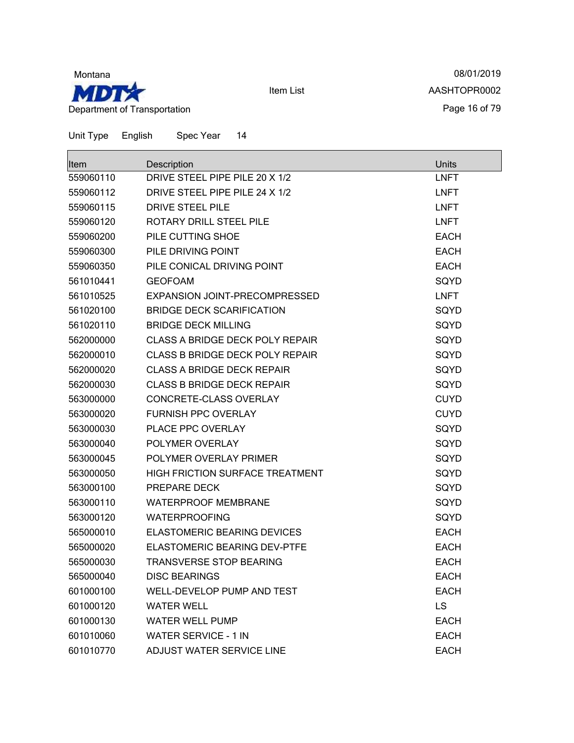Unit Type English Spec Year 14

| Item | Description | Units |
|---|---|---|
| 559060110 | DRIVE STEEL PIPE PILE 20 X 1/2 | LNFT |
| 559060112 | DRIVE STEEL PIPE PILE 24 X 1/2 | LNFT |
| 559060115 | DRIVE STEEL PILE | LNFT |
| 559060120 | ROTARY DRILL STEEL PILE | LNFT |
| 559060200 | PILE CUTTING SHOE | EACH |
| 559060300 | PILE DRIVING POINT | EACH |
| 559060350 | PILE CONICAL DRIVING POINT | EACH |
| 561010441 | GEOFOAM | SQYD |
| 561010525 | EXPANSION JOINT-PRECOMPRESSED | LNFT |
| 561020100 | BRIDGE DECK SCARIFICATION | SQYD |
| 561020110 | BRIDGE DECK MILLING | SQYD |
| 562000000 | CLASS A BRIDGE DECK POLY REPAIR | SQYD |
| 562000010 | CLASS B BRIDGE DECK POLY REPAIR | SQYD |
| 562000020 | CLASS A BRIDGE DECK REPAIR | SQYD |
| 562000030 | CLASS B BRIDGE DECK REPAIR | SQYD |
| 563000000 | CONCRETE-CLASS OVERLAY | CUYD |
| 563000020 | FURNISH PPC OVERLAY | CUYD |
| 563000030 | PLACE PPC OVERLAY | SQYD |
| 563000040 | POLYMER OVERLAY | SQYD |
| 563000045 | POLYMER OVERLAY PRIMER | SQYD |
| 563000050 | HIGH FRICTION SURFACE TREATMENT | SQYD |
| 563000100 | PREPARE DECK | SQYD |
| 563000110 | WATERPROOF MEMBRANE | SQYD |
| 563000120 | WATERPROOFING | SQYD |
| 565000010 | ELASTOMERIC BEARING DEVICES | EACH |
| 565000020 | ELASTOMERIC BEARING DEV-PTFE | EACH |
| 565000030 | TRANSVERSE STOP BEARING | EACH |
| 565000040 | DISC BEARINGS | EACH |
| 601000100 | WELL-DEVELOP PUMP AND TEST | EACH |
| 601000120 | WATER WELL | LS |
| 601000130 | WATER WELL PUMP | EACH |
| 601010060 | WATER SERVICE - 1 IN | EACH |
| 601010770 | ADJUST WATER SERVICE LINE | EACH |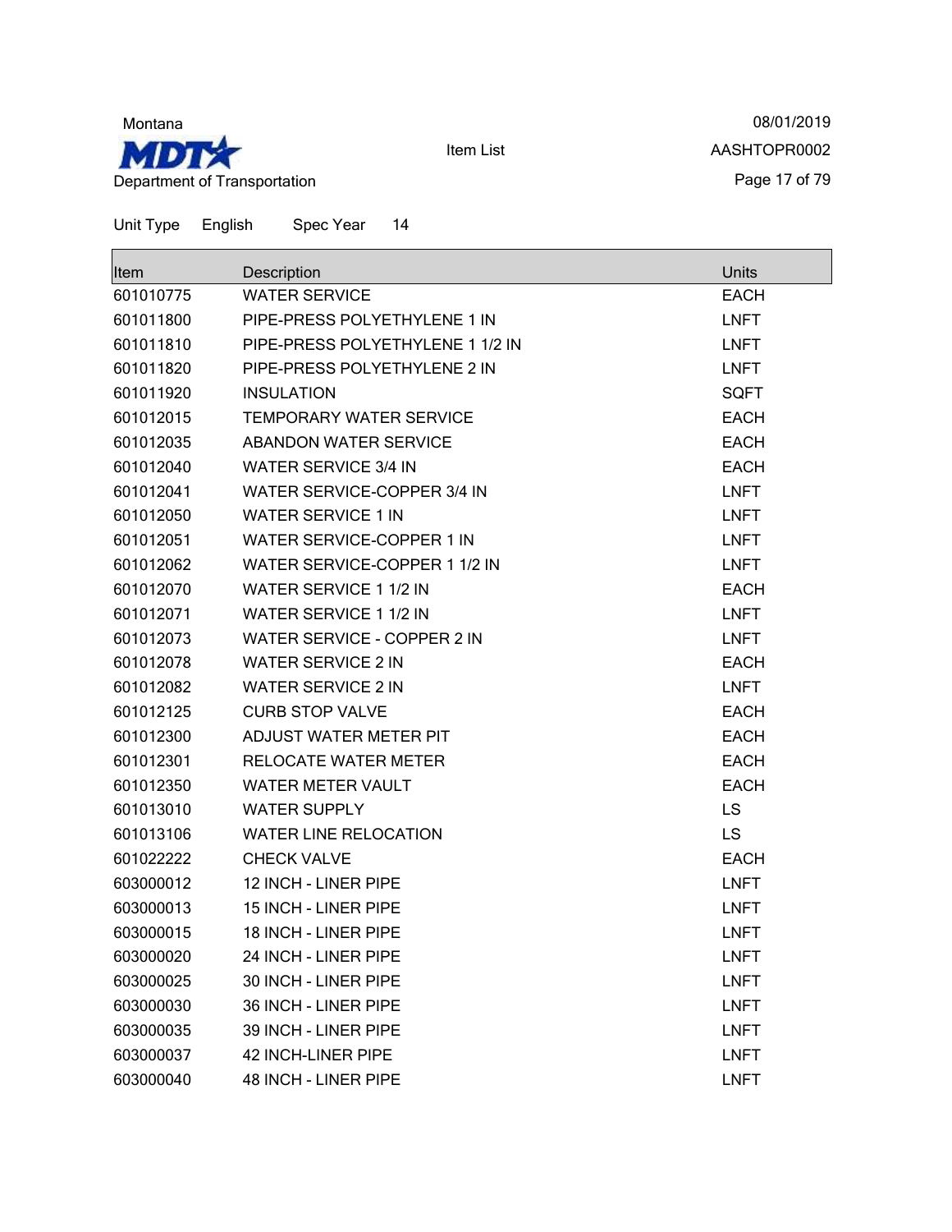Montana

**MDT**

Department of Transportation

Item List

08/01/2019

AASHTOPR0002

Unit Type English Spec Year 14

| Item | Description | Units |
|---|---|---|
| 601010775 | WATER SERVICE | EACH |
| 601011800 | PIPE-PRESS POLYETHYLENE 1 IN | LNFT |
| 601011810 | PIPE-PRESS POLYETHYLENE 1 1/2 IN | LNFT |
| 601011820 | PIPE-PRESS POLYETHYLENE 2 IN | LNFT |
| 601011920 | INSULATION | SQFT |
| 601012015 | TEMPORARY WATER SERVICE | EACH |
| 601012035 | ABANDON WATER SERVICE | EACH |
| 601012040 | WATER SERVICE 3/4 IN | EACH |
| 601012041 | WATER SERVICE-COPPER 3/4 IN | LNFT |
| 601012050 | WATER SERVICE 1 IN | LNFT |
| 601012051 | WATER SERVICE-COPPER 1 IN | LNFT |
| 601012062 | WATER SERVICE-COPPER 1 1/2 IN | LNFT |
| 601012070 | WATER SERVICE 1 1/2 IN | EACH |
| 601012071 | WATER SERVICE 1 1/2 IN | LNFT |
| 601012073 | WATER SERVICE - COPPER 2 IN | LNFT |
| 601012078 | WATER SERVICE 2 IN | EACH |
| 601012082 | WATER SERVICE 2 IN | LNFT |
| 601012125 | CURB STOP VALVE | EACH |
| 601012300 | ADJUST WATER METER PIT | EACH |
| 601012301 | RELOCATE WATER METER | EACH |
| 601012350 | WATER METER VAULT | EACH |
| 601013010 | WATER SUPPLY | LS |
| 601013106 | WATER LINE RELOCATION | LS |
| 601022222 | CHECK VALVE | EACH |
| 603000012 | 12 INCH - LINER PIPE | LNFT |
| 603000013 | 15 INCH - LINER PIPE | LNFT |
| 603000015 | 18 INCH - LINER PIPE | LNFT |
| 603000020 | 24 INCH - LINER PIPE | LNFT |
| 603000025 | 30 INCH - LINER PIPE | LNFT |
| 603000030 | 36 INCH - LINER PIPE | LNFT |
| 603000035 | 39 INCH - LINER PIPE | LNFT |
| 603000037 | 42 INCH-LINER PIPE | LNFT |
| 603000040 | 48 INCH - LINER PIPE | LNFT |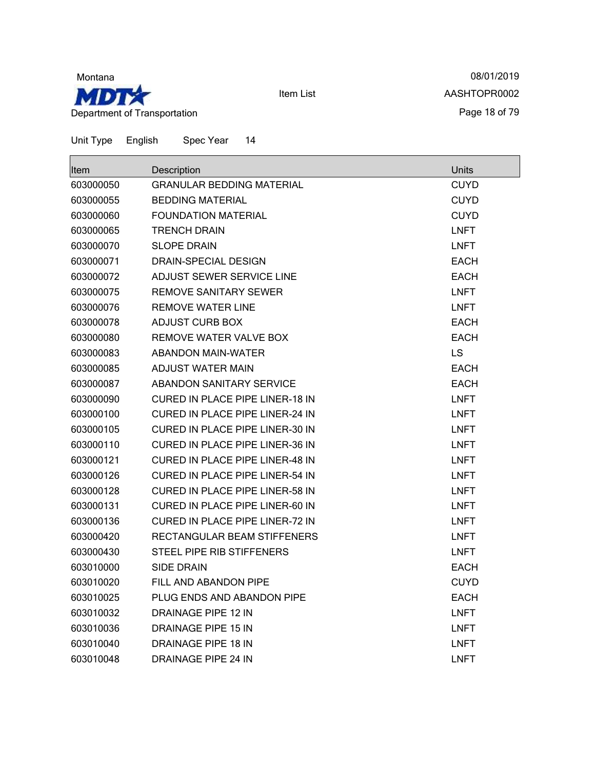Unit Type English Spec Year 14

| Item | Description | Units |
| --- | --- | --- |
| 603000050 | GRANULAR BEDDING MATERIAL | CUYD |
| 603000055 | BEDDING MATERIAL | CUYD |
| 603000060 | FOUNDATION MATERIAL | CUYD |
| 603000065 | TRENCH DRAIN | LNFT |
| 603000070 | SLOPE DRAIN | LNFT |
| 603000071 | DRAIN-SPECIAL DESIGN | EACH |
| 603000072 | ADJUST SEWER SERVICE LINE | EACH |
| 603000075 | REMOVE SANITARY SEWER | LNFT |
| 603000076 | REMOVE WATER LINE | LNFT |
| 603000078 | ADJUST CURB BOX | EACH |
| 603000080 | REMOVE WATER VALVE BOX | EACH |
| 603000083 | ABANDON MAIN-WATER | LS |
| 603000085 | ADJUST WATER MAIN | EACH |
| 603000087 | ABANDON SANITARY SERVICE | EACH |
| 603000090 | CURED IN PLACE PIPE LINER-18 IN | LNFT |
| 603000100 | CURED IN PLACE PIPE LINER-24 IN | LNFT |
| 603000105 | CURED IN PLACE PIPE LINER-30 IN | LNFT |
| 603000110 | CURED IN PLACE PIPE LINER-36 IN | LNFT |
| 603000121 | CURED IN PLACE PIPE LINER-48 IN | LNFT |
| 603000126 | CURED IN PLACE PIPE LINER-54 IN | LNFT |
| 603000128 | CURED IN PLACE PIPE LINER-58 IN | LNFT |
| 603000131 | CURED IN PLACE PIPE LINER-60 IN | LNFT |
| 603000136 | CURED IN PLACE PIPE LINER-72 IN | LNFT |
| 603000420 | RECTANGULAR BEAM STIFFENERS | LNFT |
| 603000430 | STEEL PIPE RIB STIFFENERS | LNFT |
| 603010000 | SIDE DRAIN | EACH |
| 603010020 | FILL AND ABANDON PIPE | CUYD |
| 603010025 | PLUG ENDS AND ABANDON PIPE | EACH |
| 603010032 | DRAINAGE PIPE 12 IN | LNFT |
| 603010036 | DRAINAGE PIPE 15 IN | LNFT |
| 603010040 | DRAINAGE PIPE 18 IN | LNFT |
| 603010048 | DRAINAGE PIPE 24 IN | LNFT |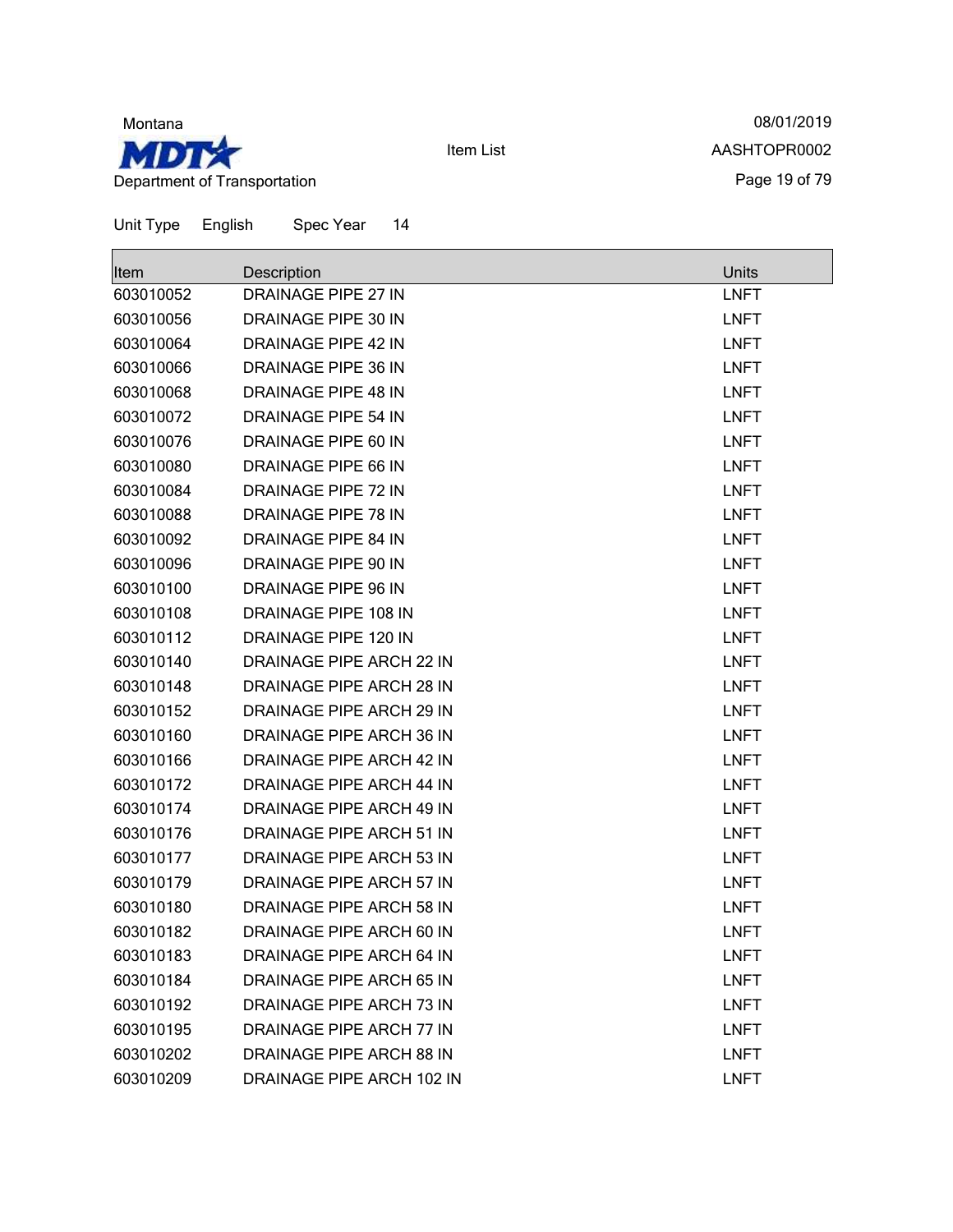Montana

**MDT**

Department of Transportation

Item List

08/01/2019

AASHTOPR0002

Unit Type English Spec Year 14

| Item | Description | Units |
|---|---|---|
| 603010052 | DRAINAGE PIPE 27 IN | LNFT |
| 603010056 | DRAINAGE PIPE 30 IN | LNFT |
| 603010064 | DRAINAGE PIPE 42 IN | LNFT |
| 603010066 | DRAINAGE PIPE 36 IN | LNFT |
| 603010068 | DRAINAGE PIPE 48 IN | LNFT |
| 603010072 | DRAINAGE PIPE 54 IN | LNFT |
| 603010076 | DRAINAGE PIPE 60 IN | LNFT |
| 603010080 | DRAINAGE PIPE 66 IN | LNFT |
| 603010084 | DRAINAGE PIPE 72 IN | LNFT |
| 603010088 | DRAINAGE PIPE 78 IN | LNFT |
| 603010092 | DRAINAGE PIPE 84 IN | LNFT |
| 603010096 | DRAINAGE PIPE 90 IN | LNFT |
| 603010100 | DRAINAGE PIPE 96 IN | LNFT |
| 603010108 | DRAINAGE PIPE 108 IN | LNFT |
| 603010112 | DRAINAGE PIPE 120 IN | LNFT |
| 603010140 | DRAINAGE PIPE ARCH 22 IN | LNFT |
| 603010148 | DRAINAGE PIPE ARCH 28 IN | LNFT |
| 603010152 | DRAINAGE PIPE ARCH 29 IN | LNFT |
| 603010160 | DRAINAGE PIPE ARCH 36 IN | LNFT |
| 603010166 | DRAINAGE PIPE ARCH 42 IN | LNFT |
| 603010172 | DRAINAGE PIPE ARCH 44 IN | LNFT |
| 603010174 | DRAINAGE PIPE ARCH 49 IN | LNFT |
| 603010176 | DRAINAGE PIPE ARCH 51 IN | LNFT |
| 603010177 | DRAINAGE PIPE ARCH 53 IN | LNFT |
| 603010179 | DRAINAGE PIPE ARCH 57 IN | LNFT |
| 603010180 | DRAINAGE PIPE ARCH 58 IN | LNFT |
| 603010182 | DRAINAGE PIPE ARCH 60 IN | LNFT |
| 603010183 | DRAINAGE PIPE ARCH 64 IN | LNFT |
| 603010184 | DRAINAGE PIPE ARCH 65 IN | LNFT |
| 603010192 | DRAINAGE PIPE ARCH 73 IN | LNFT |
| 603010195 | DRAINAGE PIPE ARCH 77 IN | LNFT |
| 603010202 | DRAINAGE PIPE ARCH 88 IN | LNFT |
| 603010209 | DRAINAGE PIPE ARCH 102 IN | LNFT |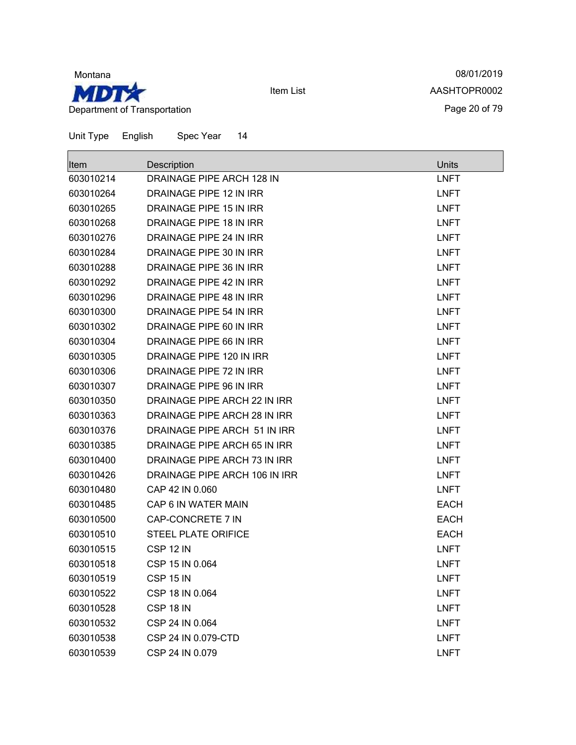Montana

**MDT** Department of Transportation

Item List

08/01/2019
AASHTOPR0002

Unit Type English Spec Year 14

| Item | Description | Units |
|---|---|---|
| 603010214 | DRAINAGE PIPE ARCH 128 IN | LNFT |
| 603010264 | DRAINAGE PIPE 12 IN IRR | LNFT |
| 603010265 | DRAINAGE PIPE 15 IN IRR | LNFT |
| 603010268 | DRAINAGE PIPE 18 IN IRR | LNFT |
| 603010276 | DRAINAGE PIPE 24 IN IRR | LNFT |
| 603010284 | DRAINAGE PIPE 30 IN IRR | LNFT |
| 603010288 | DRAINAGE PIPE 36 IN IRR | LNFT |
| 603010292 | DRAINAGE PIPE 42 IN IRR | LNFT |
| 603010296 | DRAINAGE PIPE 48 IN IRR | LNFT |
| 603010300 | DRAINAGE PIPE 54 IN IRR | LNFT |
| 603010302 | DRAINAGE PIPE 60 IN IRR | LNFT |
| 603010304 | DRAINAGE PIPE 66 IN IRR | LNFT |
| 603010305 | DRAINAGE PIPE 120 IN IRR | LNFT |
| 603010306 | DRAINAGE PIPE 72 IN IRR | LNFT |
| 603010307 | DRAINAGE PIPE 96 IN IRR | LNFT |
| 603010350 | DRAINAGE PIPE ARCH 22 IN IRR | LNFT |
| 603010363 | DRAINAGE PIPE ARCH 28 IN IRR | LNFT |
| 603010376 | DRAINAGE PIPE ARCH 51 IN IRR | LNFT |
| 603010385 | DRAINAGE PIPE ARCH 65 IN IRR | LNFT |
| 603010400 | DRAINAGE PIPE ARCH 73 IN IRR | LNFT |
| 603010426 | DRAINAGE PIPE ARCH 106 IN IRR | LNFT |
| 603010480 | CAP 42 IN 0.060 | LNFT |
| 603010485 | CAP 6 IN WATER MAIN | EACH |
| 603010500 | CAP-CONCRETE 7 IN | EACH |
| 603010510 | STEEL PLATE ORIFICE | EACH |
| 603010515 | CSP 12 IN | LNFT |
| 603010518 | CSP 15 IN 0.064 | LNFT |
| 603010519 | CSP 15 IN | LNFT |
| 603010522 | CSP 18 IN 0.064 | LNFT |
| 603010528 | CSP 18 IN | LNFT |
| 603010532 | CSP 24 IN 0.064 | LNFT |
| 603010538 | CSP 24 IN 0.079-CTD | LNFT |
| 603010539 | CSP 24 IN 0.079 | LNFT |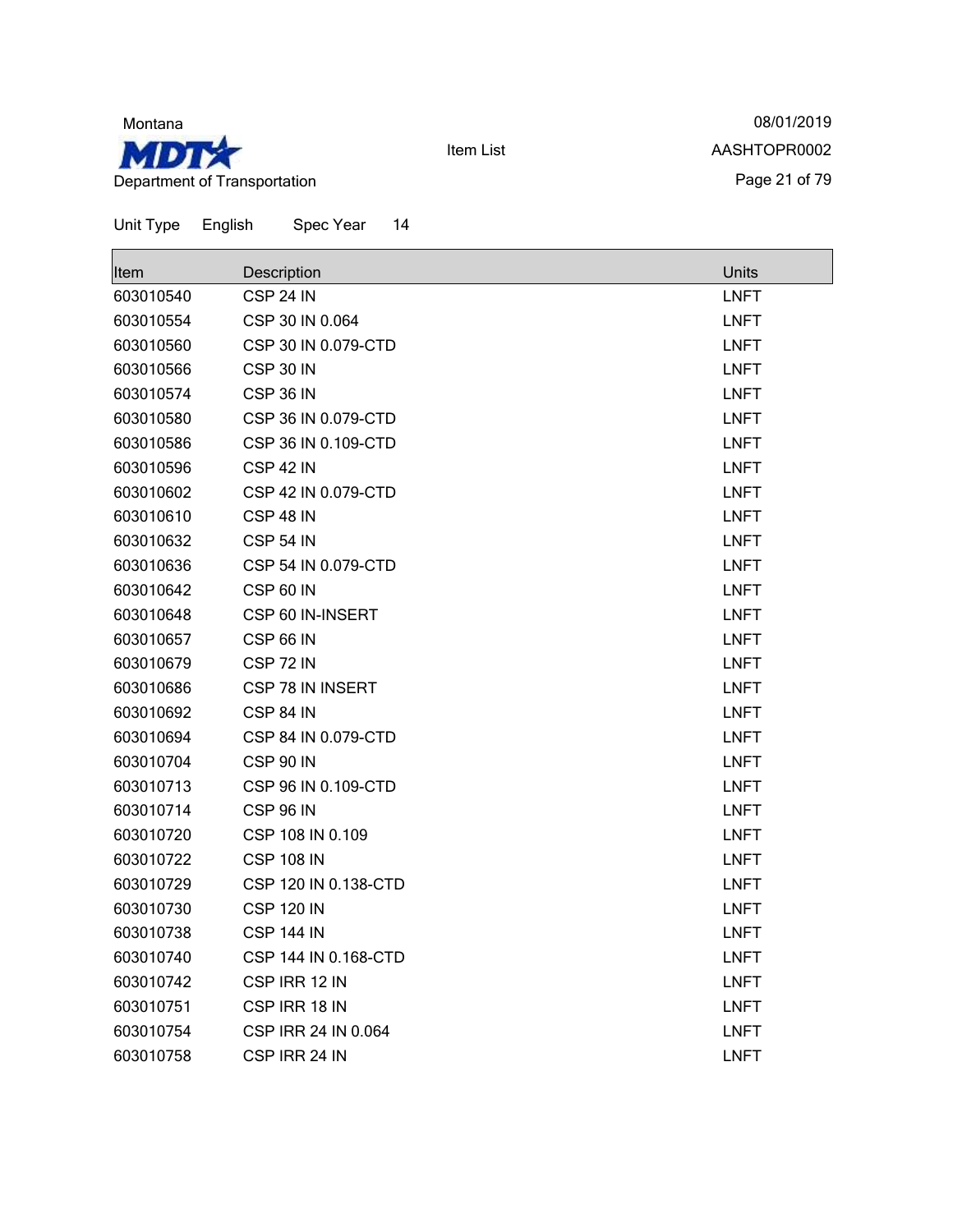Montana

Department of Transportation

Item List

08/01/2019

AASHTOPR0002

Unit Type English Spec Year 14

| Item | Description | Units |
| --- | --- | --- |
| 603010540 | CSP 24 IN | LNFT |
| 603010554 | CSP 30 IN 0.064 | LNFT |
| 603010560 | CSP 30 IN 0.079-CTD | LNFT |
| 603010566 | CSP 30 IN | LNFT |
| 603010574 | CSP 36 IN | LNFT |
| 603010580 | CSP 36 IN 0.079-CTD | LNFT |
| 603010586 | CSP 36 IN 0.109-CTD | LNFT |
| 603010596 | CSP 42 IN | LNFT |
| 603010602 | CSP 42 IN 0.079-CTD | LNFT |
| 603010610 | CSP 48 IN | LNFT |
| 603010632 | CSP 54 IN | LNFT |
| 603010636 | CSP 54 IN 0.079-CTD | LNFT |
| 603010642 | CSP 60 IN | LNFT |
| 603010648 | CSP 60 IN-INSERT | LNFT |
| 603010657 | CSP 66 IN | LNFT |
| 603010679 | CSP 72 IN | LNFT |
| 603010686 | CSP 78 IN INSERT | LNFT |
| 603010692 | CSP 84 IN | LNFT |
| 603010694 | CSP 84 IN 0.079-CTD | LNFT |
| 603010704 | CSP 90 IN | LNFT |
| 603010713 | CSP 96 IN 0.109-CTD | LNFT |
| 603010714 | CSP 96 IN | LNFT |
| 603010720 | CSP 108 IN 0.109 | LNFT |
| 603010722 | CSP 108 IN | LNFT |
| 603010729 | CSP 120 IN 0.138-CTD | LNFT |
| 603010730 | CSP 120 IN | LNFT |
| 603010738 | CSP 144 IN | LNFT |
| 603010740 | CSP 144 IN 0.168-CTD | LNFT |
| 603010742 | CSP IRR 12 IN | LNFT |
| 603010751 | CSP IRR 18 IN | LNFT |
| 603010754 | CSP IRR 24 IN 0.064 | LNFT |
| 603010758 | CSP IRR 24 IN | LNFT |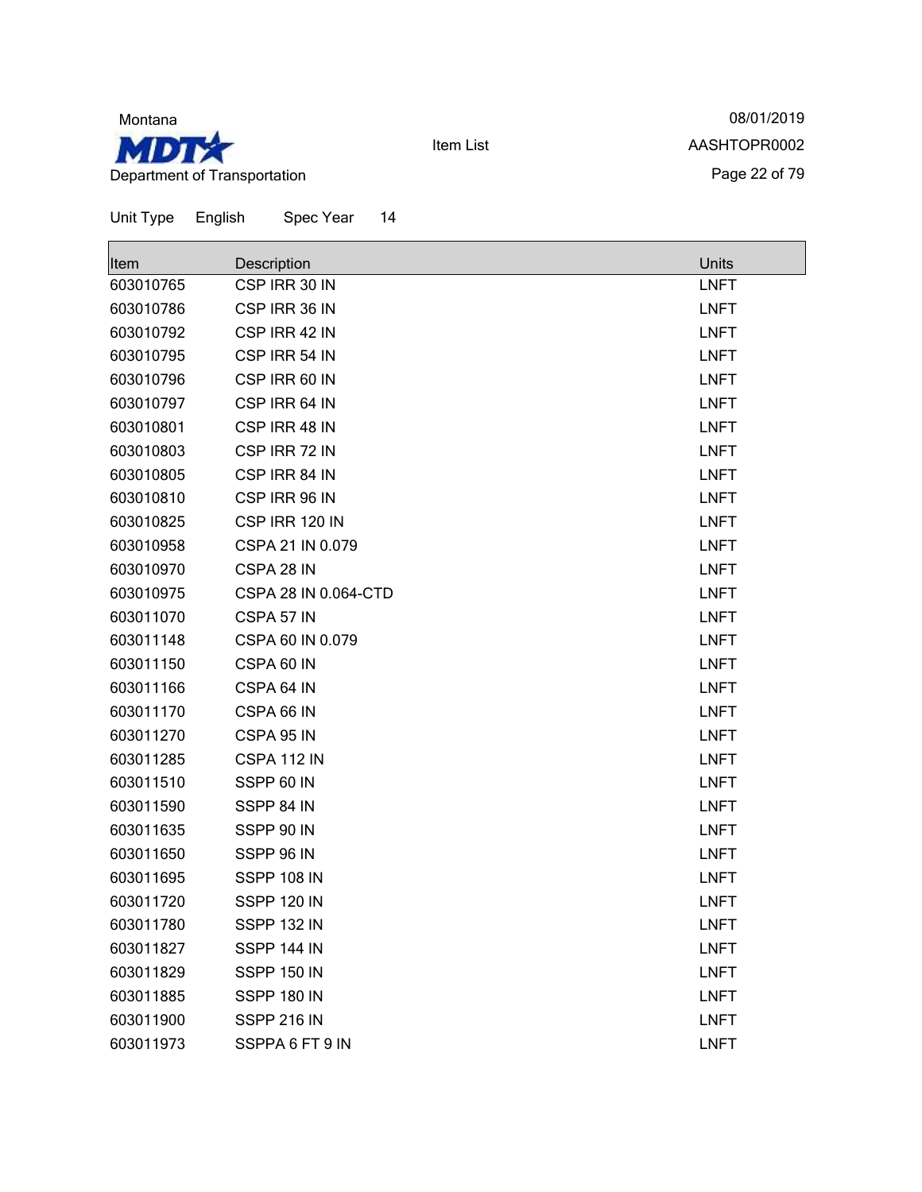Unit Type English Spec Year 14

| Item | Description | Units |
| --- | --- | --- |
| 603010765 | CSP IRR 30 IN | LNFT |
| 603010786 | CSP IRR 36 IN | LNFT |
| 603010792 | CSP IRR 42 IN | LNFT |
| 603010795 | CSP IRR 54 IN | LNFT |
| 603010796 | CSP IRR 60 IN | LNFT |
| 603010797 | CSP IRR 64 IN | LNFT |
| 603010801 | CSP IRR 48 IN | LNFT |
| 603010803 | CSP IRR 72 IN | LNFT |
| 603010805 | CSP IRR 84 IN | LNFT |
| 603010810 | CSP IRR 96 IN | LNFT |
| 603010825 | CSP IRR 120 IN | LNFT |
| 603010958 | CSPA 21 IN 0.079 | LNFT |
| 603010970 | CSPA 28 IN | LNFT |
| 603010975 | CSPA 28 IN 0.064-CTD | LNFT |
| 603011070 | CSPA 57 IN | LNFT |
| 603011148 | CSPA 60 IN 0.079 | LNFT |
| 603011150 | CSPA 60 IN | LNFT |
| 603011166 | CSPA 64 IN | LNFT |
| 603011170 | CSPA 66 IN | LNFT |
| 603011270 | CSPA 95 IN | LNFT |
| 603011285 | CSPA 112 IN | LNFT |
| 603011510 | SSPP 60 IN | LNFT |
| 603011590 | SSPP 84 IN | LNFT |
| 603011635 | SSPP 90 IN | LNFT |
| 603011650 | SSPP 96 IN | LNFT |
| 603011695 | SSPP 108 IN | LNFT |
| 603011720 | SSPP 120 IN | LNFT |
| 603011780 | SSPP 132 IN | LNFT |
| 603011827 | SSPP 144 IN | LNFT |
| 603011829 | SSPP 150 IN | LNFT |
| 603011885 | SSPP 180 IN | LNFT |
| 603011900 | SSPP 216 IN | LNFT |
| 603011973 | SSPPA 6 FT 9 IN | LNFT |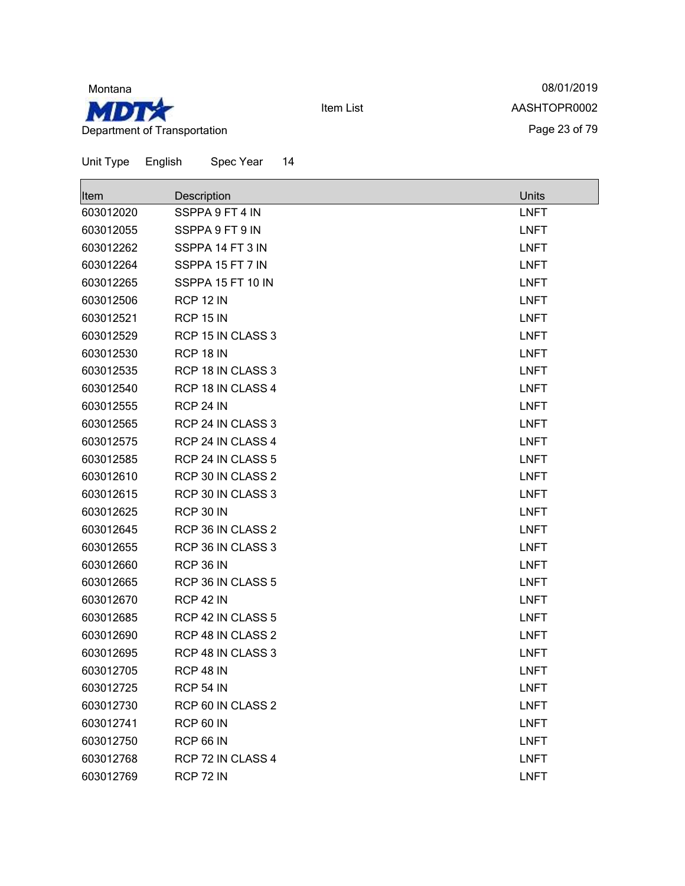Montana

Department of Transportation

Item List

08/01/2019

AASHTOPR0002

Unit Type English Spec Year 14

| Item | Description | Units |
|---|---|---|
| 603012020 | SSPPA 9 FT 4 IN | LNFT |
| 603012055 | SSPPA 9 FT 9 IN | LNFT |
| 603012262 | SSPPA 14 FT 3 IN | LNFT |
| 603012264 | SSPPA 15 FT 7 IN | LNFT |
| 603012265 | SSPPA 15 FT 10 IN | LNFT |
| 603012506 | RCP 12 IN | LNFT |
| 603012521 | RCP 15 IN | LNFT |
| 603012529 | RCP 15 IN CLASS 3 | LNFT |
| 603012530 | RCP 18 IN | LNFT |
| 603012535 | RCP 18 IN CLASS 3 | LNFT |
| 603012540 | RCP 18 IN CLASS 4 | LNFT |
| 603012555 | RCP 24 IN | LNFT |
| 603012565 | RCP 24 IN CLASS 3 | LNFT |
| 603012575 | RCP 24 IN CLASS 4 | LNFT |
| 603012585 | RCP 24 IN CLASS 5 | LNFT |
| 603012610 | RCP 30 IN CLASS 2 | LNFT |
| 603012615 | RCP 30 IN CLASS 3 | LNFT |
| 603012625 | RCP 30 IN | LNFT |
| 603012645 | RCP 36 IN CLASS 2 | LNFT |
| 603012655 | RCP 36 IN CLASS 3 | LNFT |
| 603012660 | RCP 36 IN | LNFT |
| 603012665 | RCP 36 IN CLASS 5 | LNFT |
| 603012670 | RCP 42 IN | LNFT |
| 603012685 | RCP 42 IN CLASS 5 | LNFT |
| 603012690 | RCP 48 IN CLASS 2 | LNFT |
| 603012695 | RCP 48 IN CLASS 3 | LNFT |
| 603012705 | RCP 48 IN | LNFT |
| 603012725 | RCP 54 IN | LNFT |
| 603012730 | RCP 60 IN CLASS 2 | LNFT |
| 603012741 | RCP 60 IN | LNFT |
| 603012750 | RCP 66 IN | LNFT |
| 603012768 | RCP 72 IN CLASS 4 | LNFT |
| 603012769 | RCP 72 IN | LNFT |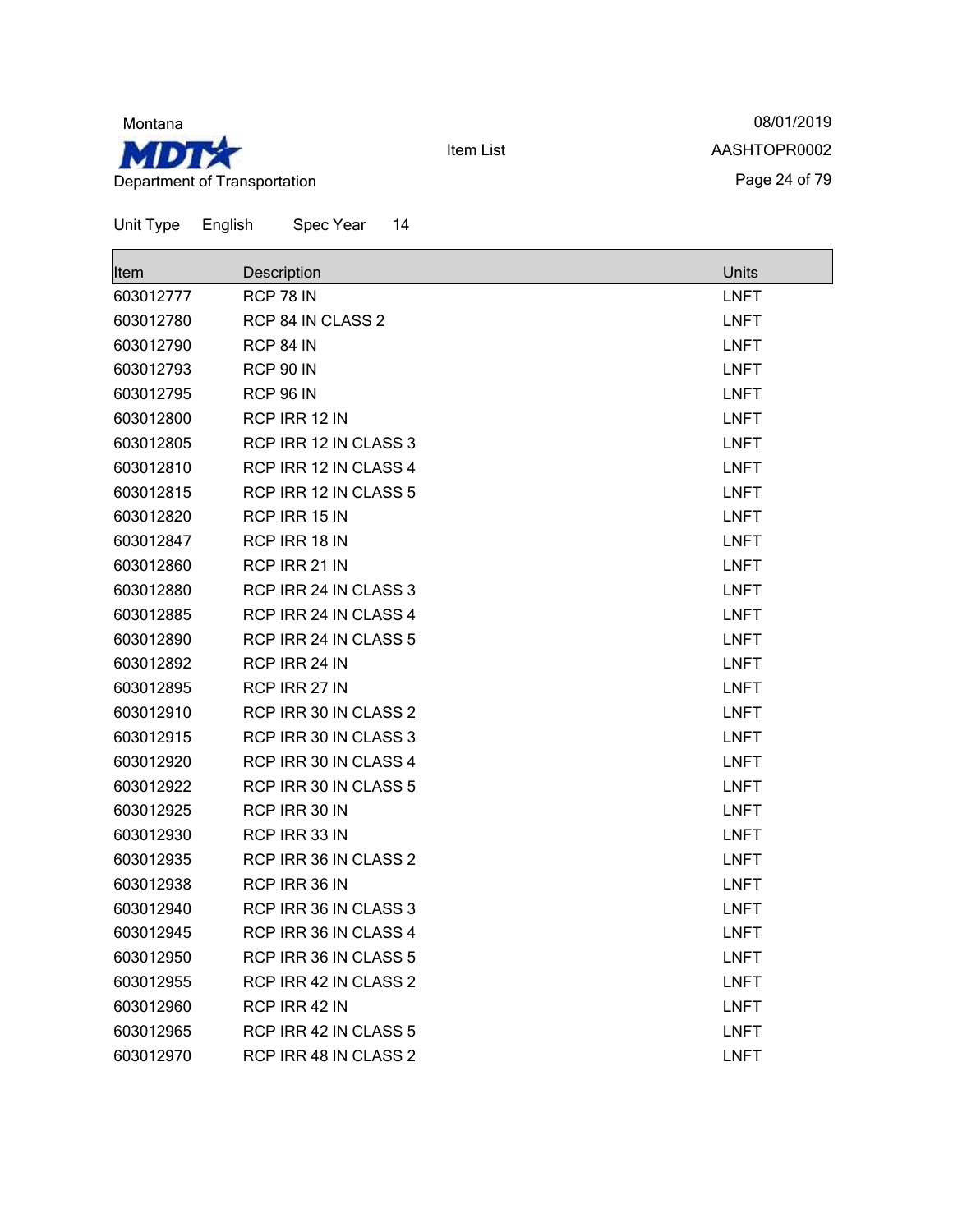Montana

MDT

Department of Transportation

Item List

08/01/2019

AASHTOPR0002

Unit Type English Spec Year 14

| Item | Description | Units |
|---|---|---|
| 603012777 | RCP 78 IN | LNFT |
| 603012780 | RCP 84 IN CLASS 2 | LNFT |
| 603012790 | RCP 84 IN | LNFT |
| 603012793 | RCP 90 IN | LNFT |
| 603012795 | RCP 96 IN | LNFT |
| 603012800 | RCP IRR 12 IN | LNFT |
| 603012805 | RCP IRR 12 IN CLASS 3 | LNFT |
| 603012810 | RCP IRR 12 IN CLASS 4 | LNFT |
| 603012815 | RCP IRR 12 IN CLASS 5 | LNFT |
| 603012820 | RCP IRR 15 IN | LNFT |
| 603012847 | RCP IRR 18 IN | LNFT |
| 603012860 | RCP IRR 21 IN | LNFT |
| 603012880 | RCP IRR 24 IN CLASS 3 | LNFT |
| 603012885 | RCP IRR 24 IN CLASS 4 | LNFT |
| 603012890 | RCP IRR 24 IN CLASS 5 | LNFT |
| 603012892 | RCP IRR 24 IN | LNFT |
| 603012895 | RCP IRR 27 IN | LNFT |
| 603012910 | RCP IRR 30 IN CLASS 2 | LNFT |
| 603012915 | RCP IRR 30 IN CLASS 3 | LNFT |
| 603012920 | RCP IRR 30 IN CLASS 4 | LNFT |
| 603012922 | RCP IRR 30 IN CLASS 5 | LNFT |
| 603012925 | RCP IRR 30 IN | LNFT |
| 603012930 | RCP IRR 33 IN | LNFT |
| 603012935 | RCP IRR 36 IN CLASS 2 | LNFT |
| 603012938 | RCP IRR 36 IN | LNFT |
| 603012940 | RCP IRR 36 IN CLASS 3 | LNFT |
| 603012945 | RCP IRR 36 IN CLASS 4 | LNFT |
| 603012950 | RCP IRR 36 IN CLASS 5 | LNFT |
| 603012955 | RCP IRR 42 IN CLASS 2 | LNFT |
| 603012960 | RCP IRR 42 IN | LNFT |
| 603012965 | RCP IRR 42 IN CLASS 5 | LNFT |
| 603012970 | RCP IRR 48 IN CLASS 2 | LNFT |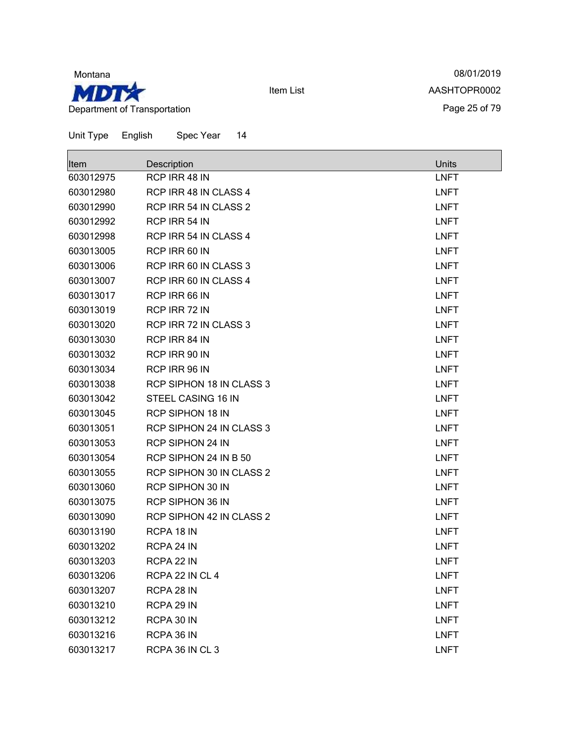Unit Type English Spec Year 14

| Item | Description | Units |
| --- | --- | --- |
| 603012975 | RCP IRR 48 IN | LNFT |
| 603012980 | RCP IRR 48 IN CLASS 4 | LNFT |
| 603012990 | RCP IRR 54 IN CLASS 2 | LNFT |
| 603012992 | RCP IRR 54 IN | LNFT |
| 603012998 | RCP IRR 54 IN CLASS 4 | LNFT |
| 603013005 | RCP IRR 60 IN | LNFT |
| 603013006 | RCP IRR 60 IN CLASS 3 | LNFT |
| 603013007 | RCP IRR 60 IN CLASS 4 | LNFT |
| 603013017 | RCP IRR 66 IN | LNFT |
| 603013019 | RCP IRR 72 IN | LNFT |
| 603013020 | RCP IRR 72 IN CLASS 3 | LNFT |
| 603013030 | RCP IRR 84 IN | LNFT |
| 603013032 | RCP IRR 90 IN | LNFT |
| 603013034 | RCP IRR 96 IN | LNFT |
| 603013038 | RCP SIPHON 18 IN CLASS 3 | LNFT |
| 603013042 | STEEL CASING 16 IN | LNFT |
| 603013045 | RCP SIPHON 18 IN | LNFT |
| 603013051 | RCP SIPHON 24 IN CLASS 3 | LNFT |
| 603013053 | RCP SIPHON 24 IN | LNFT |
| 603013054 | RCP SIPHON 24 IN B 50 | LNFT |
| 603013055 | RCP SIPHON 30 IN CLASS 2 | LNFT |
| 603013060 | RCP SIPHON 30 IN | LNFT |
| 603013075 | RCP SIPHON 36 IN | LNFT |
| 603013090 | RCP SIPHON 42 IN CLASS 2 | LNFT |
| 603013190 | RCPA 18 IN | LNFT |
| 603013202 | RCPA 24 IN | LNFT |
| 603013203 | RCPA 22 IN | LNFT |
| 603013206 | RCPA 22 IN CL 4 | LNFT |
| 603013207 | RCPA 28 IN | LNFT |
| 603013210 | RCPA 29 IN | LNFT |
| 603013212 | RCPA 30 IN | LNFT |
| 603013216 | RCPA 36 IN | LNFT |
| 603013217 | RCPA 36 IN CL 3 | LNFT |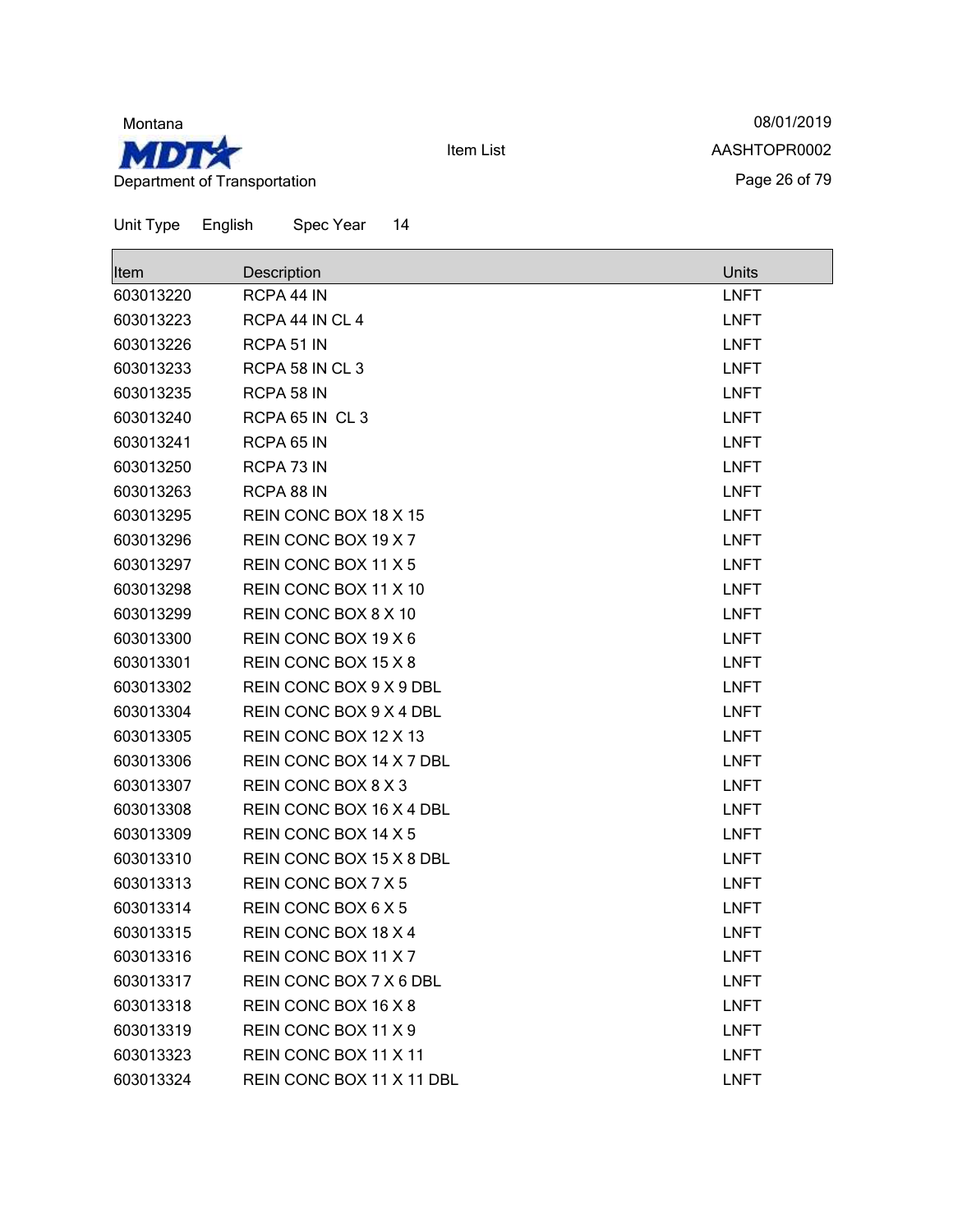Montana

MDT

Department of Transportation

Item List

08/01/2019

AASHTOPR0002

Unit Type English Spec Year 14

| Item | Description | Units |
|---|---|---|
| 603013220 | RCPA 44 IN | LNFT |
| 603013223 | RCPA 44 IN CL 4 | LNFT |
| 603013226 | RCPA 51 IN | LNFT |
| 603013233 | RCPA 58 IN CL 3 | LNFT |
| 603013235 | RCPA 58 IN | LNFT |
| 603013240 | RCPA 65 IN CL 3 | LNFT |
| 603013241 | RCPA 65 IN | LNFT |
| 603013250 | RCPA 73 IN | LNFT |
| 603013263 | RCPA 88 IN | LNFT |
| 603013295 | REIN CONC BOX 18 X 15 | LNFT |
| 603013296 | REIN CONC BOX 19 X 7 | LNFT |
| 603013297 | REIN CONC BOX 11 X 5 | LNFT |
| 603013298 | REIN CONC BOX 11 X 10 | LNFT |
| 603013299 | REIN CONC BOX 8 X 10 | LNFT |
| 603013300 | REIN CONC BOX 19 X 6 | LNFT |
| 603013301 | REIN CONC BOX 15 X 8 | LNFT |
| 603013302 | REIN CONC BOX 9 X 9 DBL | LNFT |
| 603013304 | REIN CONC BOX 9 X 4 DBL | LNFT |
| 603013305 | REIN CONC BOX 12 X 13 | LNFT |
| 603013306 | REIN CONC BOX 14 X 7 DBL | LNFT |
| 603013307 | REIN CONC BOX 8 X 3 | LNFT |
| 603013308 | REIN CONC BOX 16 X 4 DBL | LNFT |
| 603013309 | REIN CONC BOX 14 X 5 | LNFT |
| 603013310 | REIN CONC BOX 15 X 8 DBL | LNFT |
| 603013313 | REIN CONC BOX 7 X 5 | LNFT |
| 603013314 | REIN CONC BOX 6 X 5 | LNFT |
| 603013315 | REIN CONC BOX 18 X 4 | LNFT |
| 603013316 | REIN CONC BOX 11 X 7 | LNFT |
| 603013317 | REIN CONC BOX 7 X 6 DBL | LNFT |
| 603013318 | REIN CONC BOX 16 X 8 | LNFT |
| 603013319 | REIN CONC BOX 11 X 9 | LNFT |
| 603013323 | REIN CONC BOX 11 X 11 | LNFT |
| 603013324 | REIN CONC BOX 11 X 11 DBL | LNFT |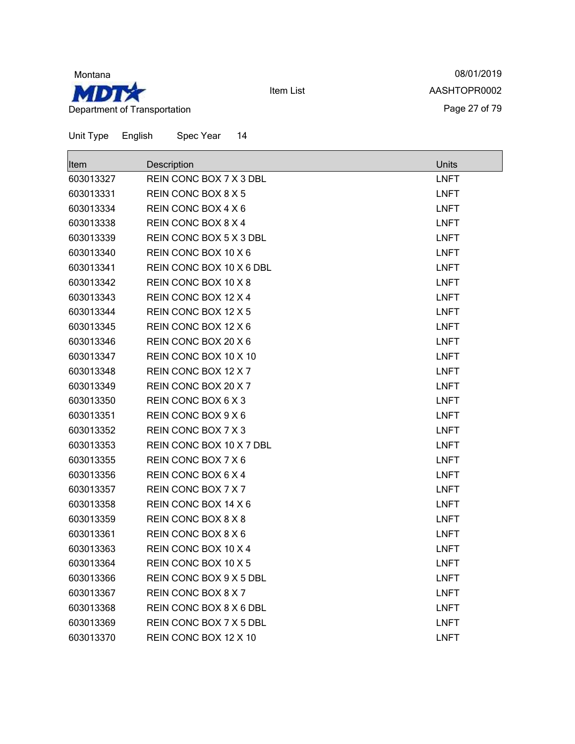Unit Type English Spec Year 14

| Item | Description | Units |
| --- | --- | --- |
| 603013327 | REIN CONC BOX 7 X 3 DBL | LNFT |
| 603013331 | REIN CONC BOX 8 X 5 | LNFT |
| 603013334 | REIN CONC BOX 4 X 6 | LNFT |
| 603013338 | REIN CONC BOX 8 X 4 | LNFT |
| 603013339 | REIN CONC BOX 5 X 3 DBL | LNFT |
| 603013340 | REIN CONC BOX 10 X 6 | LNFT |
| 603013341 | REIN CONC BOX 10 X 6 DBL | LNFT |
| 603013342 | REIN CONC BOX 10 X 8 | LNFT |
| 603013343 | REIN CONC BOX 12 X 4 | LNFT |
| 603013344 | REIN CONC BOX 12 X 5 | LNFT |
| 603013345 | REIN CONC BOX 12 X 6 | LNFT |
| 603013346 | REIN CONC BOX 20 X 6 | LNFT |
| 603013347 | REIN CONC BOX 10 X 10 | LNFT |
| 603013348 | REIN CONC BOX 12 X 7 | LNFT |
| 603013349 | REIN CONC BOX 20 X 7 | LNFT |
| 603013350 | REIN CONC BOX 6 X 3 | LNFT |
| 603013351 | REIN CONC BOX 9 X 6 | LNFT |
| 603013352 | REIN CONC BOX 7 X 3 | LNFT |
| 603013353 | REIN CONC BOX 10 X 7 DBL | LNFT |
| 603013355 | REIN CONC BOX 7 X 6 | LNFT |
| 603013356 | REIN CONC BOX 6 X 4 | LNFT |
| 603013357 | REIN CONC BOX 7 X 7 | LNFT |
| 603013358 | REIN CONC BOX 14 X 6 | LNFT |
| 603013359 | REIN CONC BOX 8 X 8 | LNFT |
| 603013361 | REIN CONC BOX 8 X 6 | LNFT |
| 603013363 | REIN CONC BOX 10 X 4 | LNFT |
| 603013364 | REIN CONC BOX 10 X 5 | LNFT |
| 603013366 | REIN CONC BOX 9 X 5 DBL | LNFT |
| 603013367 | REIN CONC BOX 8 X 7 | LNFT |
| 603013368 | REIN CONC BOX 8 X 6 DBL | LNFT |
| 603013369 | REIN CONC BOX 7 X 5 DBL | LNFT |
| 603013370 | REIN CONC BOX 12 X 10 | LNFT |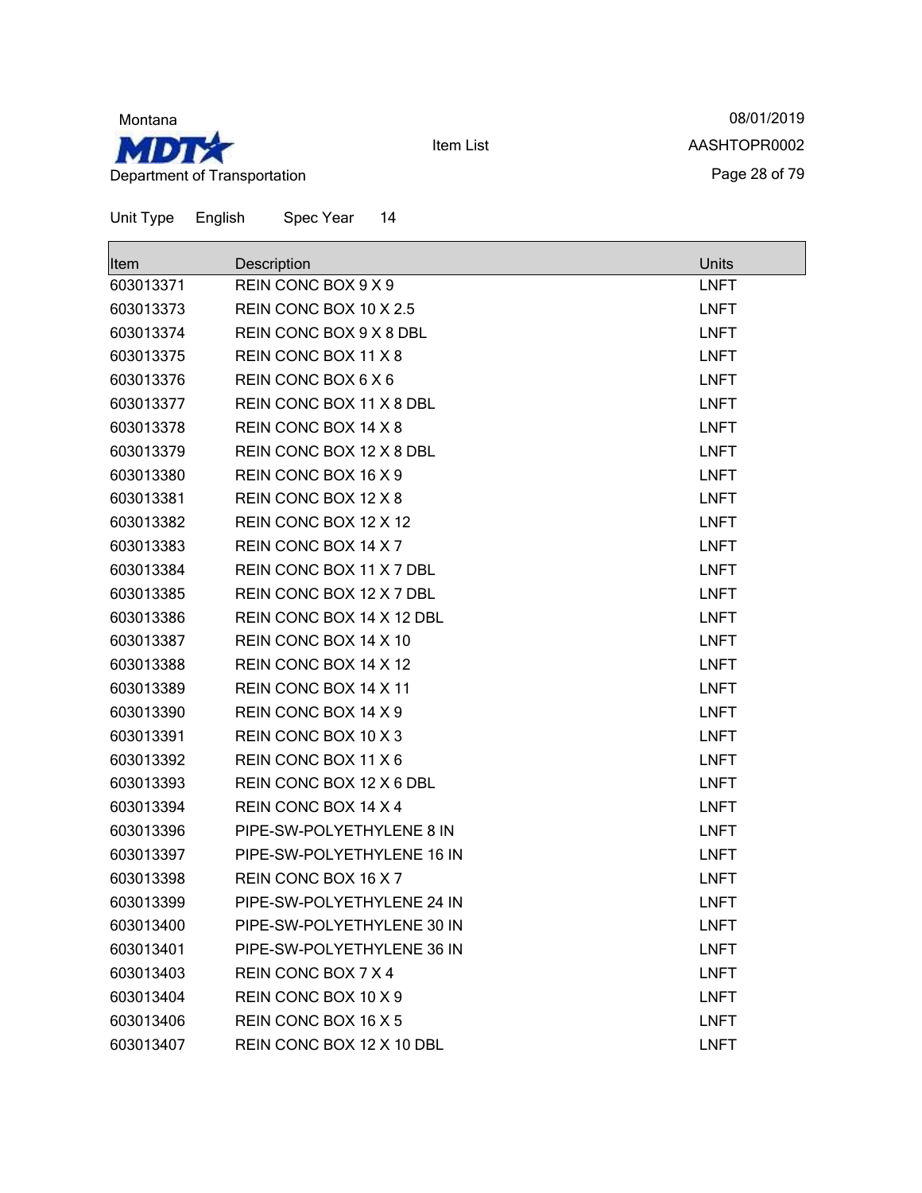Montana

Department of Transportation

Item List

08/01/2019

AASHTOPR0002

Unit Type English Spec Year 14

| Item | Description | Units |
|---|---|---|
| 603013371 | REIN CONC BOX 9 X 9 | LNFT |
| 603013373 | REIN CONC BOX 10 X 2.5 | LNFT |
| 603013374 | REIN CONC BOX 9 X 8 DBL | LNFT |
| 603013375 | REIN CONC BOX 11 X 8 | LNFT |
| 603013376 | REIN CONC BOX 6 X 6 | LNFT |
| 603013377 | REIN CONC BOX 11 X 8 DBL | LNFT |
| 603013378 | REIN CONC BOX 14 X 8 | LNFT |
| 603013379 | REIN CONC BOX 12 X 8 DBL | LNFT |
| 603013380 | REIN CONC BOX 16 X 9 | LNFT |
| 603013381 | REIN CONC BOX 12 X 8 | LNFT |
| 603013382 | REIN CONC BOX 12 X 12 | LNFT |
| 603013383 | REIN CONC BOX 14 X 7 | LNFT |
| 603013384 | REIN CONC BOX 11 X 7 DBL | LNFT |
| 603013385 | REIN CONC BOX 12 X 7 DBL | LNFT |
| 603013386 | REIN CONC BOX 14 X 12 DBL | LNFT |
| 603013387 | REIN CONC BOX 14 X 10 | LNFT |
| 603013388 | REIN CONC BOX 14 X 12 | LNFT |
| 603013389 | REIN CONC BOX 14 X 11 | LNFT |
| 603013390 | REIN CONC BOX 14 X 9 | LNFT |
| 603013391 | REIN CONC BOX 10 X 3 | LNFT |
| 603013392 | REIN CONC BOX 11 X 6 | LNFT |
| 603013393 | REIN CONC BOX 12 X 6 DBL | LNFT |
| 603013394 | REIN CONC BOX 14 X 4 | LNFT |
| 603013396 | PIPE-SW-POLYETHYLENE 8 IN | LNFT |
| 603013397 | PIPE-SW-POLYETHYLENE 16 IN | LNFT |
| 603013398 | REIN CONC BOX 16 X 7 | LNFT |
| 603013399 | PIPE-SW-POLYETHYLENE 24 IN | LNFT |
| 603013400 | PIPE-SW-POLYETHYLENE 30 IN | LNFT |
| 603013401 | PIPE-SW-POLYETHYLENE 36 IN | LNFT |
| 603013403 | REIN CONC BOX 7 X 4 | LNFT |
| 603013404 | REIN CONC BOX 10 X 9 | LNFT |
| 603013406 | REIN CONC BOX 16 X 5 | LNFT |
| 603013407 | REIN CONC BOX 12 X 10 DBL | LNFT |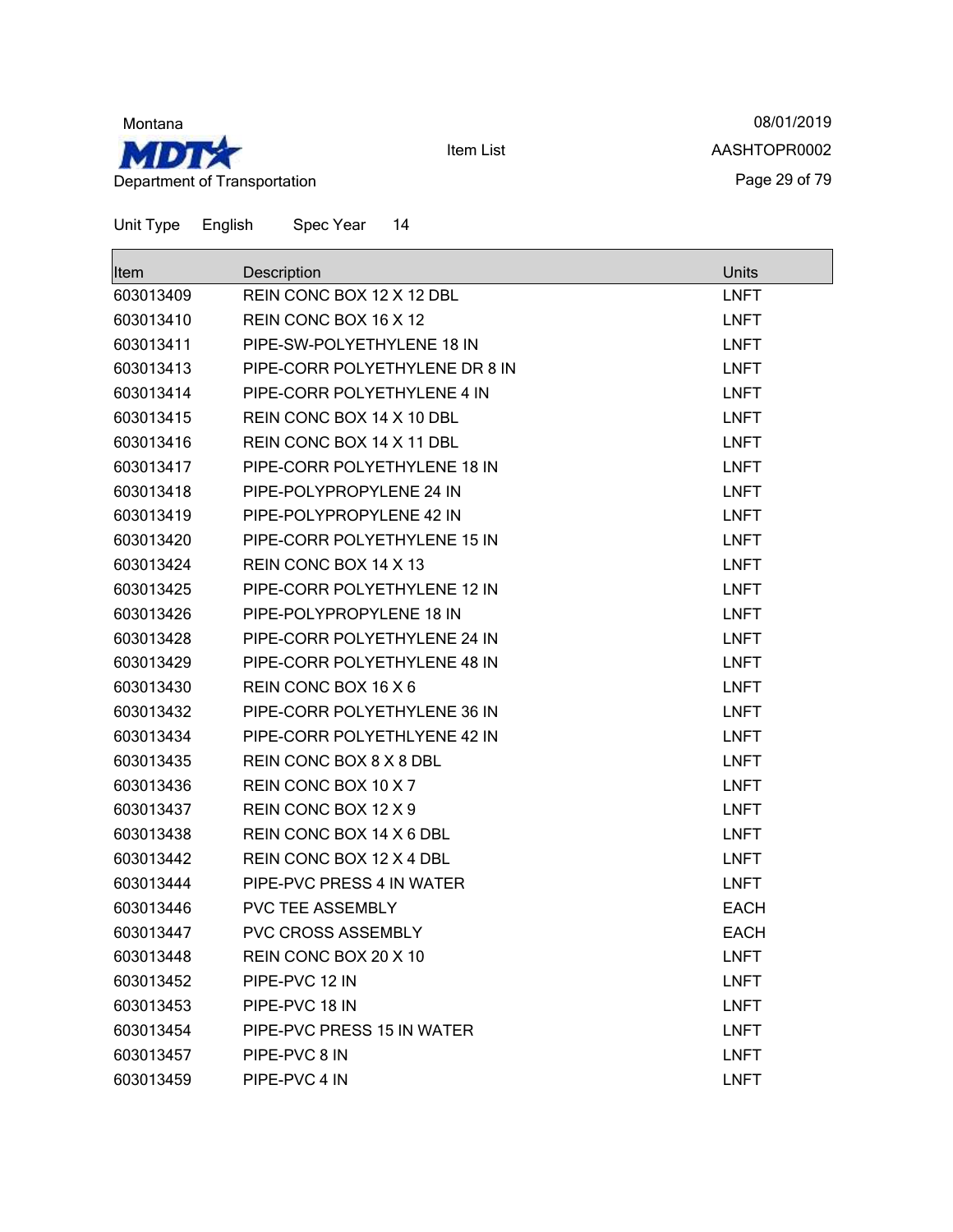Unit Type English Spec Year 14

| Item | Description | Units |
|---|---|---|
| 603013409 | REIN CONC BOX 12 X 12 DBL | LNFT |
| 603013410 | REIN CONC BOX 16 X 12 | LNFT |
| 603013411 | PIPE-SW-POLYETHYLENE 18 IN | LNFT |
| 603013413 | PIPE-CORR POLYETHYLENE DR 8 IN | LNFT |
| 603013414 | PIPE-CORR POLYETHYLENE 4 IN | LNFT |
| 603013415 | REIN CONC BOX 14 X 10 DBL | LNFT |
| 603013416 | REIN CONC BOX 14 X 11 DBL | LNFT |
| 603013417 | PIPE-CORR POLYETHYLENE 18 IN | LNFT |
| 603013418 | PIPE-POLYPROPYLENE 24 IN | LNFT |
| 603013419 | PIPE-POLYPROPYLENE 42 IN | LNFT |
| 603013420 | PIPE-CORR POLYETHYLENE 15 IN | LNFT |
| 603013424 | REIN CONC BOX 14 X 13 | LNFT |
| 603013425 | PIPE-CORR POLYETHYLENE 12 IN | LNFT |
| 603013426 | PIPE-POLYPROPYLENE 18 IN | LNFT |
| 603013428 | PIPE-CORR POLYETHYLENE 24 IN | LNFT |
| 603013429 | PIPE-CORR POLYETHYLENE 48 IN | LNFT |
| 603013430 | REIN CONC BOX 16 X 6 | LNFT |
| 603013432 | PIPE-CORR POLYETHYLENE 36 IN | LNFT |
| 603013434 | PIPE-CORR POLYETHLYENE 42 IN | LNFT |
| 603013435 | REIN CONC BOX 8 X 8 DBL | LNFT |
| 603013436 | REIN CONC BOX 10 X 7 | LNFT |
| 603013437 | REIN CONC BOX 12 X 9 | LNFT |
| 603013438 | REIN CONC BOX 14 X 6 DBL | LNFT |
| 603013442 | REIN CONC BOX 12 X 4 DBL | LNFT |
| 603013444 | PIPE-PVC PRESS 4 IN WATER | LNFT |
| 603013446 | PVC TEE ASSEMBLY | EACH |
| 603013447 | PVC CROSS ASSEMBLY | EACH |
| 603013448 | REIN CONC BOX 20 X 10 | LNFT |
| 603013452 | PIPE-PVC 12 IN | LNFT |
| 603013453 | PIPE-PVC 18 IN | LNFT |
| 603013454 | PIPE-PVC PRESS 15 IN WATER | LNFT |
| 603013457 | PIPE-PVC 8 IN | LNFT |
| 603013459 | PIPE-PVC 4 IN | LNFT |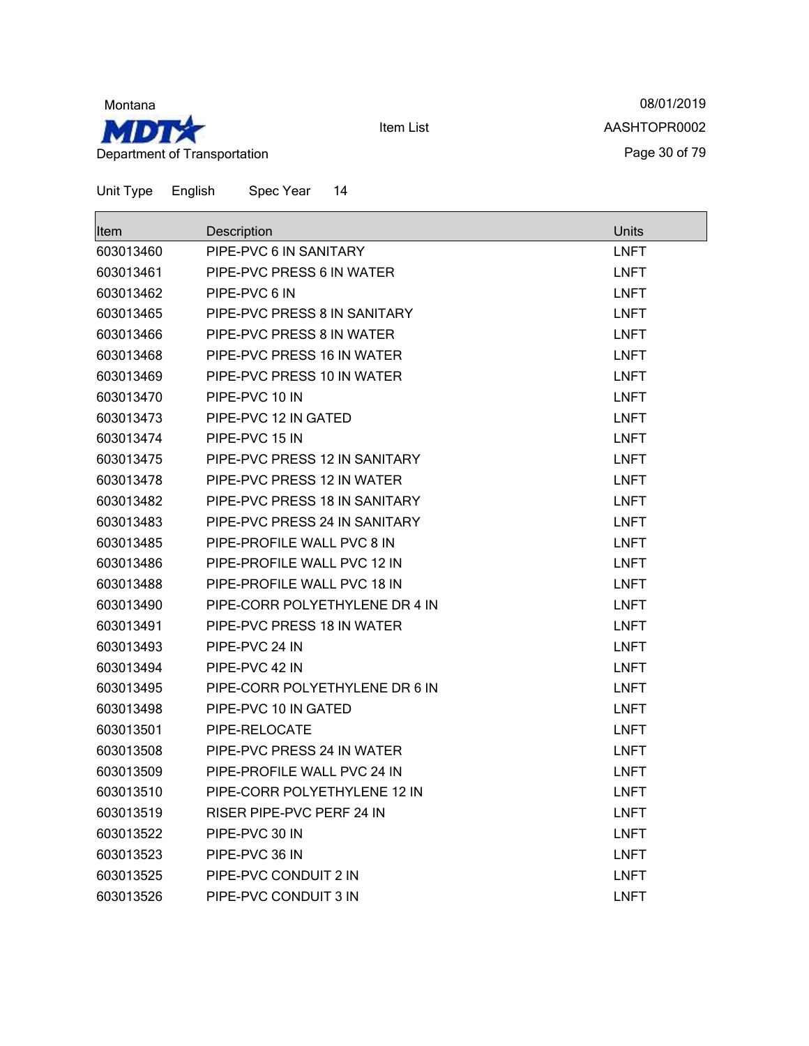Unit Type English Spec Year 14

| Item | Description | Units |
|---|---|---|
| 603013460 | PIPE-PVC 6 IN SANITARY | LNFT |
| 603013461 | PIPE-PVC PRESS 6 IN WATER | LNFT |
| 603013462 | PIPE-PVC 6 IN | LNFT |
| 603013465 | PIPE-PVC PRESS 8 IN SANITARY | LNFT |
| 603013466 | PIPE-PVC PRESS 8 IN WATER | LNFT |
| 603013468 | PIPE-PVC PRESS 16 IN WATER | LNFT |
| 603013469 | PIPE-PVC PRESS 10 IN WATER | LNFT |
| 603013470 | PIPE-PVC 10 IN | LNFT |
| 603013473 | PIPE-PVC 12 IN GATED | LNFT |
| 603013474 | PIPE-PVC 15 IN | LNFT |
| 603013475 | PIPE-PVC PRESS 12 IN SANITARY | LNFT |
| 603013478 | PIPE-PVC PRESS 12 IN WATER | LNFT |
| 603013482 | PIPE-PVC PRESS 18 IN SANITARY | LNFT |
| 603013483 | PIPE-PVC PRESS 24 IN SANITARY | LNFT |
| 603013485 | PIPE-PROFILE WALL PVC 8 IN | LNFT |
| 603013486 | PIPE-PROFILE WALL PVC 12 IN | LNFT |
| 603013488 | PIPE-PROFILE WALL PVC 18 IN | LNFT |
| 603013490 | PIPE-CORR POLYETHYLENE DR 4 IN | LNFT |
| 603013491 | PIPE-PVC PRESS 18 IN WATER | LNFT |
| 603013493 | PIPE-PVC 24 IN | LNFT |
| 603013494 | PIPE-PVC 42 IN | LNFT |
| 603013495 | PIPE-CORR POLYETHYLENE DR 6 IN | LNFT |
| 603013498 | PIPE-PVC 10 IN GATED | LNFT |
| 603013501 | PIPE-RELOCATE | LNFT |
| 603013508 | PIPE-PVC PRESS 24 IN WATER | LNFT |
| 603013509 | PIPE-PROFILE WALL PVC 24 IN | LNFT |
| 603013510 | PIPE-CORR POLYETHYLENE 12 IN | LNFT |
| 603013519 | RISER PIPE-PVC PERF 24 IN | LNFT |
| 603013522 | PIPE-PVC 30 IN | LNFT |
| 603013523 | PIPE-PVC 36 IN | LNFT |
| 603013525 | PIPE-PVC CONDUIT 2 IN | LNFT |
| 603013526 | PIPE-PVC CONDUIT 3 IN | LNFT |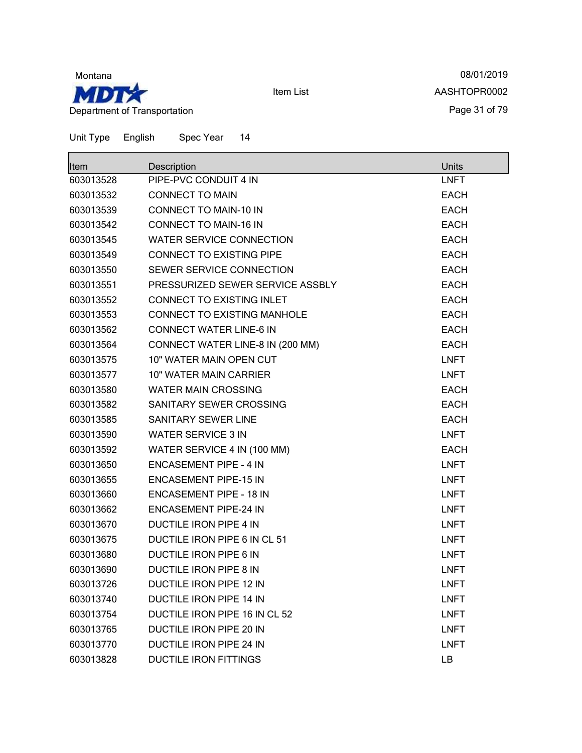Unit Type English Spec Year 14

| Item | Description | Units |
|---|---|---|
| 603013528 | PIPE-PVC CONDUIT 4 IN | LNFT |
| 603013532 | CONNECT TO MAIN | EACH |
| 603013539 | CONNECT TO MAIN-10 IN | EACH |
| 603013542 | CONNECT TO MAIN-16 IN | EACH |
| 603013545 | WATER SERVICE CONNECTION | EACH |
| 603013549 | CONNECT TO EXISTING PIPE | EACH |
| 603013550 | SEWER SERVICE CONNECTION | EACH |
| 603013551 | PRESSURIZED SEWER SERVICE ASSBLY | EACH |
| 603013552 | CONNECT TO EXISTING INLET | EACH |
| 603013553 | CONNECT TO EXISTING MANHOLE | EACH |
| 603013562 | CONNECT WATER LINE-6 IN | EACH |
| 603013564 | CONNECT WATER LINE-8 IN (200 MM) | EACH |
| 603013575 | 10" WATER MAIN OPEN CUT | LNFT |
| 603013577 | 10" WATER MAIN CARRIER | LNFT |
| 603013580 | WATER MAIN CROSSING | EACH |
| 603013582 | SANITARY SEWER CROSSING | EACH |
| 603013585 | SANITARY SEWER LINE | EACH |
| 603013590 | WATER SERVICE 3 IN | LNFT |
| 603013592 | WATER SERVICE 4 IN (100 MM) | EACH |
| 603013650 | ENCASEMENT PIPE - 4 IN | LNFT |
| 603013655 | ENCASEMENT PIPE-15 IN | LNFT |
| 603013660 | ENCASEMENT PIPE - 18 IN | LNFT |
| 603013662 | ENCASEMENT PIPE-24 IN | LNFT |
| 603013670 | DUCTILE IRON PIPE 4 IN | LNFT |
| 603013675 | DUCTILE IRON PIPE 6 IN CL 51 | LNFT |
| 603013680 | DUCTILE IRON PIPE 6 IN | LNFT |
| 603013690 | DUCTILE IRON PIPE 8 IN | LNFT |
| 603013726 | DUCTILE IRON PIPE 12 IN | LNFT |
| 603013740 | DUCTILE IRON PIPE 14 IN | LNFT |
| 603013754 | DUCTILE IRON PIPE 16 IN CL 52 | LNFT |
| 603013765 | DUCTILE IRON PIPE 20 IN | LNFT |
| 603013770 | DUCTILE IRON PIPE 24 IN | LNFT |
| 603013828 | DUCTILE IRON FITTINGS | LB |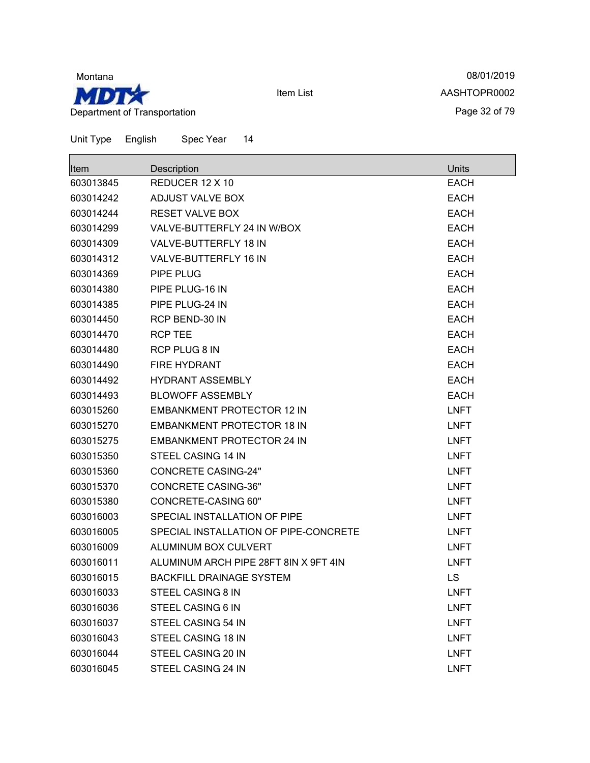Unit Type English Spec Year 14

| Item | Description | Units |
|---|---|---|
| 603013845 | REDUCER 12 X 10 | EACH |
| 603014242 | ADJUST VALVE BOX | EACH |
| 603014244 | RESET VALVE BOX | EACH |
| 603014299 | VALVE-BUTTERFLY 24 IN W/BOX | EACH |
| 603014309 | VALVE-BUTTERFLY 18 IN | EACH |
| 603014312 | VALVE-BUTTERFLY 16 IN | EACH |
| 603014369 | PIPE PLUG | EACH |
| 603014380 | PIPE PLUG-16 IN | EACH |
| 603014385 | PIPE PLUG-24 IN | EACH |
| 603014450 | RCP BEND-30 IN | EACH |
| 603014470 | RCP TEE | EACH |
| 603014480 | RCP PLUG 8 IN | EACH |
| 603014490 | FIRE HYDRANT | EACH |
| 603014492 | HYDRANT ASSEMBLY | EACH |
| 603014493 | BLOWOFF ASSEMBLY | EACH |
| 603015260 | EMBANKMENT PROTECTOR 12 IN | LNFT |
| 603015270 | EMBANKMENT PROTECTOR 18 IN | LNFT |
| 603015275 | EMBANKMENT PROTECTOR 24 IN | LNFT |
| 603015350 | STEEL CASING 14 IN | LNFT |
| 603015360 | CONCRETE CASING-24" | LNFT |
| 603015370 | CONCRETE CASING-36" | LNFT |
| 603015380 | CONCRETE-CASING 60" | LNFT |
| 603016003 | SPECIAL INSTALLATION OF PIPE | LNFT |
| 603016005 | SPECIAL INSTALLATION OF PIPE-CONCRETE | LNFT |
| 603016009 | ALUMINUM BOX CULVERT | LNFT |
| 603016011 | ALUMINUM ARCH PIPE 28FT 8IN X 9FT 4IN | LNFT |
| 603016015 | BACKFILL DRAINAGE SYSTEM | LS |
| 603016033 | STEEL CASING 8 IN | LNFT |
| 603016036 | STEEL CASING 6 IN | LNFT |
| 603016037 | STEEL CASING 54 IN | LNFT |
| 603016043 | STEEL CASING 18 IN | LNFT |
| 603016044 | STEEL CASING 20 IN | LNFT |
| 603016045 | STEEL CASING 24 IN | LNFT |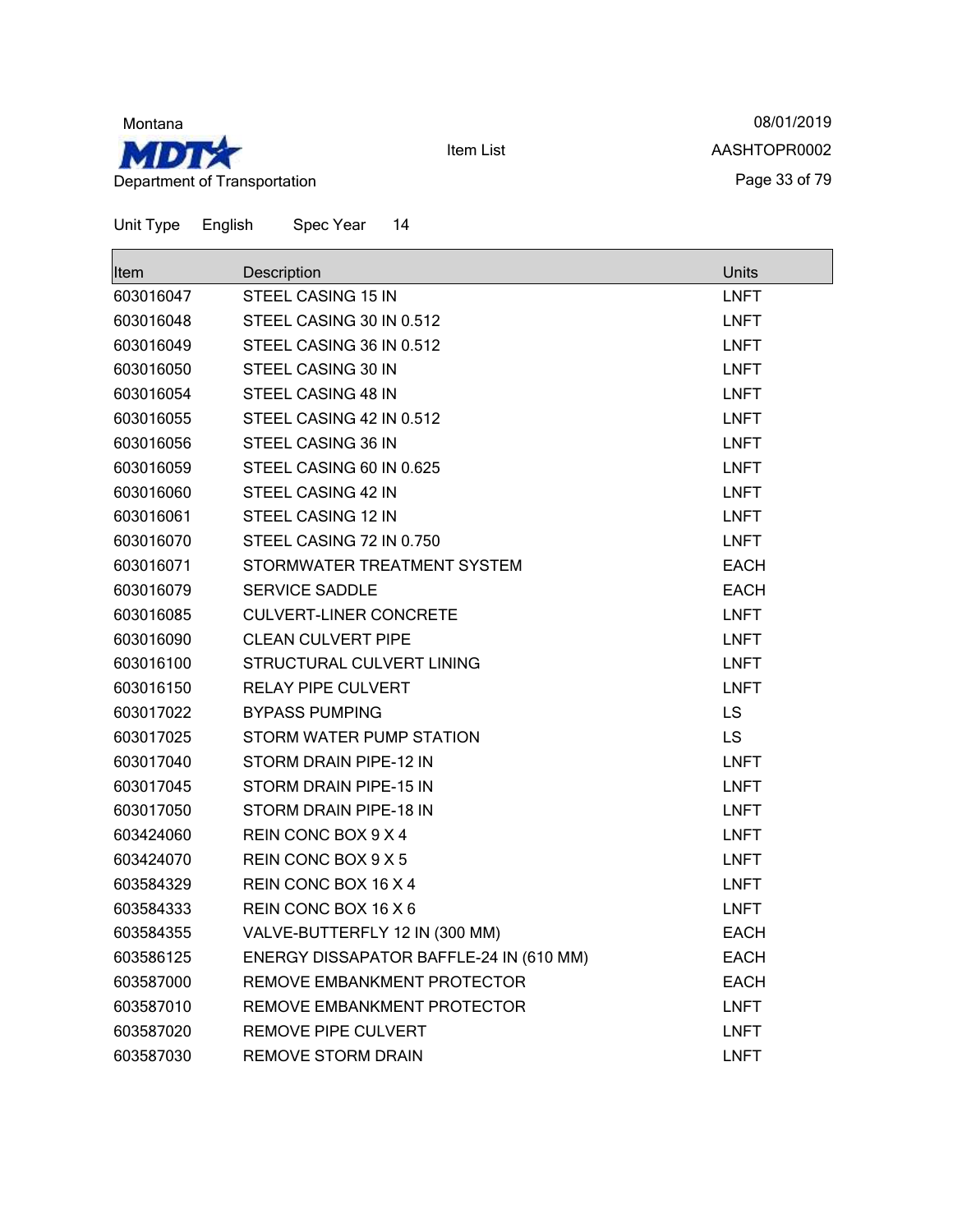Montana

Department of Transportation

Item List

08/01/2019

AASHTOPR0002

Unit Type English Spec Year 14

| Item | Description | Units |
|---|---|---|
| 603016047 | STEEL CASING 15 IN | LNFT |
| 603016048 | STEEL CASING 30 IN 0.512 | LNFT |
| 603016049 | STEEL CASING 36 IN 0.512 | LNFT |
| 603016050 | STEEL CASING 30 IN | LNFT |
| 603016054 | STEEL CASING 48 IN | LNFT |
| 603016055 | STEEL CASING 42 IN 0.512 | LNFT |
| 603016056 | STEEL CASING 36 IN | LNFT |
| 603016059 | STEEL CASING 60 IN 0.625 | LNFT |
| 603016060 | STEEL CASING 42 IN | LNFT |
| 603016061 | STEEL CASING 12 IN | LNFT |
| 603016070 | STEEL CASING 72 IN 0.750 | LNFT |
| 603016071 | STORMWATER TREATMENT SYSTEM | EACH |
| 603016079 | SERVICE SADDLE | EACH |
| 603016085 | CULVERT-LINER CONCRETE | LNFT |
| 603016090 | CLEAN CULVERT PIPE | LNFT |
| 603016100 | STRUCTURAL CULVERT LINING | LNFT |
| 603016150 | RELAY PIPE CULVERT | LNFT |
| 603017022 | BYPASS PUMPING | LS |
| 603017025 | STORM WATER PUMP STATION | LS |
| 603017040 | STORM DRAIN PIPE-12 IN | LNFT |
| 603017045 | STORM DRAIN PIPE-15 IN | LNFT |
| 603017050 | STORM DRAIN PIPE-18 IN | LNFT |
| 603424060 | REIN CONC BOX 9 X 4 | LNFT |
| 603424070 | REIN CONC BOX 9 X 5 | LNFT |
| 603584329 | REIN CONC BOX 16 X 4 | LNFT |
| 603584333 | REIN CONC BOX 16 X 6 | LNFT |
| 603584355 | VALVE-BUTTERFLY 12 IN (300 MM) | EACH |
| 603586125 | ENERGY DISSAPATOR BAFFLE-24 IN (610 MM) | EACH |
| 603587000 | REMOVE EMBANKMENT PROTECTOR | EACH |
| 603587010 | REMOVE EMBANKMENT PROTECTOR | LNFT |
| 603587020 | REMOVE PIPE CULVERT | LNFT |
| 603587030 | REMOVE STORM DRAIN | LNFT |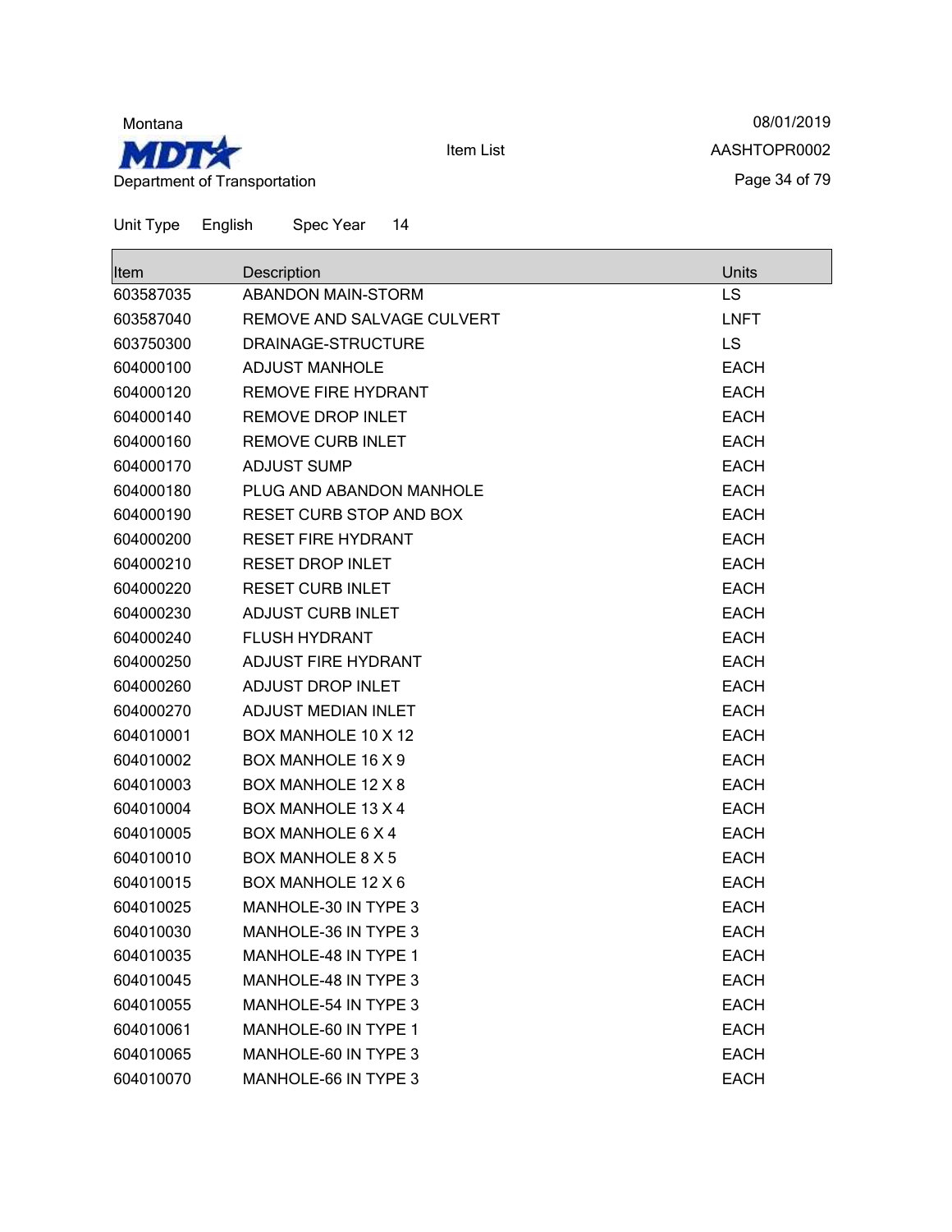Unit Type English Spec Year 14

| Item | Description | Units |
|---|---|---|
| 603587035 | ABANDON MAIN-STORM | LS |
| 603587040 | REMOVE AND SALVAGE CULVERT | LNFT |
| 603750300 | DRAINAGE-STRUCTURE | LS |
| 604000100 | ADJUST MANHOLE | EACH |
| 604000120 | REMOVE FIRE HYDRANT | EACH |
| 604000140 | REMOVE DROP INLET | EACH |
| 604000160 | REMOVE CURB INLET | EACH |
| 604000170 | ADJUST SUMP | EACH |
| 604000180 | PLUG AND ABANDON MANHOLE | EACH |
| 604000190 | RESET CURB STOP AND BOX | EACH |
| 604000200 | RESET FIRE HYDRANT | EACH |
| 604000210 | RESET DROP INLET | EACH |
| 604000220 | RESET CURB INLET | EACH |
| 604000230 | ADJUST CURB INLET | EACH |
| 604000240 | FLUSH HYDRANT | EACH |
| 604000250 | ADJUST FIRE HYDRANT | EACH |
| 604000260 | ADJUST DROP INLET | EACH |
| 604000270 | ADJUST MEDIAN INLET | EACH |
| 604010001 | BOX MANHOLE 10 X 12 | EACH |
| 604010002 | BOX MANHOLE 16 X 9 | EACH |
| 604010003 | BOX MANHOLE 12 X 8 | EACH |
| 604010004 | BOX MANHOLE 13 X 4 | EACH |
| 604010005 | BOX MANHOLE 6 X 4 | EACH |
| 604010010 | BOX MANHOLE 8 X 5 | EACH |
| 604010015 | BOX MANHOLE 12 X 6 | EACH |
| 604010025 | MANHOLE-30 IN TYPE 3 | EACH |
| 604010030 | MANHOLE-36 IN TYPE 3 | EACH |
| 604010035 | MANHOLE-48 IN TYPE 1 | EACH |
| 604010045 | MANHOLE-48 IN TYPE 3 | EACH |
| 604010055 | MANHOLE-54 IN TYPE 3 | EACH |
| 604010061 | MANHOLE-60 IN TYPE 1 | EACH |
| 604010065 | MANHOLE-60 IN TYPE 3 | EACH |
| 604010070 | MANHOLE-66 IN TYPE 3 | EACH |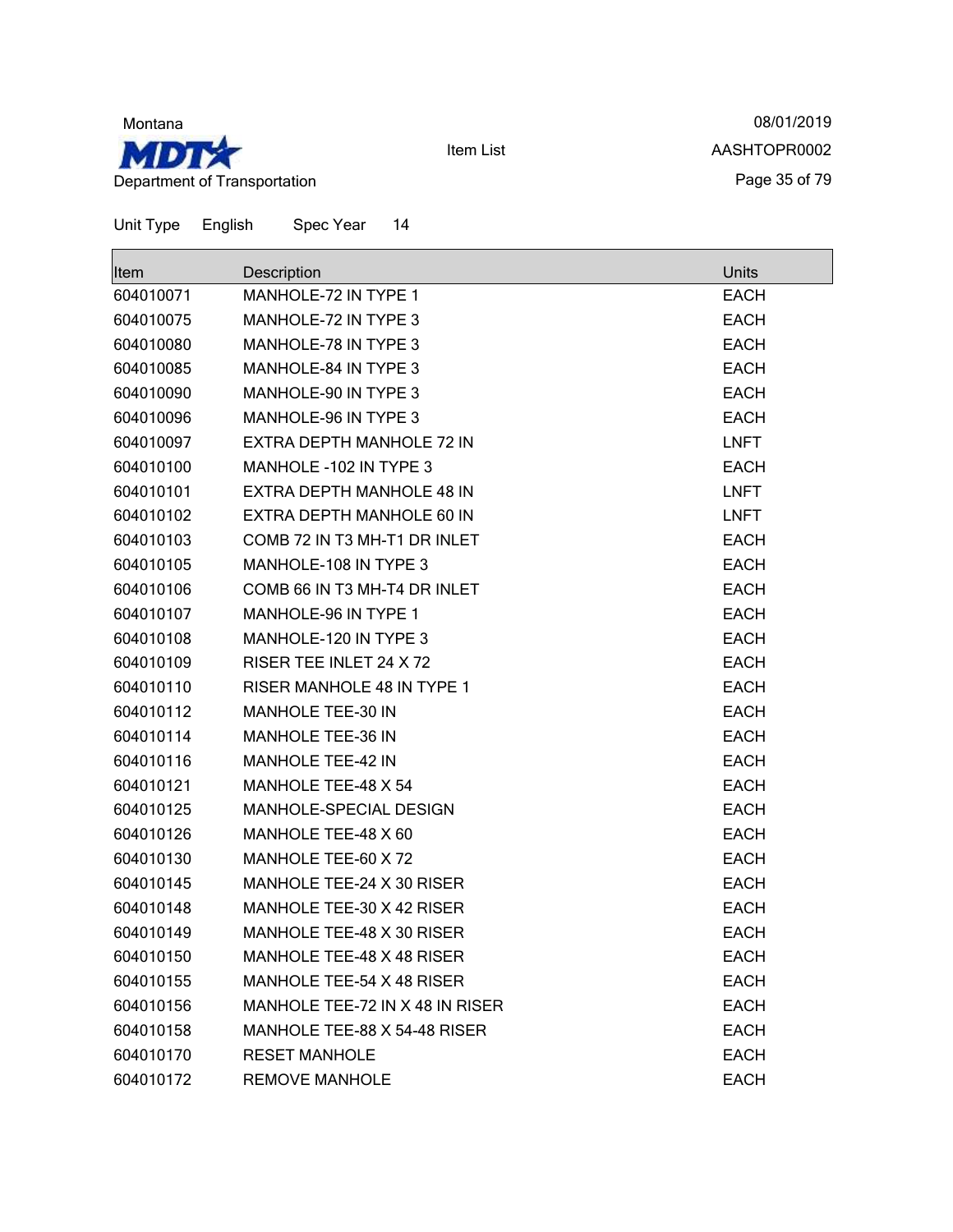Unit Type English Spec Year 14

| Item | Description | Units |
|---|---|---|
| 604010071 | MANHOLE-72 IN TYPE 1 | EACH |
| 604010075 | MANHOLE-72 IN TYPE 3 | EACH |
| 604010080 | MANHOLE-78 IN TYPE 3 | EACH |
| 604010085 | MANHOLE-84 IN TYPE 3 | EACH |
| 604010090 | MANHOLE-90 IN TYPE 3 | EACH |
| 604010096 | MANHOLE-96 IN TYPE 3 | EACH |
| 604010097 | EXTRA DEPTH MANHOLE 72 IN | LNFT |
| 604010100 | MANHOLE -102 IN TYPE 3 | EACH |
| 604010101 | EXTRA DEPTH MANHOLE 48 IN | LNFT |
| 604010102 | EXTRA DEPTH MANHOLE 60 IN | LNFT |
| 604010103 | COMB 72 IN T3 MH-T1 DR INLET | EACH |
| 604010105 | MANHOLE-108 IN TYPE 3 | EACH |
| 604010106 | COMB 66 IN T3 MH-T4 DR INLET | EACH |
| 604010107 | MANHOLE-96 IN TYPE 1 | EACH |
| 604010108 | MANHOLE-120 IN TYPE 3 | EACH |
| 604010109 | RISER TEE INLET 24 X 72 | EACH |
| 604010110 | RISER MANHOLE 48 IN TYPE 1 | EACH |
| 604010112 | MANHOLE TEE-30 IN | EACH |
| 604010114 | MANHOLE TEE-36 IN | EACH |
| 604010116 | MANHOLE TEE-42 IN | EACH |
| 604010121 | MANHOLE TEE-48 X 54 | EACH |
| 604010125 | MANHOLE-SPECIAL DESIGN | EACH |
| 604010126 | MANHOLE TEE-48 X 60 | EACH |
| 604010130 | MANHOLE TEE-60 X 72 | EACH |
| 604010145 | MANHOLE TEE-24 X 30 RISER | EACH |
| 604010148 | MANHOLE TEE-30 X 42 RISER | EACH |
| 604010149 | MANHOLE TEE-48 X 30 RISER | EACH |
| 604010150 | MANHOLE TEE-48 X 48 RISER | EACH |
| 604010155 | MANHOLE TEE-54 X 48 RISER | EACH |
| 604010156 | MANHOLE TEE-72 IN X 48 IN RISER | EACH |
| 604010158 | MANHOLE TEE-88 X 54-48 RISER | EACH |
| 604010170 | RESET MANHOLE | EACH |
| 604010172 | REMOVE MANHOLE | EACH |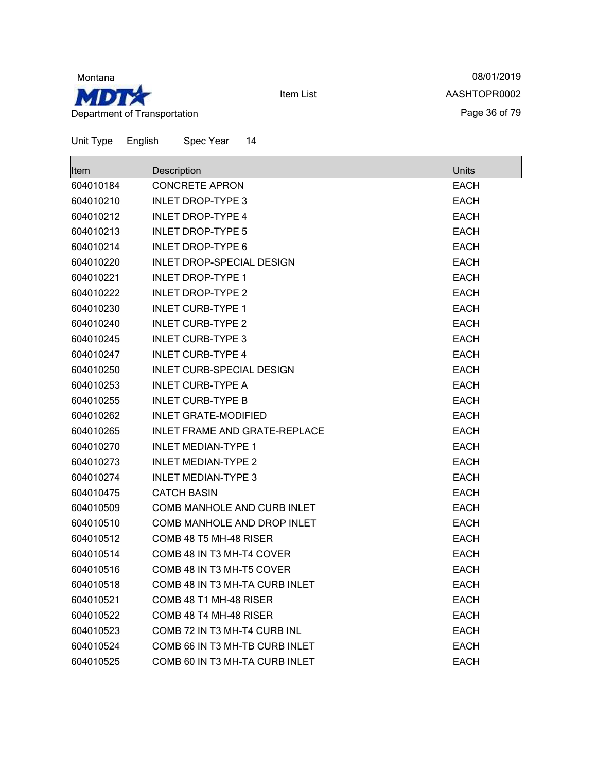Montana

MDT

Department of Transportation

Item List

08/01/2019

AASHTOPR0002

Unit Type English Spec Year 14

| Item | Description | Units |
|---|---|---|
| 604010184 | CONCRETE APRON | EACH |
| 604010210 | INLET DROP-TYPE 3 | EACH |
| 604010212 | INLET DROP-TYPE 4 | EACH |
| 604010213 | INLET DROP-TYPE 5 | EACH |
| 604010214 | INLET DROP-TYPE 6 | EACH |
| 604010220 | INLET DROP-SPECIAL DESIGN | EACH |
| 604010221 | INLET DROP-TYPE 1 | EACH |
| 604010222 | INLET DROP-TYPE 2 | EACH |
| 604010230 | INLET CURB-TYPE 1 | EACH |
| 604010240 | INLET CURB-TYPE 2 | EACH |
| 604010245 | INLET CURB-TYPE 3 | EACH |
| 604010247 | INLET CURB-TYPE 4 | EACH |
| 604010250 | INLET CURB-SPECIAL DESIGN | EACH |
| 604010253 | INLET CURB-TYPE A | EACH |
| 604010255 | INLET CURB-TYPE B | EACH |
| 604010262 | INLET GRATE-MODIFIED | EACH |
| 604010265 | INLET FRAME AND GRATE-REPLACE | EACH |
| 604010270 | INLET MEDIAN-TYPE 1 | EACH |
| 604010273 | INLET MEDIAN-TYPE 2 | EACH |
| 604010274 | INLET MEDIAN-TYPE 3 | EACH |
| 604010475 | CATCH BASIN | EACH |
| 604010509 | COMB MANHOLE AND CURB INLET | EACH |
| 604010510 | COMB MANHOLE AND DROP INLET | EACH |
| 604010512 | COMB 48 T5 MH-48 RISER | EACH |
| 604010514 | COMB 48 IN T3 MH-T4 COVER | EACH |
| 604010516 | COMB 48 IN T3 MH-T5 COVER | EACH |
| 604010518 | COMB 48 IN T3 MH-TA CURB INLET | EACH |
| 604010521 | COMB 48 T1 MH-48 RISER | EACH |
| 604010522 | COMB 48 T4 MH-48 RISER | EACH |
| 604010523 | COMB 72 IN T3 MH-T4 CURB INL | EACH |
| 604010524 | COMB 66 IN T3 MH-TB CURB INLET | EACH |
| 604010525 | COMB 60 IN T3 MH-TA CURB INLET | EACH |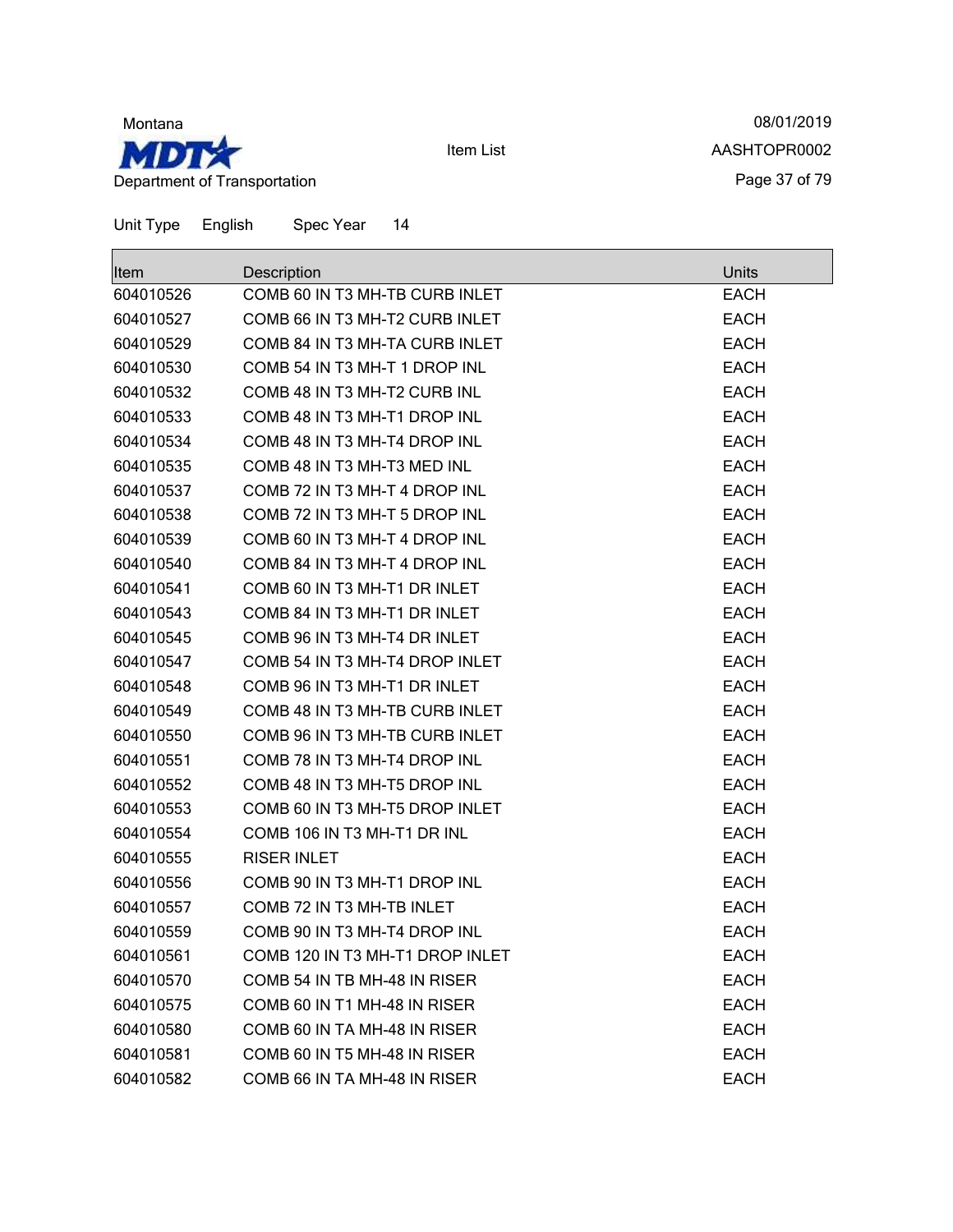Montana

Department of Transportation

Item List

08/01/2019

AASHTOPR0002

Unit Type English Spec Year 14

| Item | Description | Units |
|---|---|---|
| 604010526 | COMB 60 IN T3 MH-TB CURB INLET | EACH |
| 604010527 | COMB 66 IN T3 MH-T2 CURB INLET | EACH |
| 604010529 | COMB 84 IN T3 MH-TA CURB INLET | EACH |
| 604010530 | COMB 54 IN T3 MH-T 1 DROP INL | EACH |
| 604010532 | COMB 48 IN T3 MH-T2 CURB INL | EACH |
| 604010533 | COMB 48 IN T3 MH-T1 DROP INL | EACH |
| 604010534 | COMB 48 IN T3 MH-T4 DROP INL | EACH |
| 604010535 | COMB 48 IN T3 MH-T3 MED INL | EACH |
| 604010537 | COMB 72 IN T3 MH-T 4 DROP INL | EACH |
| 604010538 | COMB 72 IN T3 MH-T 5 DROP INL | EACH |
| 604010539 | COMB 60 IN T3 MH-T 4 DROP INL | EACH |
| 604010540 | COMB 84 IN T3 MH-T 4 DROP INL | EACH |
| 604010541 | COMB 60 IN T3 MH-T1 DR INLET | EACH |
| 604010543 | COMB 84 IN T3 MH-T1 DR INLET | EACH |
| 604010545 | COMB 96 IN T3 MH-T4 DR INLET | EACH |
| 604010547 | COMB 54 IN T3 MH-T4 DROP INLET | EACH |
| 604010548 | COMB 96 IN T3 MH-T1 DR INLET | EACH |
| 604010549 | COMB 48 IN T3 MH-TB CURB INLET | EACH |
| 604010550 | COMB 96 IN T3 MH-TB CURB INLET | EACH |
| 604010551 | COMB 78 IN T3 MH-T4 DROP INL | EACH |
| 604010552 | COMB 48 IN T3 MH-T5 DROP INL | EACH |
| 604010553 | COMB 60 IN T3 MH-T5 DROP INLET | EACH |
| 604010554 | COMB 106 IN T3 MH-T1 DR INL | EACH |
| 604010555 | RISER INLET | EACH |
| 604010556 | COMB 90 IN T3 MH-T1 DROP INL | EACH |
| 604010557 | COMB 72 IN T3 MH-TB INLET | EACH |
| 604010559 | COMB 90 IN T3 MH-T4 DROP INL | EACH |
| 604010561 | COMB 120 IN T3 MH-T1 DROP INLET | EACH |
| 604010570 | COMB 54 IN TB MH-48 IN RISER | EACH |
| 604010575 | COMB 60 IN T1 MH-48 IN RISER | EACH |
| 604010580 | COMB 60 IN TA MH-48 IN RISER | EACH |
| 604010581 | COMB 60 IN T5 MH-48 IN RISER | EACH |
| 604010582 | COMB 66 IN TA MH-48 IN RISER | EACH |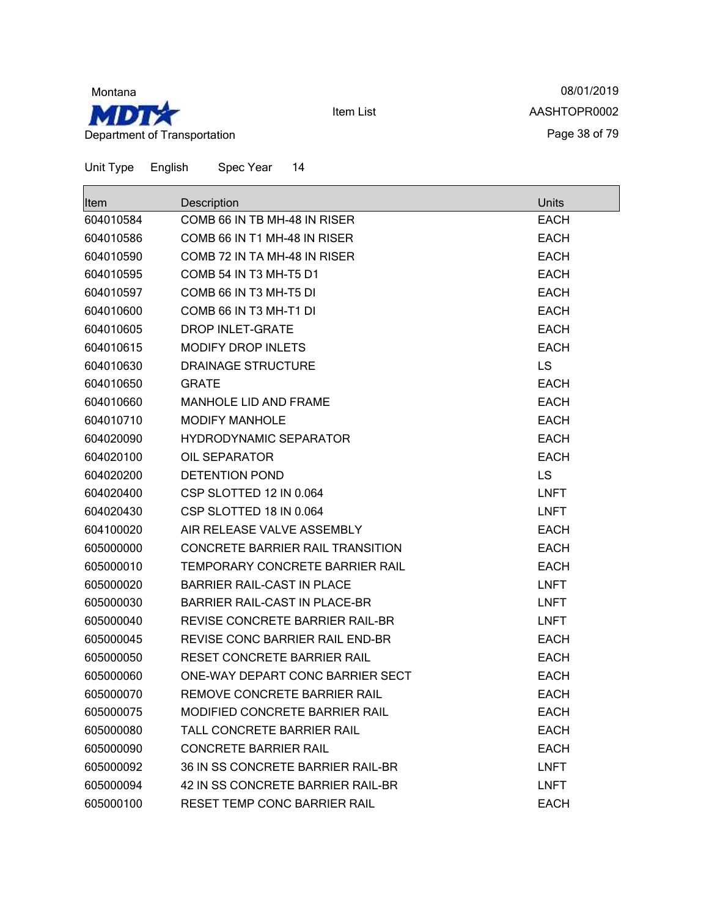Montana

MDT

Department of Transportation

Item List

08/01/2019

AASHTOPR0002

Unit Type English Spec Year 14

| Item | Description | Units |
| --- | --- | --- |
| 604010584 | COMB 66 IN TB MH-48 IN RISER | EACH |
| 604010586 | COMB 66 IN T1 MH-48 IN RISER | EACH |
| 604010590 | COMB 72 IN TA MH-48 IN RISER | EACH |
| 604010595 | COMB 54 IN T3 MH-T5 D1 | EACH |
| 604010597 | COMB 66 IN T3 MH-T5 DI | EACH |
| 604010600 | COMB 66 IN T3 MH-T1 DI | EACH |
| 604010605 | DROP INLET-GRATE | EACH |
| 604010615 | MODIFY DROP INLETS | EACH |
| 604010630 | DRAINAGE STRUCTURE | LS |
| 604010650 | GRATE | EACH |
| 604010660 | MANHOLE LID AND FRAME | EACH |
| 604010710 | MODIFY MANHOLE | EACH |
| 604020090 | HYDRODYNAMIC SEPARATOR | EACH |
| 604020100 | OIL SEPARATOR | EACH |
| 604020200 | DETENTION POND | LS |
| 604020400 | CSP SLOTTED 12 IN 0.064 | LNFT |
| 604020430 | CSP SLOTTED 18 IN 0.064 | LNFT |
| 604100020 | AIR RELEASE VALVE ASSEMBLY | EACH |
| 605000000 | CONCRETE BARRIER RAIL TRANSITION | EACH |
| 605000010 | TEMPORARY CONCRETE BARRIER RAIL | EACH |
| 605000020 | BARRIER RAIL-CAST IN PLACE | LNFT |
| 605000030 | BARRIER RAIL-CAST IN PLACE-BR | LNFT |
| 605000040 | REVISE CONCRETE BARRIER RAIL-BR | LNFT |
| 605000045 | REVISE CONC BARRIER RAIL END-BR | EACH |
| 605000050 | RESET CONCRETE BARRIER RAIL | EACH |
| 605000060 | ONE-WAY DEPART CONC BARRIER SECT | EACH |
| 605000070 | REMOVE CONCRETE BARRIER RAIL | EACH |
| 605000075 | MODIFIED CONCRETE BARRIER RAIL | EACH |
| 605000080 | TALL CONCRETE BARRIER RAIL | EACH |
| 605000090 | CONCRETE BARRIER RAIL | EACH |
| 605000092 | 36 IN SS CONCRETE BARRIER RAIL-BR | LNFT |
| 605000094 | 42 IN SS CONCRETE BARRIER RAIL-BR | LNFT |
| 605000100 | RESET TEMP CONC BARRIER RAIL | EACH |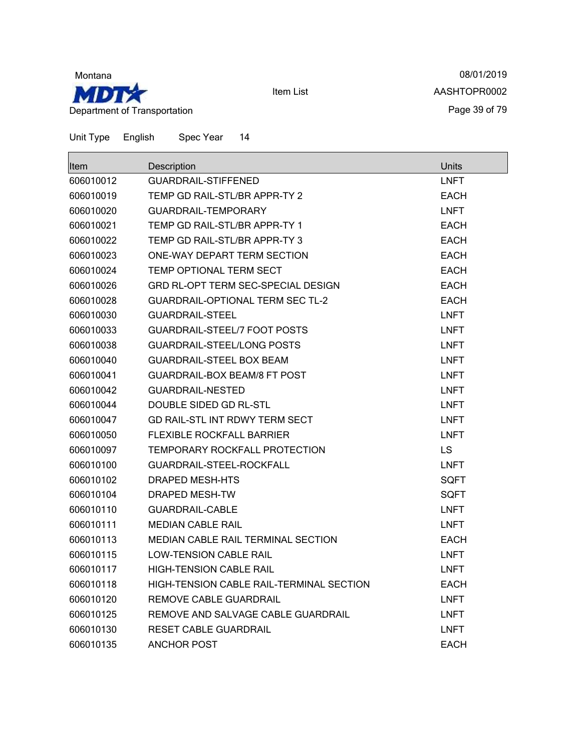Montana

Department of Transportation

Item List

08/01/2019

AASHTOPR0002

Unit Type English Spec Year 14

| Item | Description | Units |
|---|---|---|
| 606010012 | GUARDRAIL-STIFFENED | LNFT |
| 606010019 | TEMP GD RAIL-STL/BR APPR-TY 2 | EACH |
| 606010020 | GUARDRAIL-TEMPORARY | LNFT |
| 606010021 | TEMP GD RAIL-STL/BR APPR-TY 1 | EACH |
| 606010022 | TEMP GD RAIL-STL/BR APPR-TY 3 | EACH |
| 606010023 | ONE-WAY DEPART TERM SECTION | EACH |
| 606010024 | TEMP OPTIONAL TERM SECT | EACH |
| 606010026 | GRD RL-OPT TERM SEC-SPECIAL DESIGN | EACH |
| 606010028 | GUARDRAIL-OPTIONAL TERM SEC TL-2 | EACH |
| 606010030 | GUARDRAIL-STEEL | LNFT |
| 606010033 | GUARDRAIL-STEEL/7 FOOT POSTS | LNFT |
| 606010038 | GUARDRAIL-STEEL/LONG POSTS | LNFT |
| 606010040 | GUARDRAIL-STEEL BOX BEAM | LNFT |
| 606010041 | GUARDRAIL-BOX BEAM/8 FT POST | LNFT |
| 606010042 | GUARDRAIL-NESTED | LNFT |
| 606010044 | DOUBLE SIDED GD RL-STL | LNFT |
| 606010047 | GD RAIL-STL INT RDWY TERM SECT | LNFT |
| 606010050 | FLEXIBLE ROCKFALL BARRIER | LNFT |
| 606010097 | TEMPORARY ROCKFALL PROTECTION | LS |
| 606010100 | GUARDRAIL-STEEL-ROCKFALL | LNFT |
| 606010102 | DRAPED MESH-HTS | SQFT |
| 606010104 | DRAPED MESH-TW | SQFT |
| 606010110 | GUARDRAIL-CABLE | LNFT |
| 606010111 | MEDIAN CABLE RAIL | LNFT |
| 606010113 | MEDIAN CABLE RAIL TERMINAL SECTION | EACH |
| 606010115 | LOW-TENSION CABLE RAIL | LNFT |
| 606010117 | HIGH-TENSION CABLE RAIL | LNFT |
| 606010118 | HIGH-TENSION CABLE RAIL-TERMINAL SECTION | EACH |
| 606010120 | REMOVE CABLE GUARDRAIL | LNFT |
| 606010125 | REMOVE AND SALVAGE CABLE GUARDRAIL | LNFT |
| 606010130 | RESET CABLE GUARDRAIL | LNFT |
| 606010135 | ANCHOR POST | EACH |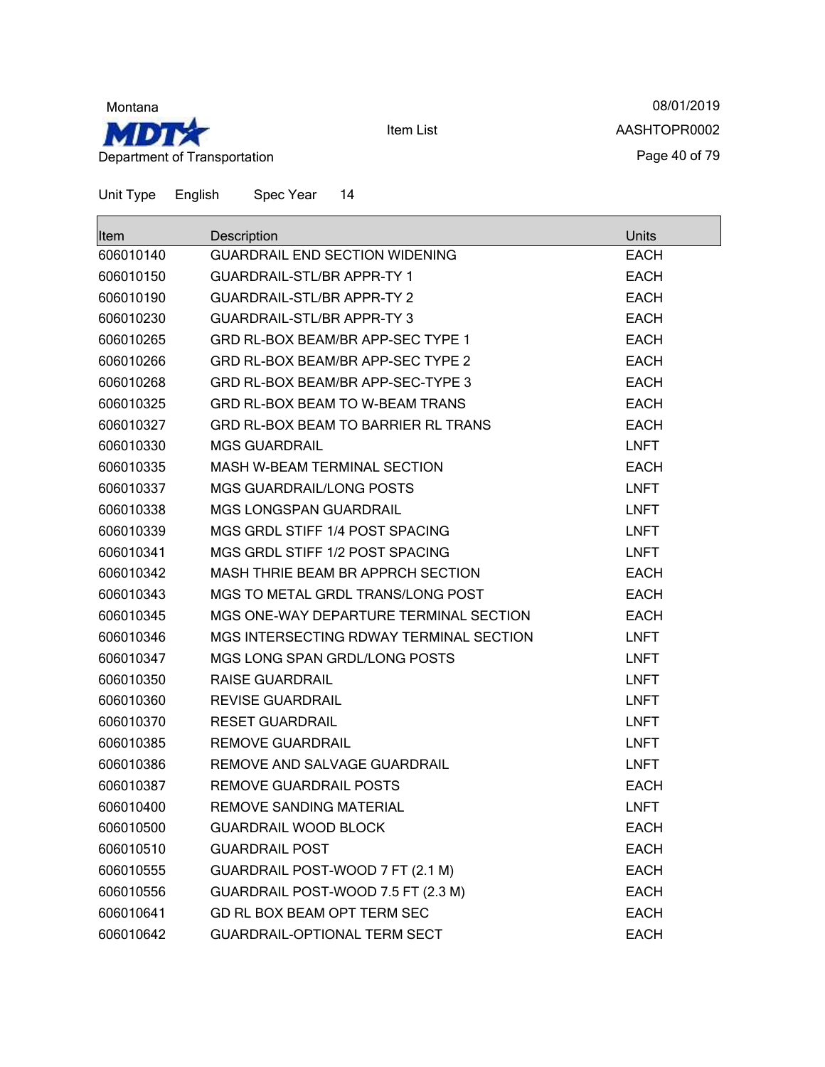Montana
MDT
Department of Transportation

Item List

08/01/2019
AASHTOPR0002

Unit Type English Spec Year 14

| Item | Description | Units |
|---|---|---|
| 606010140 | GUARDRAIL END SECTION WIDENING | EACH |
| 606010150 | GUARDRAIL-STL/BR APPR-TY 1 | EACH |
| 606010190 | GUARDRAIL-STL/BR APPR-TY 2 | EACH |
| 606010230 | GUARDRAIL-STL/BR APPR-TY 3 | EACH |
| 606010265 | GRD RL-BOX BEAM/BR APP-SEC TYPE 1 | EACH |
| 606010266 | GRD RL-BOX BEAM/BR APP-SEC TYPE 2 | EACH |
| 606010268 | GRD RL-BOX BEAM/BR APP-SEC-TYPE 3 | EACH |
| 606010325 | GRD RL-BOX BEAM TO W-BEAM TRANS | EACH |
| 606010327 | GRD RL-BOX BEAM TO BARRIER RL TRANS | EACH |
| 606010330 | MGS GUARDRAIL | LNFT |
| 606010335 | MASH W-BEAM TERMINAL SECTION | EACH |
| 606010337 | MGS GUARDRAIL/LONG POSTS | LNFT |
| 606010338 | MGS LONGSPAN GUARDRAIL | LNFT |
| 606010339 | MGS GRDL STIFF 1/4 POST SPACING | LNFT |
| 606010341 | MGS GRDL STIFF 1/2 POST SPACING | LNFT |
| 606010342 | MASH THRIE BEAM BR APPRCH SECTION | EACH |
| 606010343 | MGS TO METAL GRDL TRANS/LONG POST | EACH |
| 606010345 | MGS ONE-WAY DEPARTURE TERMINAL SECTION | EACH |
| 606010346 | MGS INTERSECTING RDWAY TERMINAL SECTION | LNFT |
| 606010347 | MGS LONG SPAN GRDL/LONG POSTS | LNFT |
| 606010350 | RAISE GUARDRAIL | LNFT |
| 606010360 | REVISE GUARDRAIL | LNFT |
| 606010370 | RESET GUARDRAIL | LNFT |
| 606010385 | REMOVE GUARDRAIL | LNFT |
| 606010386 | REMOVE AND SALVAGE GUARDRAIL | LNFT |
| 606010387 | REMOVE GUARDRAIL POSTS | EACH |
| 606010400 | REMOVE SANDING MATERIAL | LNFT |
| 606010500 | GUARDRAIL WOOD BLOCK | EACH |
| 606010510 | GUARDRAIL POST | EACH |
| 606010555 | GUARDRAIL POST-WOOD 7 FT (2.1 M) | EACH |
| 606010556 | GUARDRAIL POST-WOOD 7.5 FT (2.3 M) | EACH |
| 606010641 | GD RL BOX BEAM OPT TERM SEC | EACH |
| 606010642 | GUARDRAIL-OPTIONAL TERM SECT | EACH |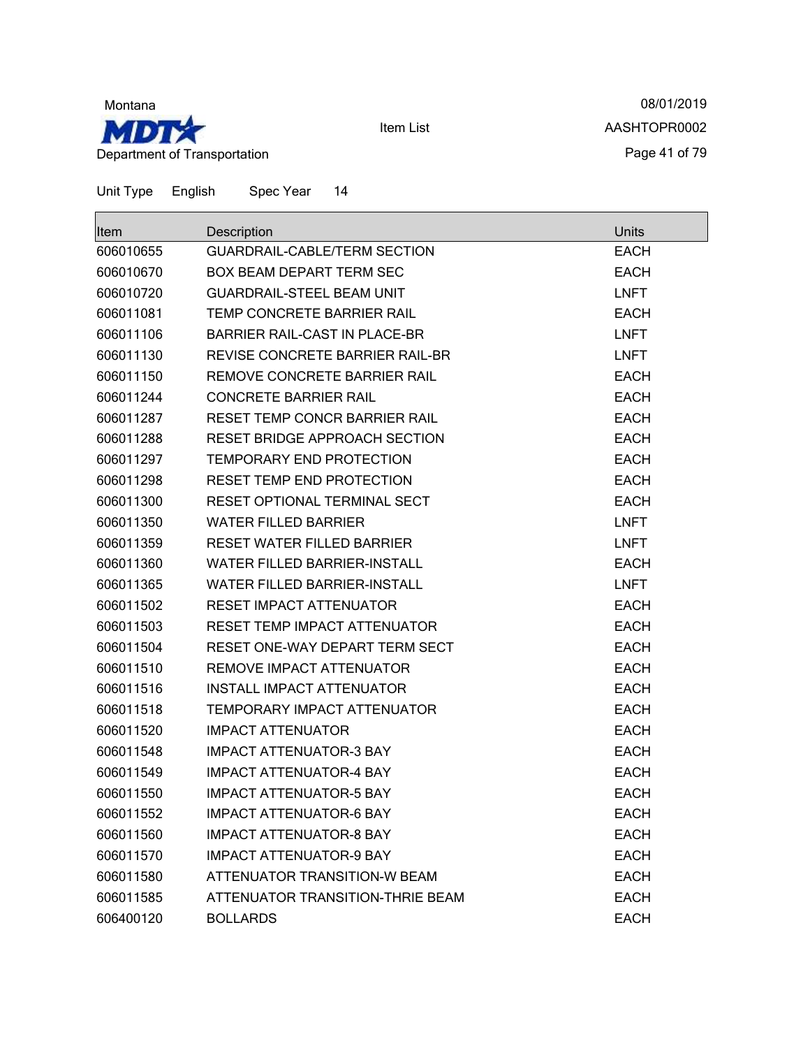Montana

Department of Transportation

Item List

08/01/2019

AASHTOPR0002

Unit Type English Spec Year 14

| Item | Description | Units |
|---|---|---|
| 606010655 | GUARDRAIL-CABLE/TERM SECTION | EACH |
| 606010670 | BOX BEAM DEPART TERM SEC | EACH |
| 606010720 | GUARDRAIL-STEEL BEAM UNIT | LNFT |
| 606011081 | TEMP CONCRETE BARRIER RAIL | EACH |
| 606011106 | BARRIER RAIL-CAST IN PLACE-BR | LNFT |
| 606011130 | REVISE CONCRETE BARRIER RAIL-BR | LNFT |
| 606011150 | REMOVE CONCRETE BARRIER RAIL | EACH |
| 606011244 | CONCRETE BARRIER RAIL | EACH |
| 606011287 | RESET TEMP CONCR BARRIER RAIL | EACH |
| 606011288 | RESET BRIDGE APPROACH SECTION | EACH |
| 606011297 | TEMPORARY END PROTECTION | EACH |
| 606011298 | RESET TEMP END PROTECTION | EACH |
| 606011300 | RESET OPTIONAL TERMINAL SECT | EACH |
| 606011350 | WATER FILLED BARRIER | LNFT |
| 606011359 | RESET WATER FILLED BARRIER | LNFT |
| 606011360 | WATER FILLED BARRIER-INSTALL | EACH |
| 606011365 | WATER FILLED BARRIER-INSTALL | LNFT |
| 606011502 | RESET IMPACT ATTENUATOR | EACH |
| 606011503 | RESET TEMP IMPACT ATTENUATOR | EACH |
| 606011504 | RESET ONE-WAY DEPART TERM SECT | EACH |
| 606011510 | REMOVE IMPACT ATTENUATOR | EACH |
| 606011516 | INSTALL IMPACT ATTENUATOR | EACH |
| 606011518 | TEMPORARY IMPACT ATTENUATOR | EACH |
| 606011520 | IMPACT ATTENUATOR | EACH |
| 606011548 | IMPACT ATTENUATOR-3 BAY | EACH |
| 606011549 | IMPACT ATTENUATOR-4 BAY | EACH |
| 606011550 | IMPACT ATTENUATOR-5 BAY | EACH |
| 606011552 | IMPACT ATTENUATOR-6 BAY | EACH |
| 606011560 | IMPACT ATTENUATOR-8 BAY | EACH |
| 606011570 | IMPACT ATTENUATOR-9 BAY | EACH |
| 606011580 | ATTENUATOR TRANSITION-W BEAM | EACH |
| 606011585 | ATTENUATOR TRANSITION-THRIE BEAM | EACH |
| 606400120 | BOLLARDS | EACH |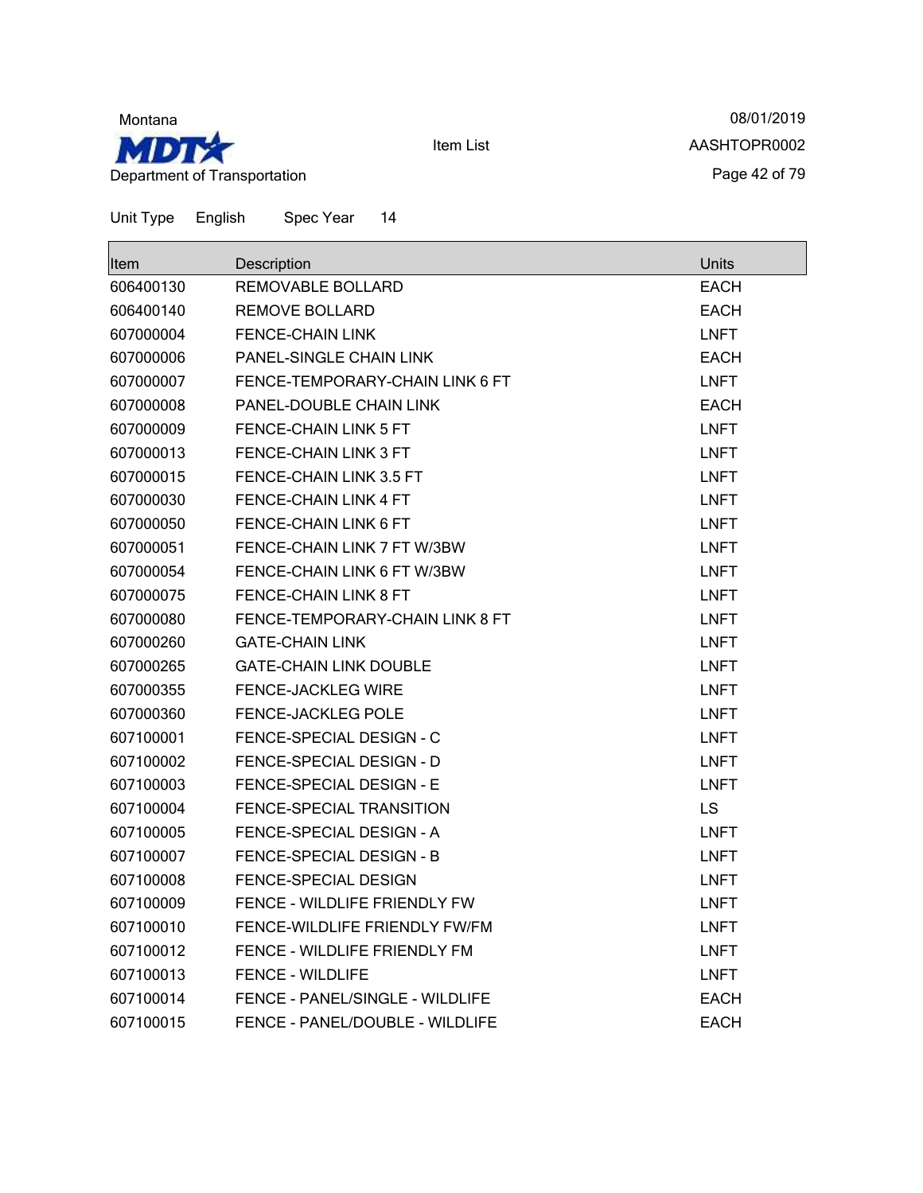Unit Type English Spec Year 14

| Item | Description | Units |
|---|---|---|
| 606400130 | REMOVABLE BOLLARD | EACH |
| 606400140 | REMOVE BOLLARD | EACH |
| 607000004 | FENCE-CHAIN LINK | LNFT |
| 607000006 | PANEL-SINGLE CHAIN LINK | EACH |
| 607000007 | FENCE-TEMPORARY-CHAIN LINK 6 FT | LNFT |
| 607000008 | PANEL-DOUBLE CHAIN LINK | EACH |
| 607000009 | FENCE-CHAIN LINK 5 FT | LNFT |
| 607000013 | FENCE-CHAIN LINK 3 FT | LNFT |
| 607000015 | FENCE-CHAIN LINK 3.5 FT | LNFT |
| 607000030 | FENCE-CHAIN LINK 4 FT | LNFT |
| 607000050 | FENCE-CHAIN LINK 6 FT | LNFT |
| 607000051 | FENCE-CHAIN LINK 7 FT W/3BW | LNFT |
| 607000054 | FENCE-CHAIN LINK 6 FT W/3BW | LNFT |
| 607000075 | FENCE-CHAIN LINK 8 FT | LNFT |
| 607000080 | FENCE-TEMPORARY-CHAIN LINK 8 FT | LNFT |
| 607000260 | GATE-CHAIN LINK | LNFT |
| 607000265 | GATE-CHAIN LINK DOUBLE | LNFT |
| 607000355 | FENCE-JACKLEG WIRE | LNFT |
| 607000360 | FENCE-JACKLEG POLE | LNFT |
| 607100001 | FENCE-SPECIAL DESIGN - C | LNFT |
| 607100002 | FENCE-SPECIAL DESIGN - D | LNFT |
| 607100003 | FENCE-SPECIAL DESIGN - E | LNFT |
| 607100004 | FENCE-SPECIAL TRANSITION | LS |
| 607100005 | FENCE-SPECIAL DESIGN - A | LNFT |
| 607100007 | FENCE-SPECIAL DESIGN - B | LNFT |
| 607100008 | FENCE-SPECIAL DESIGN | LNFT |
| 607100009 | FENCE - WILDLIFE FRIENDLY FW | LNFT |
| 607100010 | FENCE-WILDLIFE FRIENDLY FW/FM | LNFT |
| 607100012 | FENCE - WILDLIFE FRIENDLY FM | LNFT |
| 607100013 | FENCE - WILDLIFE | LNFT |
| 607100014 | FENCE - PANEL/SINGLE - WILDLIFE | EACH |
| 607100015 | FENCE - PANEL/DOUBLE - WILDLIFE | EACH |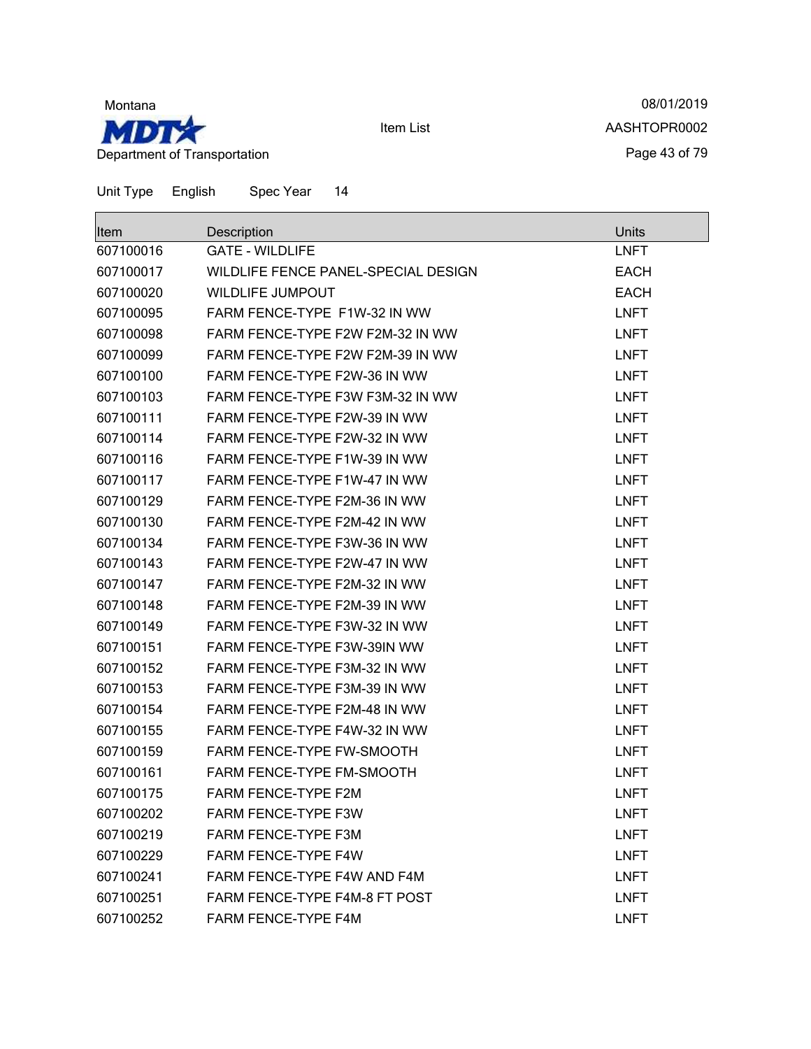Montana

MDT

Department of Transportation

Item List

08/01/2019

AASHTOPR0002

Unit Type English Spec Year 14

| Item | Description | Units |
|---|---|---|
| 607100016 | GATE - WILDLIFE | LNFT |
| 607100017 | WILDLIFE FENCE PANEL-SPECIAL DESIGN | EACH |
| 607100020 | WILDLIFE JUMPOUT | EACH |
| 607100095 | FARM FENCE-TYPE F1W-32 IN WW | LNFT |
| 607100098 | FARM FENCE-TYPE F2W F2M-32 IN WW | LNFT |
| 607100099 | FARM FENCE-TYPE F2W F2M-39 IN WW | LNFT |
| 607100100 | FARM FENCE-TYPE F2W-36 IN WW | LNFT |
| 607100103 | FARM FENCE-TYPE F3W F3M-32 IN WW | LNFT |
| 607100111 | FARM FENCE-TYPE F2W-39 IN WW | LNFT |
| 607100114 | FARM FENCE-TYPE F2W-32 IN WW | LNFT |
| 607100116 | FARM FENCE-TYPE F1W-39 IN WW | LNFT |
| 607100117 | FARM FENCE-TYPE F1W-47 IN WW | LNFT |
| 607100129 | FARM FENCE-TYPE F2M-36 IN WW | LNFT |
| 607100130 | FARM FENCE-TYPE F2M-42 IN WW | LNFT |
| 607100134 | FARM FENCE-TYPE F3W-36 IN WW | LNFT |
| 607100143 | FARM FENCE-TYPE F2W-47 IN WW | LNFT |
| 607100147 | FARM FENCE-TYPE F2M-32 IN WW | LNFT |
| 607100148 | FARM FENCE-TYPE F2M-39 IN WW | LNFT |
| 607100149 | FARM FENCE-TYPE F3W-32 IN WW | LNFT |
| 607100151 | FARM FENCE-TYPE F3W-39IN WW | LNFT |
| 607100152 | FARM FENCE-TYPE F3M-32 IN WW | LNFT |
| 607100153 | FARM FENCE-TYPE F3M-39 IN WW | LNFT |
| 607100154 | FARM FENCE-TYPE F2M-48 IN WW | LNFT |
| 607100155 | FARM FENCE-TYPE F4W-32 IN WW | LNFT |
| 607100159 | FARM FENCE-TYPE FW-SMOOTH | LNFT |
| 607100161 | FARM FENCE-TYPE FM-SMOOTH | LNFT |
| 607100175 | FARM FENCE-TYPE F2M | LNFT |
| 607100202 | FARM FENCE-TYPE F3W | LNFT |
| 607100219 | FARM FENCE-TYPE F3M | LNFT |
| 607100229 | FARM FENCE-TYPE F4W | LNFT |
| 607100241 | FARM FENCE-TYPE F4W AND F4M | LNFT |
| 607100251 | FARM FENCE-TYPE F4M-8 FT POST | LNFT |
| 607100252 | FARM FENCE-TYPE F4M | LNFT |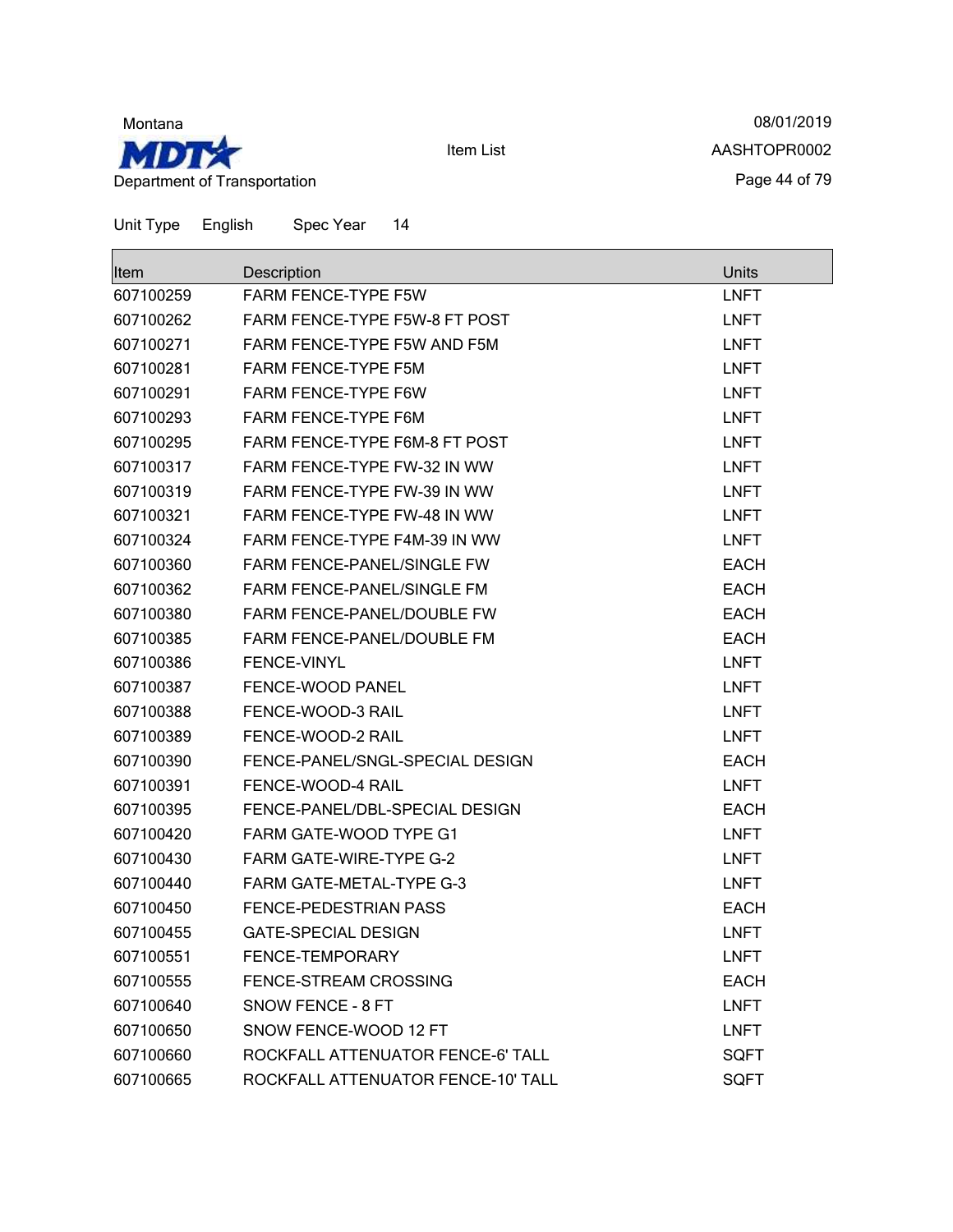Montana

Department of Transportation

Item List

08/01/2019

AASHTOPR0002

Unit Type English Spec Year 14

| Item | Description | Units |
|---|---|---|
| 607100259 | FARM FENCE-TYPE F5W | LNFT |
| 607100262 | FARM FENCE-TYPE F5W-8 FT POST | LNFT |
| 607100271 | FARM FENCE-TYPE F5W AND F5M | LNFT |
| 607100281 | FARM FENCE-TYPE F5M | LNFT |
| 607100291 | FARM FENCE-TYPE F6W | LNFT |
| 607100293 | FARM FENCE-TYPE F6M | LNFT |
| 607100295 | FARM FENCE-TYPE F6M-8 FT POST | LNFT |
| 607100317 | FARM FENCE-TYPE FW-32 IN WW | LNFT |
| 607100319 | FARM FENCE-TYPE FW-39 IN WW | LNFT |
| 607100321 | FARM FENCE-TYPE FW-48 IN WW | LNFT |
| 607100324 | FARM FENCE-TYPE F4M-39 IN WW | LNFT |
| 607100360 | FARM FENCE-PANEL/SINGLE FW | EACH |
| 607100362 | FARM FENCE-PANEL/SINGLE FM | EACH |
| 607100380 | FARM FENCE-PANEL/DOUBLE FW | EACH |
| 607100385 | FARM FENCE-PANEL/DOUBLE FM | EACH |
| 607100386 | FENCE-VINYL | LNFT |
| 607100387 | FENCE-WOOD PANEL | LNFT |
| 607100388 | FENCE-WOOD-3 RAIL | LNFT |
| 607100389 | FENCE-WOOD-2 RAIL | LNFT |
| 607100390 | FENCE-PANEL/SNGL-SPECIAL DESIGN | EACH |
| 607100391 | FENCE-WOOD-4 RAIL | LNFT |
| 607100395 | FENCE-PANEL/DBL-SPECIAL DESIGN | EACH |
| 607100420 | FARM GATE-WOOD TYPE G1 | LNFT |
| 607100430 | FARM GATE-WIRE-TYPE G-2 | LNFT |
| 607100440 | FARM GATE-METAL-TYPE G-3 | LNFT |
| 607100450 | FENCE-PEDESTRIAN PASS | EACH |
| 607100455 | GATE-SPECIAL DESIGN | LNFT |
| 607100551 | FENCE-TEMPORARY | LNFT |
| 607100555 | FENCE-STREAM CROSSING | EACH |
| 607100640 | SNOW FENCE - 8 FT | LNFT |
| 607100650 | SNOW FENCE-WOOD 12 FT | LNFT |
| 607100660 | ROCKFALL ATTENUATOR FENCE-6' TALL | SQFT |
| 607100665 | ROCKFALL ATTENUATOR FENCE-10' TALL | SQFT |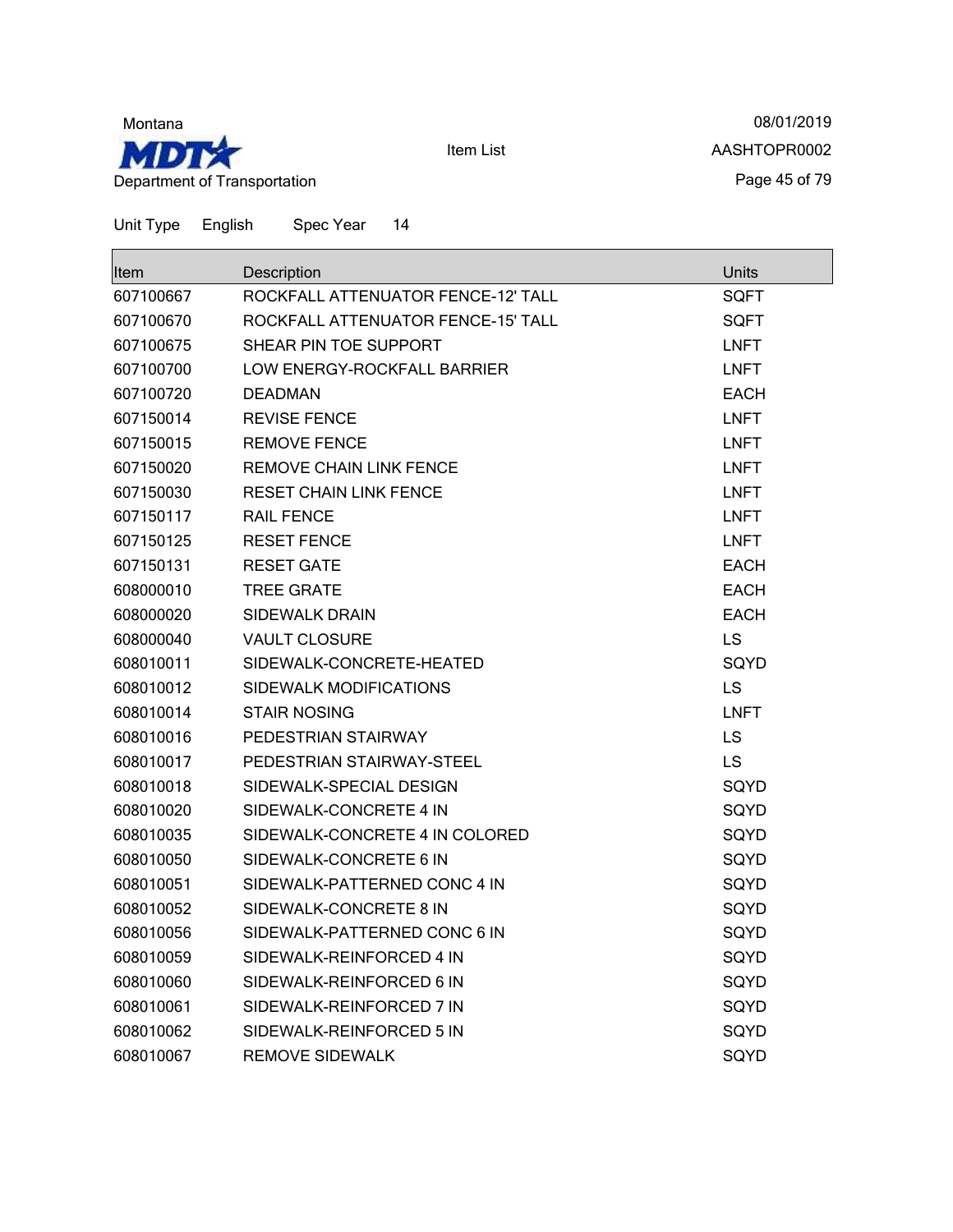Montana

Department of Transportation

Item List

08/01/2019

AASHTOPR0002

Unit Type English Spec Year 14

| Item | Description | Units |
|---|---|---|
| 607100667 | ROCKFALL ATTENUATOR FENCE-12' TALL | SQFT |
| 607100670 | ROCKFALL ATTENUATOR FENCE-15' TALL | SQFT |
| 607100675 | SHEAR PIN TOE SUPPORT | LNFT |
| 607100700 | LOW ENERGY-ROCKFALL BARRIER | LNFT |
| 607100720 | DEADMAN | EACH |
| 607150014 | REVISE FENCE | LNFT |
| 607150015 | REMOVE FENCE | LNFT |
| 607150020 | REMOVE CHAIN LINK FENCE | LNFT |
| 607150030 | RESET CHAIN LINK FENCE | LNFT |
| 607150117 | RAIL FENCE | LNFT |
| 607150125 | RESET FENCE | LNFT |
| 607150131 | RESET GATE | EACH |
| 608000010 | TREE GRATE | EACH |
| 608000020 | SIDEWALK DRAIN | EACH |
| 608000040 | VAULT CLOSURE | LS |
| 608010011 | SIDEWALK-CONCRETE-HEATED | SQYD |
| 608010012 | SIDEWALK MODIFICATIONS | LS |
| 608010014 | STAIR NOSING | LNFT |
| 608010016 | PEDESTRIAN STAIRWAY | LS |
| 608010017 | PEDESTRIAN STAIRWAY-STEEL | LS |
| 608010018 | SIDEWALK-SPECIAL DESIGN | SQYD |
| 608010020 | SIDEWALK-CONCRETE 4 IN | SQYD |
| 608010035 | SIDEWALK-CONCRETE 4 IN COLORED | SQYD |
| 608010050 | SIDEWALK-CONCRETE 6 IN | SQYD |
| 608010051 | SIDEWALK-PATTERNED CONC 4 IN | SQYD |
| 608010052 | SIDEWALK-CONCRETE 8 IN | SQYD |
| 608010056 | SIDEWALK-PATTERNED CONC 6 IN | SQYD |
| 608010059 | SIDEWALK-REINFORCED 4 IN | SQYD |
| 608010060 | SIDEWALK-REINFORCED 6 IN | SQYD |
| 608010061 | SIDEWALK-REINFORCED 7 IN | SQYD |
| 608010062 | SIDEWALK-REINFORCED 5 IN | SQYD |
| 608010067 | REMOVE SIDEWALK | SQYD |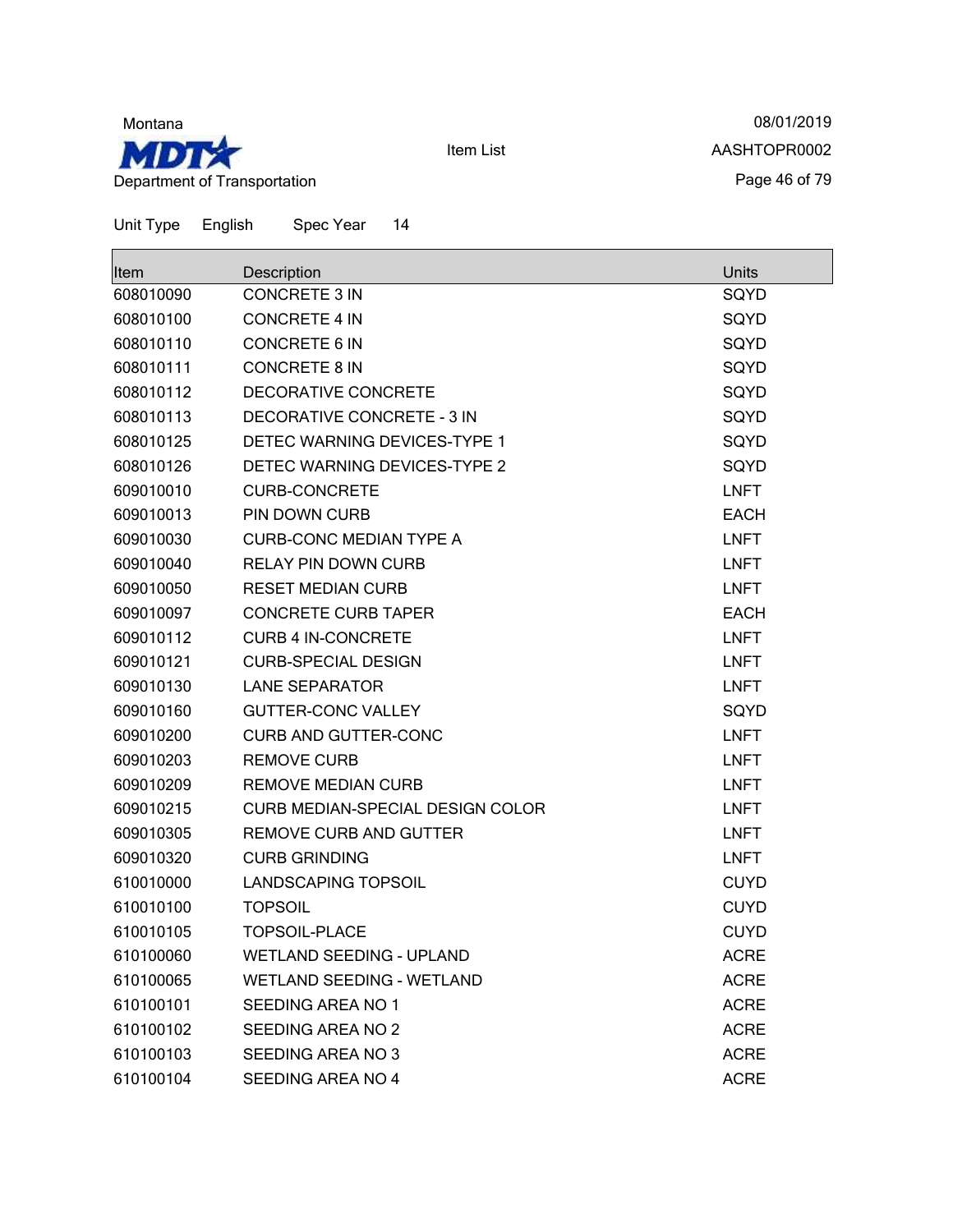Unit Type English Spec Year 14

| Item | Description | Units |
|---|---|---|
| 608010090 | CONCRETE 3 IN | SQYD |
| 608010100 | CONCRETE 4 IN | SQYD |
| 608010110 | CONCRETE 6 IN | SQYD |
| 608010111 | CONCRETE 8 IN | SQYD |
| 608010112 | DECORATIVE CONCRETE | SQYD |
| 608010113 | DECORATIVE CONCRETE - 3 IN | SQYD |
| 608010125 | DETEC WARNING DEVICES-TYPE 1 | SQYD |
| 608010126 | DETEC WARNING DEVICES-TYPE 2 | SQYD |
| 609010010 | CURB-CONCRETE | LNFT |
| 609010013 | PIN DOWN CURB | EACH |
| 609010030 | CURB-CONC MEDIAN TYPE A | LNFT |
| 609010040 | RELAY PIN DOWN CURB | LNFT |
| 609010050 | RESET MEDIAN CURB | LNFT |
| 609010097 | CONCRETE CURB TAPER | EACH |
| 609010112 | CURB 4 IN-CONCRETE | LNFT |
| 609010121 | CURB-SPECIAL DESIGN | LNFT |
| 609010130 | LANE SEPARATOR | LNFT |
| 609010160 | GUTTER-CONC VALLEY | SQYD |
| 609010200 | CURB AND GUTTER-CONC | LNFT |
| 609010203 | REMOVE CURB | LNFT |
| 609010209 | REMOVE MEDIAN CURB | LNFT |
| 609010215 | CURB MEDIAN-SPECIAL DESIGN COLOR | LNFT |
| 609010305 | REMOVE CURB AND GUTTER | LNFT |
| 609010320 | CURB GRINDING | LNFT |
| 610010000 | LANDSCAPING TOPSOIL | CUYD |
| 610010100 | TOPSOIL | CUYD |
| 610010105 | TOPSOIL-PLACE | CUYD |
| 610100060 | WETLAND SEEDING - UPLAND | ACRE |
| 610100065 | WETLAND SEEDING - WETLAND | ACRE |
| 610100101 | SEEDING AREA NO 1 | ACRE |
| 610100102 | SEEDING AREA NO 2 | ACRE |
| 610100103 | SEEDING AREA NO 3 | ACRE |
| 610100104 | SEEDING AREA NO 4 | ACRE |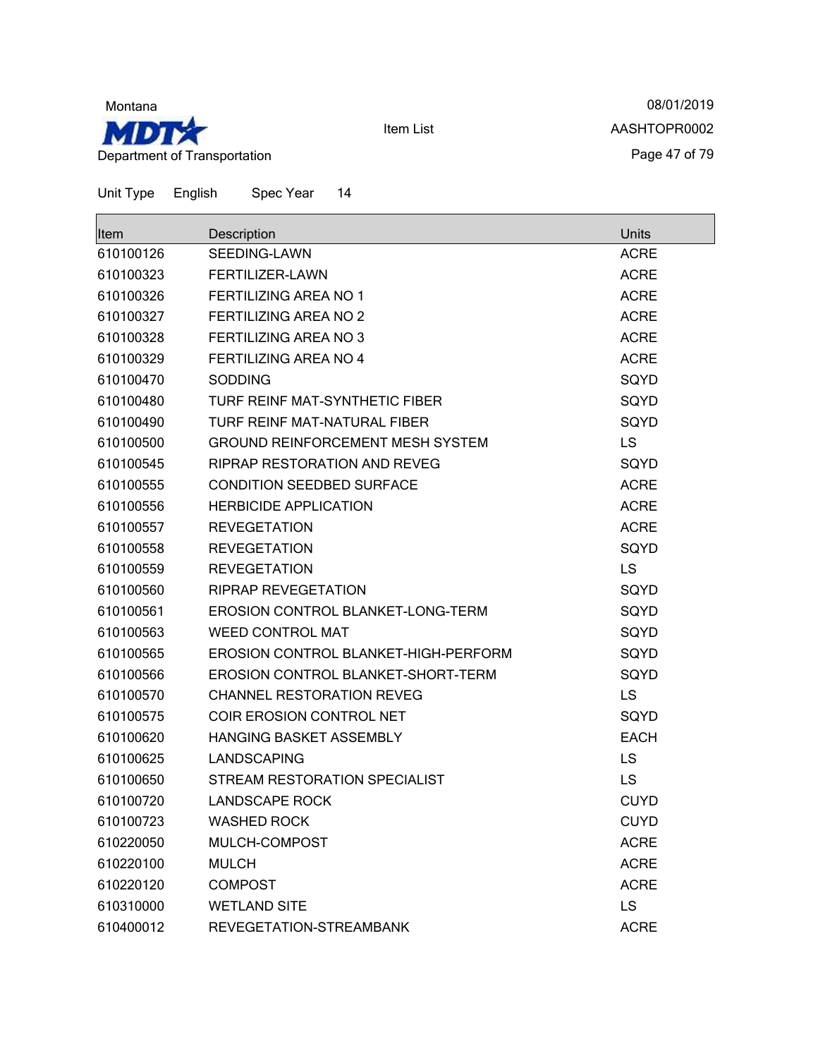Unit Type English Spec Year 14

| Item | Description | Units |
|---|---|---|
| 610100126 | SEEDING-LAWN | ACRE |
| 610100323 | FERTILIZER-LAWN | ACRE |
| 610100326 | FERTILIZING AREA NO 1 | ACRE |
| 610100327 | FERTILIZING AREA NO 2 | ACRE |
| 610100328 | FERTILIZING AREA NO 3 | ACRE |
| 610100329 | FERTILIZING AREA NO 4 | ACRE |
| 610100470 | SODDING | SQYD |
| 610100480 | TURF REINF MAT-SYNTHETIC FIBER | SQYD |
| 610100490 | TURF REINF MAT-NATURAL FIBER | SQYD |
| 610100500 | GROUND REINFORCEMENT MESH SYSTEM | LS |
| 610100545 | RIPRAP RESTORATION AND REVEG | SQYD |
| 610100555 | CONDITION SEEDBED SURFACE | ACRE |
| 610100556 | HERBICIDE APPLICATION | ACRE |
| 610100557 | REVEGETATION | ACRE |
| 610100558 | REVEGETATION | SQYD |
| 610100559 | REVEGETATION | LS |
| 610100560 | RIPRAP REVEGETATION | SQYD |
| 610100561 | EROSION CONTROL BLANKET-LONG-TERM | SQYD |
| 610100563 | WEED CONTROL MAT | SQYD |
| 610100565 | EROSION CONTROL BLANKET-HIGH-PERFORM | SQYD |
| 610100566 | EROSION CONTROL BLANKET-SHORT-TERM | SQYD |
| 610100570 | CHANNEL RESTORATION REVEG | LS |
| 610100575 | COIR EROSION CONTROL NET | SQYD |
| 610100620 | HANGING BASKET ASSEMBLY | EACH |
| 610100625 | LANDSCAPING | LS |
| 610100650 | STREAM RESTORATION SPECIALIST | LS |
| 610100720 | LANDSCAPE ROCK | CUYD |
| 610100723 | WASHED ROCK | CUYD |
| 610220050 | MULCH-COMPOST | ACRE |
| 610220100 | MULCH | ACRE |
| 610220120 | COMPOST | ACRE |
| 610310000 | WETLAND SITE | LS |
| 610400012 | REVEGETATION-STREAMBANK | ACRE |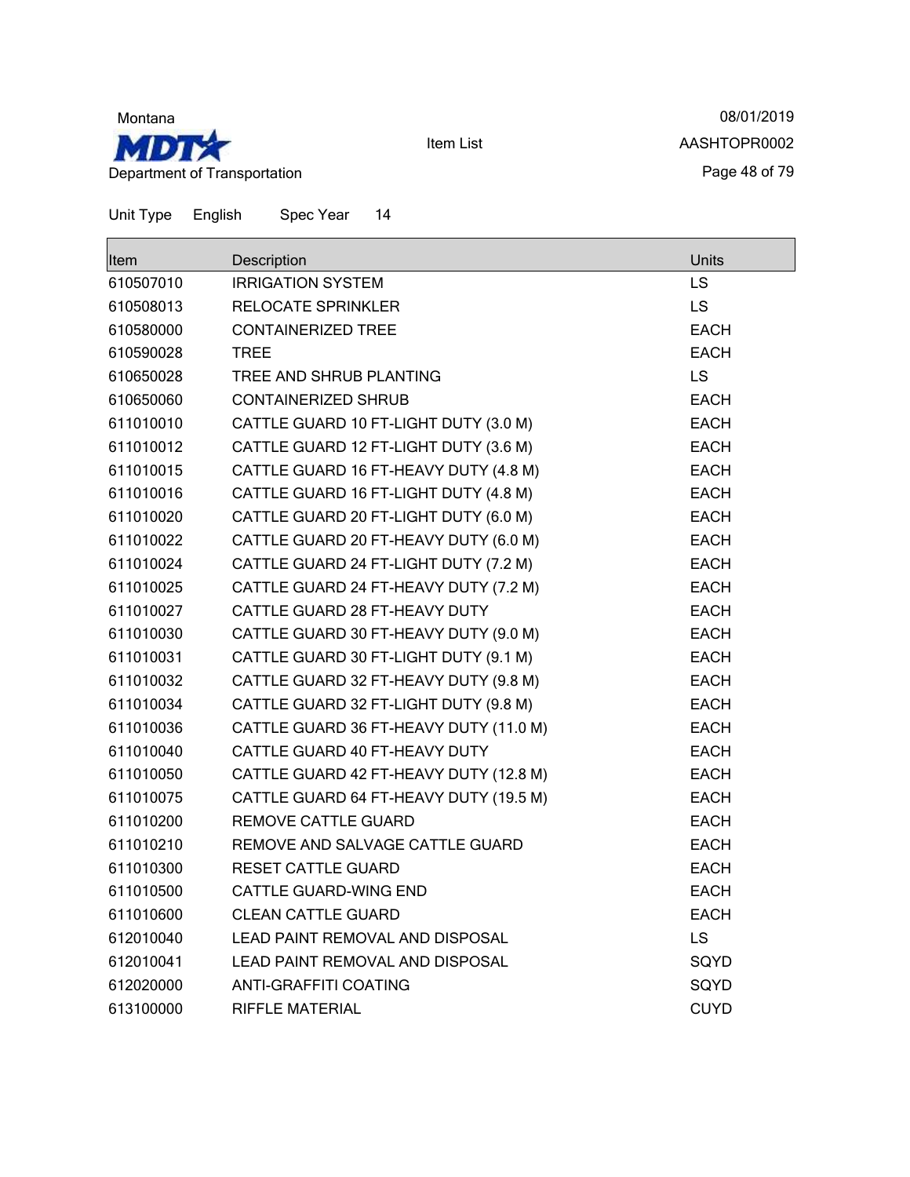Unit Type English Spec Year 14

| Item | Description | Units |
|---|---|---|
| 610507010 | IRRIGATION SYSTEM | LS |
| 610508013 | RELOCATE SPRINKLER | LS |
| 610580000 | CONTAINERIZED TREE | EACH |
| 610590028 | TREE | EACH |
| 610650028 | TREE AND SHRUB PLANTING | LS |
| 610650060 | CONTAINERIZED SHRUB | EACH |
| 611010010 | CATTLE GUARD 10 FT-LIGHT DUTY (3.0 M) | EACH |
| 611010012 | CATTLE GUARD 12 FT-LIGHT DUTY (3.6 M) | EACH |
| 611010015 | CATTLE GUARD 16 FT-HEAVY DUTY (4.8 M) | EACH |
| 611010016 | CATTLE GUARD 16 FT-LIGHT DUTY (4.8 M) | EACH |
| 611010020 | CATTLE GUARD 20 FT-LIGHT DUTY (6.0 M) | EACH |
| 611010022 | CATTLE GUARD 20 FT-HEAVY DUTY (6.0 M) | EACH |
| 611010024 | CATTLE GUARD 24 FT-LIGHT DUTY (7.2 M) | EACH |
| 611010025 | CATTLE GUARD 24 FT-HEAVY DUTY (7.2 M) | EACH |
| 611010027 | CATTLE GUARD 28 FT-HEAVY DUTY | EACH |
| 611010030 | CATTLE GUARD 30 FT-HEAVY DUTY (9.0 M) | EACH |
| 611010031 | CATTLE GUARD 30 FT-LIGHT DUTY (9.1 M) | EACH |
| 611010032 | CATTLE GUARD 32 FT-HEAVY DUTY (9.8 M) | EACH |
| 611010034 | CATTLE GUARD 32 FT-LIGHT DUTY (9.8 M) | EACH |
| 611010036 | CATTLE GUARD 36 FT-HEAVY DUTY (11.0 M) | EACH |
| 611010040 | CATTLE GUARD 40 FT-HEAVY DUTY | EACH |
| 611010050 | CATTLE GUARD 42 FT-HEAVY DUTY (12.8 M) | EACH |
| 611010075 | CATTLE GUARD 64 FT-HEAVY DUTY (19.5 M) | EACH |
| 611010200 | REMOVE CATTLE GUARD | EACH |
| 611010210 | REMOVE AND SALVAGE CATTLE GUARD | EACH |
| 611010300 | RESET CATTLE GUARD | EACH |
| 611010500 | CATTLE GUARD-WING END | EACH |
| 611010600 | CLEAN CATTLE GUARD | EACH |
| 612010040 | LEAD PAINT REMOVAL AND DISPOSAL | LS |
| 612010041 | LEAD PAINT REMOVAL AND DISPOSAL | SQYD |
| 612020000 | ANTI-GRAFFITI COATING | SQYD |
| 613100000 | RIFFLE MATERIAL | CUYD |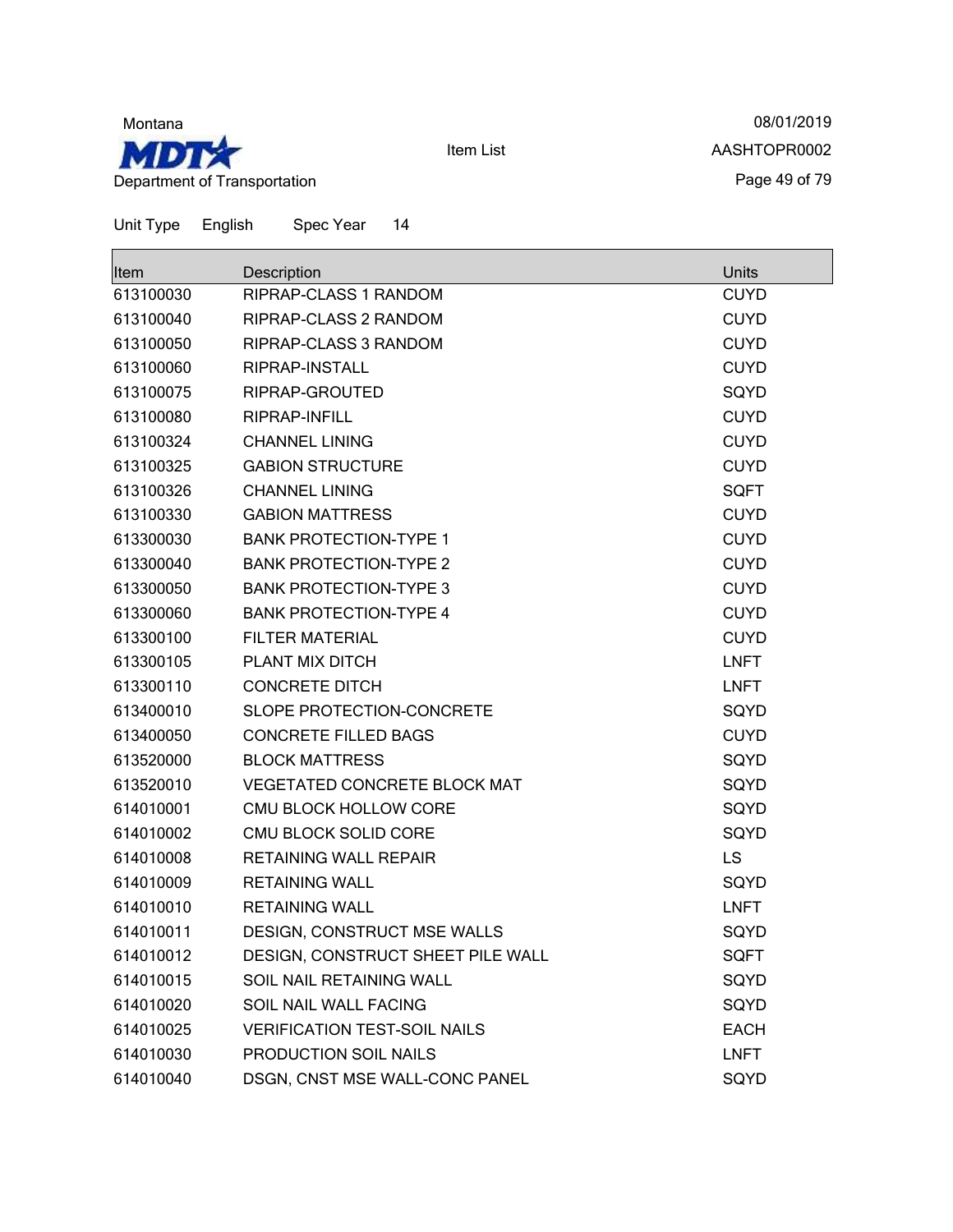Montana

Department of Transportation

Item List

08/01/2019

AASHTOPR0002

Unit Type English Spec Year 14

| Item | Description | Units |
|---|---|---|
| 613100030 | RIPRAP-CLASS 1 RANDOM | CUYD |
| 613100040 | RIPRAP-CLASS 2 RANDOM | CUYD |
| 613100050 | RIPRAP-CLASS 3 RANDOM | CUYD |
| 613100060 | RIPRAP-INSTALL | CUYD |
| 613100075 | RIPRAP-GROUTED | SQYD |
| 613100080 | RIPRAP-INFILL | CUYD |
| 613100324 | CHANNEL LINING | CUYD |
| 613100325 | GABION STRUCTURE | CUYD |
| 613100326 | CHANNEL LINING | SQFT |
| 613100330 | GABION MATTRESS | CUYD |
| 613300030 | BANK PROTECTION-TYPE 1 | CUYD |
| 613300040 | BANK PROTECTION-TYPE 2 | CUYD |
| 613300050 | BANK PROTECTION-TYPE 3 | CUYD |
| 613300060 | BANK PROTECTION-TYPE 4 | CUYD |
| 613300100 | FILTER MATERIAL | CUYD |
| 613300105 | PLANT MIX DITCH | LNFT |
| 613300110 | CONCRETE DITCH | LNFT |
| 613400010 | SLOPE PROTECTION-CONCRETE | SQYD |
| 613400050 | CONCRETE FILLED BAGS | CUYD |
| 613520000 | BLOCK MATTRESS | SQYD |
| 613520010 | VEGETATED CONCRETE BLOCK MAT | SQYD |
| 614010001 | CMU BLOCK HOLLOW CORE | SQYD |
| 614010002 | CMU BLOCK SOLID CORE | SQYD |
| 614010008 | RETAINING WALL REPAIR | LS |
| 614010009 | RETAINING WALL | SQYD |
| 614010010 | RETAINING WALL | LNFT |
| 614010011 | DESIGN, CONSTRUCT MSE WALLS | SQYD |
| 614010012 | DESIGN, CONSTRUCT SHEET PILE WALL | SQFT |
| 614010015 | SOIL NAIL RETAINING WALL | SQYD |
| 614010020 | SOIL NAIL WALL FACING | SQYD |
| 614010025 | VERIFICATION TEST-SOIL NAILS | EACH |
| 614010030 | PRODUCTION SOIL NAILS | LNFT |
| 614010040 | DSGN, CNST MSE WALL-CONC PANEL | SQYD |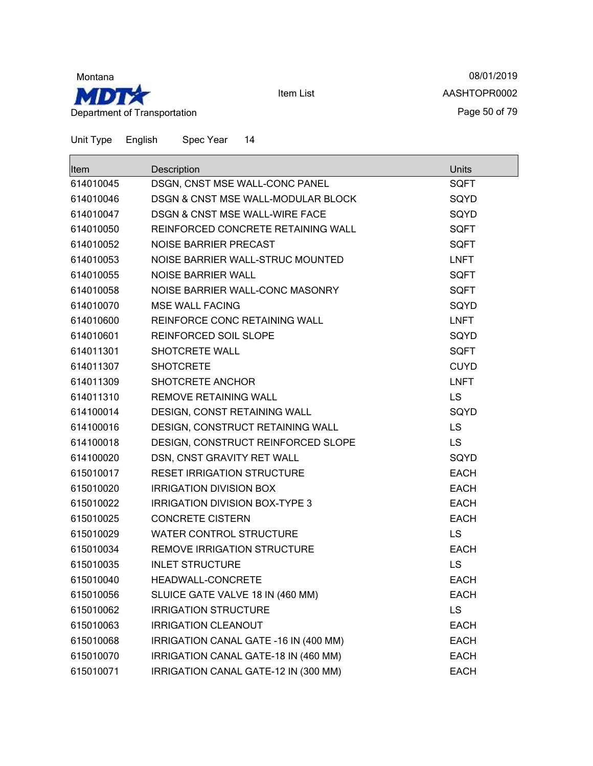Montana

Department of Transportation

Item List

08/01/2019

AASHTOPR0002

Unit Type English Spec Year 14

| Item | Description | Units |
|---|---|---|
| 614010045 | DSGN, CNST MSE WALL-CONC PANEL | SQFT |
| 614010046 | DSGN & CNST MSE WALL-MODULAR BLOCK | SQYD |
| 614010047 | DSGN & CNST MSE WALL-WIRE FACE | SQYD |
| 614010050 | REINFORCED CONCRETE RETAINING WALL | SQFT |
| 614010052 | NOISE BARRIER PRECAST | SQFT |
| 614010053 | NOISE BARRIER WALL-STRUC MOUNTED | LNFT |
| 614010055 | NOISE BARRIER WALL | SQFT |
| 614010058 | NOISE BARRIER WALL-CONC MASONRY | SQFT |
| 614010070 | MSE WALL FACING | SQYD |
| 614010600 | REINFORCE CONC RETAINING WALL | LNFT |
| 614010601 | REINFORCED SOIL SLOPE | SQYD |
| 614011301 | SHOTCRETE WALL | SQFT |
| 614011307 | SHOTCRETE | CUYD |
| 614011309 | SHOTCRETE ANCHOR | LNFT |
| 614011310 | REMOVE RETAINING WALL | LS |
| 614100014 | DESIGN, CONST RETAINING WALL | SQYD |
| 614100016 | DESIGN, CONSTRUCT RETAINING WALL | LS |
| 614100018 | DESIGN, CONSTRUCT REINFORCED SLOPE | LS |
| 614100020 | DSN, CNST GRAVITY RET WALL | SQYD |
| 615010017 | RESET IRRIGATION STRUCTURE | EACH |
| 615010020 | IRRIGATION DIVISION BOX | EACH |
| 615010022 | IRRIGATION DIVISION BOX-TYPE 3 | EACH |
| 615010025 | CONCRETE CISTERN | EACH |
| 615010029 | WATER CONTROL STRUCTURE | LS |
| 615010034 | REMOVE IRRIGATION STRUCTURE | EACH |
| 615010035 | INLET STRUCTURE | LS |
| 615010040 | HEADWALL-CONCRETE | EACH |
| 615010056 | SLUICE GATE VALVE 18 IN (460 MM) | EACH |
| 615010062 | IRRIGATION STRUCTURE | LS |
| 615010063 | IRRIGATION CLEANOUT | EACH |
| 615010068 | IRRIGATION CANAL GATE -16 IN (400 MM) | EACH |
| 615010070 | IRRIGATION CANAL GATE-18 IN (460 MM) | EACH |
| 615010071 | IRRIGATION CANAL GATE-12 IN (300 MM) | EACH |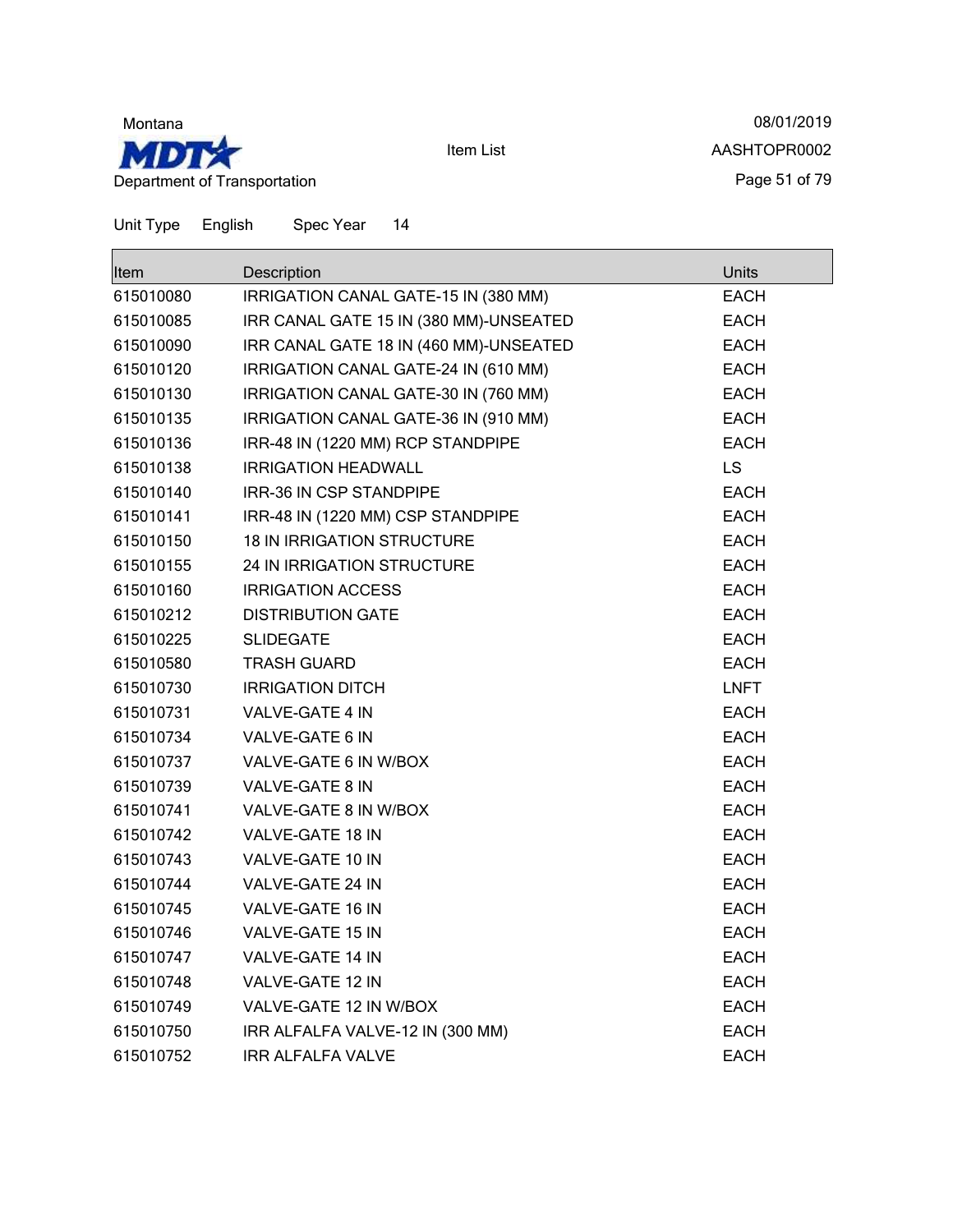Montana

Department of Transportation

Item List

08/01/2019

AASHTOPR0002

Unit Type English Spec Year 14

| Item | Description | Units |
|---|---|---|
| 615010080 | IRRIGATION CANAL GATE-15 IN (380 MM) | EACH |
| 615010085 | IRR CANAL GATE 15 IN (380 MM)-UNSEATED | EACH |
| 615010090 | IRR CANAL GATE 18 IN (460 MM)-UNSEATED | EACH |
| 615010120 | IRRIGATION CANAL GATE-24 IN (610 MM) | EACH |
| 615010130 | IRRIGATION CANAL GATE-30 IN (760 MM) | EACH |
| 615010135 | IRRIGATION CANAL GATE-36 IN (910 MM) | EACH |
| 615010136 | IRR-48 IN (1220 MM) RCP STANDPIPE | EACH |
| 615010138 | IRRIGATION HEADWALL | LS |
| 615010140 | IRR-36 IN CSP STANDPIPE | EACH |
| 615010141 | IRR-48 IN (1220 MM) CSP STANDPIPE | EACH |
| 615010150 | 18 IN IRRIGATION STRUCTURE | EACH |
| 615010155 | 24 IN IRRIGATION STRUCTURE | EACH |
| 615010160 | IRRIGATION ACCESS | EACH |
| 615010212 | DISTRIBUTION GATE | EACH |
| 615010225 | SLIDEGATE | EACH |
| 615010580 | TRASH GUARD | EACH |
| 615010730 | IRRIGATION DITCH | LNFT |
| 615010731 | VALVE-GATE 4 IN | EACH |
| 615010734 | VALVE-GATE 6 IN | EACH |
| 615010737 | VALVE-GATE 6 IN W/BOX | EACH |
| 615010739 | VALVE-GATE 8 IN | EACH |
| 615010741 | VALVE-GATE 8 IN W/BOX | EACH |
| 615010742 | VALVE-GATE 18 IN | EACH |
| 615010743 | VALVE-GATE 10 IN | EACH |
| 615010744 | VALVE-GATE 24 IN | EACH |
| 615010745 | VALVE-GATE 16 IN | EACH |
| 615010746 | VALVE-GATE 15 IN | EACH |
| 615010747 | VALVE-GATE 14 IN | EACH |
| 615010748 | VALVE-GATE 12 IN | EACH |
| 615010749 | VALVE-GATE 12 IN W/BOX | EACH |
| 615010750 | IRR ALFALFA VALVE-12 IN (300 MM) | EACH |
| 615010752 | IRR ALFALFA VALVE | EACH |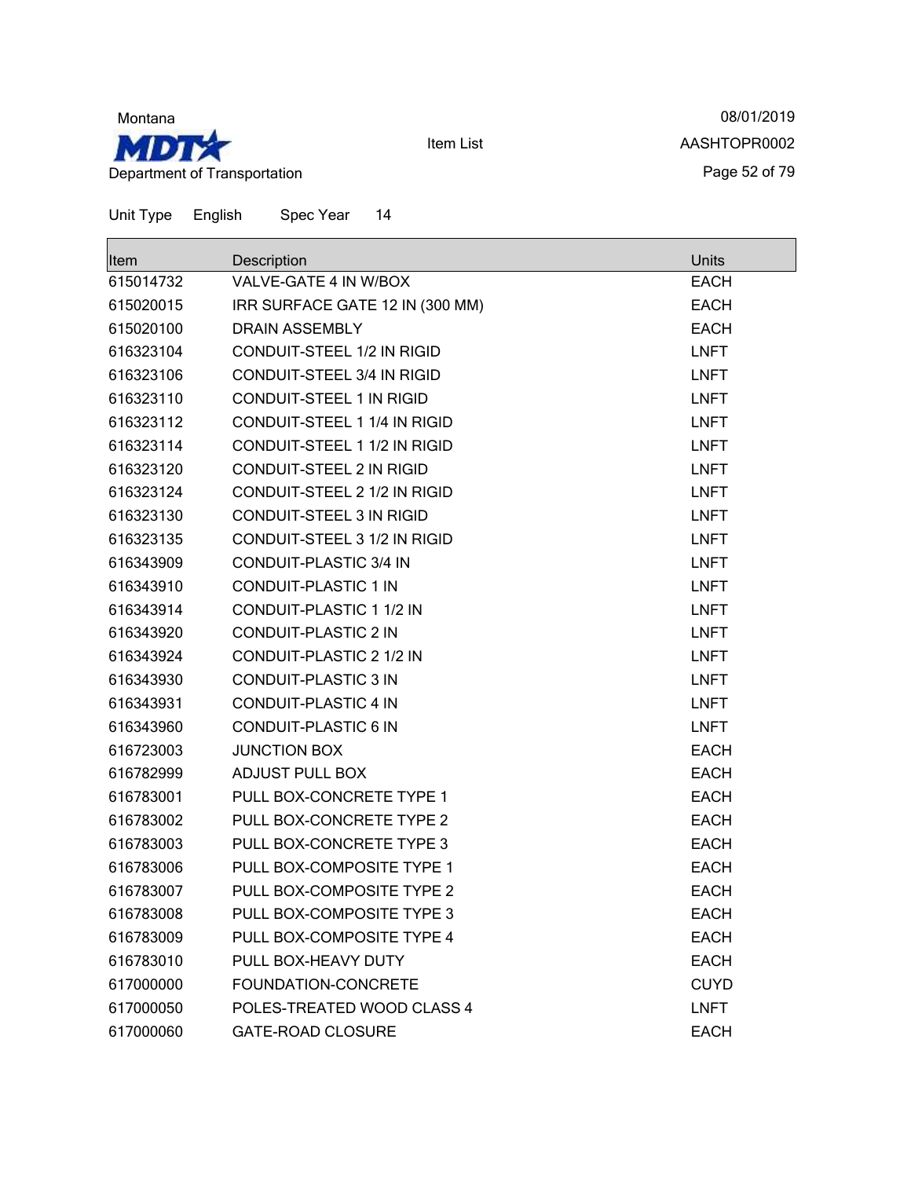Unit Type English Spec Year 14

| Item | Description | Units |
|---|---|---|
| 615014732 | VALVE-GATE 4 IN W/BOX | EACH |
| 615020015 | IRR SURFACE GATE 12 IN (300 MM) | EACH |
| 615020100 | DRAIN ASSEMBLY | EACH |
| 616323104 | CONDUIT-STEEL 1/2 IN RIGID | LNFT |
| 616323106 | CONDUIT-STEEL 3/4 IN RIGID | LNFT |
| 616323110 | CONDUIT-STEEL 1 IN RIGID | LNFT |
| 616323112 | CONDUIT-STEEL 1 1/4 IN RIGID | LNFT |
| 616323114 | CONDUIT-STEEL 1 1/2 IN RIGID | LNFT |
| 616323120 | CONDUIT-STEEL 2 IN RIGID | LNFT |
| 616323124 | CONDUIT-STEEL 2 1/2 IN RIGID | LNFT |
| 616323130 | CONDUIT-STEEL 3 IN RIGID | LNFT |
| 616323135 | CONDUIT-STEEL 3 1/2 IN RIGID | LNFT |
| 616343909 | CONDUIT-PLASTIC 3/4 IN | LNFT |
| 616343910 | CONDUIT-PLASTIC 1 IN | LNFT |
| 616343914 | CONDUIT-PLASTIC 1 1/2 IN | LNFT |
| 616343920 | CONDUIT-PLASTIC 2 IN | LNFT |
| 616343924 | CONDUIT-PLASTIC 2 1/2 IN | LNFT |
| 616343930 | CONDUIT-PLASTIC 3 IN | LNFT |
| 616343931 | CONDUIT-PLASTIC 4 IN | LNFT |
| 616343960 | CONDUIT-PLASTIC 6 IN | LNFT |
| 616723003 | JUNCTION BOX | EACH |
| 616782999 | ADJUST PULL BOX | EACH |
| 616783001 | PULL BOX-CONCRETE TYPE 1 | EACH |
| 616783002 | PULL BOX-CONCRETE TYPE 2 | EACH |
| 616783003 | PULL BOX-CONCRETE TYPE 3 | EACH |
| 616783006 | PULL BOX-COMPOSITE TYPE 1 | EACH |
| 616783007 | PULL BOX-COMPOSITE TYPE 2 | EACH |
| 616783008 | PULL BOX-COMPOSITE TYPE 3 | EACH |
| 616783009 | PULL BOX-COMPOSITE TYPE 4 | EACH |
| 616783010 | PULL BOX-HEAVY DUTY | EACH |
| 617000000 | FOUNDATION-CONCRETE | CUYD |
| 617000050 | POLES-TREATED WOOD CLASS 4 | LNFT |
| 617000060 | GATE-ROAD CLOSURE | EACH |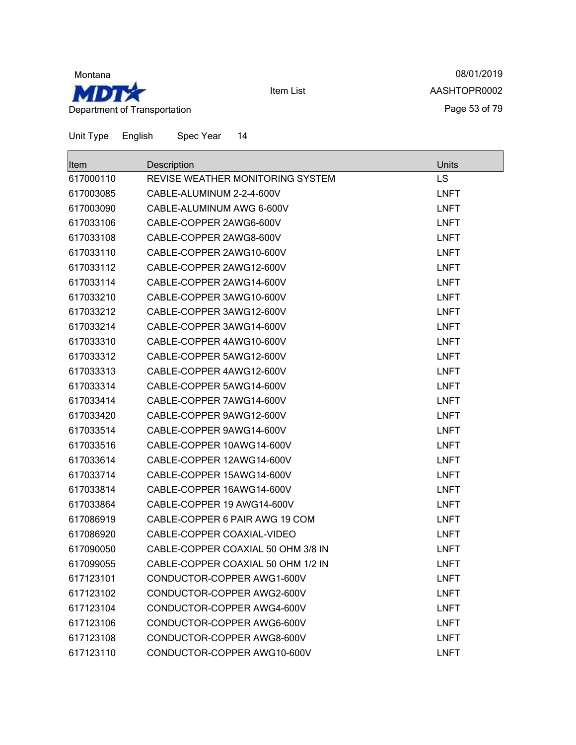Montana

**MDT**

Department of Transportation

Item List

08/01/2019

AASHTOPR0002

Unit Type English Spec Year 14

| Item | Description | Units |
|---|---|---|
| 617000110 | REVISE WEATHER MONITORING SYSTEM | LS |
| 617003085 | CABLE-ALUMINUM 2-2-4-600V | LNFT |
| 617003090 | CABLE-ALUMINUM AWG 6-600V | LNFT |
| 617033106 | CABLE-COPPER 2AWG6-600V | LNFT |
| 617033108 | CABLE-COPPER 2AWG8-600V | LNFT |
| 617033110 | CABLE-COPPER 2AWG10-600V | LNFT |
| 617033112 | CABLE-COPPER 2AWG12-600V | LNFT |
| 617033114 | CABLE-COPPER 2AWG14-600V | LNFT |
| 617033210 | CABLE-COPPER 3AWG10-600V | LNFT |
| 617033212 | CABLE-COPPER 3AWG12-600V | LNFT |
| 617033214 | CABLE-COPPER 3AWG14-600V | LNFT |
| 617033310 | CABLE-COPPER 4AWG10-600V | LNFT |
| 617033312 | CABLE-COPPER 5AWG12-600V | LNFT |
| 617033313 | CABLE-COPPER 4AWG12-600V | LNFT |
| 617033314 | CABLE-COPPER 5AWG14-600V | LNFT |
| 617033414 | CABLE-COPPER 7AWG14-600V | LNFT |
| 617033420 | CABLE-COPPER 9AWG12-600V | LNFT |
| 617033514 | CABLE-COPPER 9AWG14-600V | LNFT |
| 617033516 | CABLE-COPPER 10AWG14-600V | LNFT |
| 617033614 | CABLE-COPPER 12AWG14-600V | LNFT |
| 617033714 | CABLE-COPPER 15AWG14-600V | LNFT |
| 617033814 | CABLE-COPPER 16AWG14-600V | LNFT |
| 617033864 | CABLE-COPPER 19 AWG14-600V | LNFT |
| 617086919 | CABLE-COPPER 6 PAIR AWG 19 COM | LNFT |
| 617086920 | CABLE-COPPER COAXIAL-VIDEO | LNFT |
| 617090050 | CABLE-COPPER COAXIAL 50 OHM 3/8 IN | LNFT |
| 617099055 | CABLE-COPPER COAXIAL 50 OHM 1/2 IN | LNFT |
| 617123101 | CONDUCTOR-COPPER AWG1-600V | LNFT |
| 617123102 | CONDUCTOR-COPPER AWG2-600V | LNFT |
| 617123104 | CONDUCTOR-COPPER AWG4-600V | LNFT |
| 617123106 | CONDUCTOR-COPPER AWG6-600V | LNFT |
| 617123108 | CONDUCTOR-COPPER AWG8-600V | LNFT |
| 617123110 | CONDUCTOR-COPPER AWG10-600V | LNFT |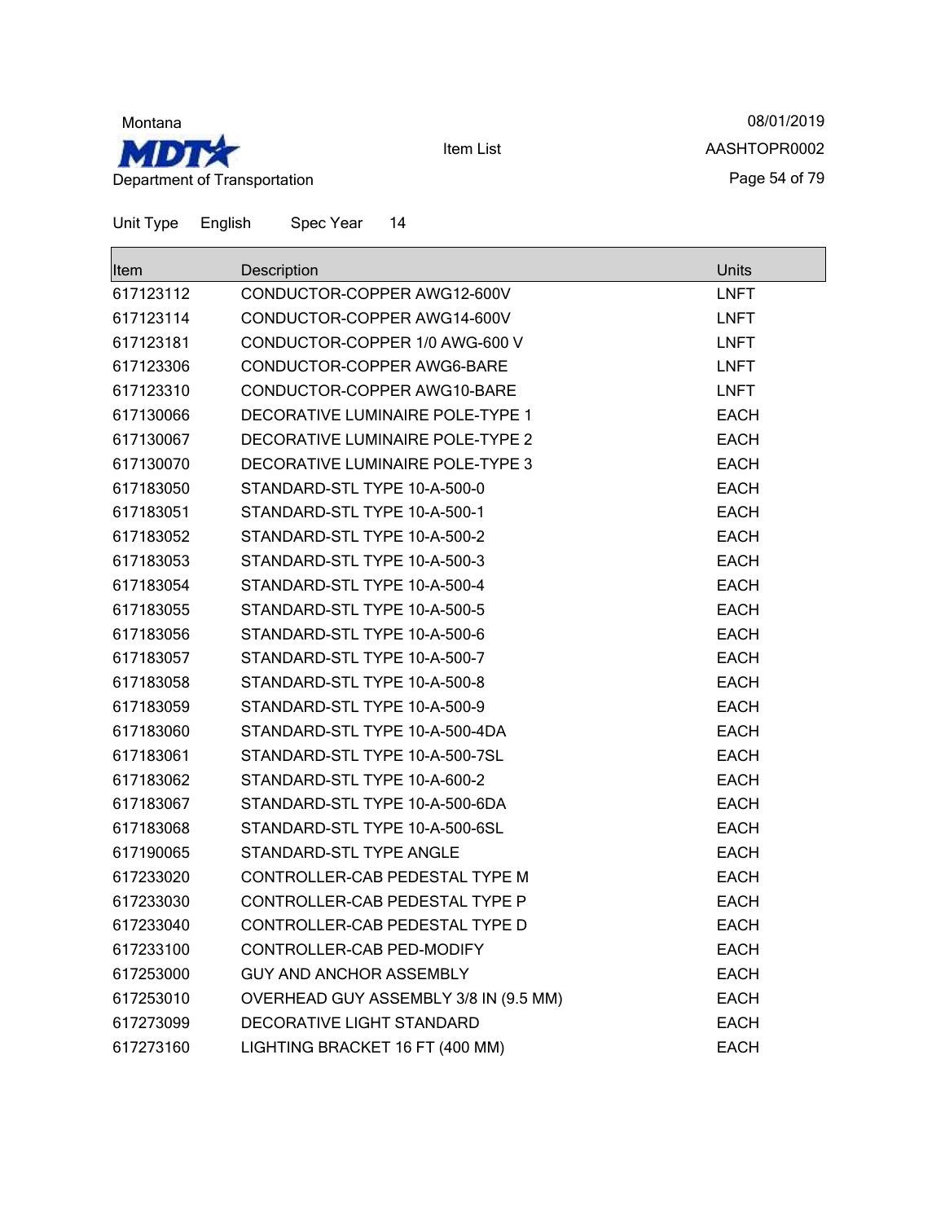Unit Type English Spec Year 14

| Item | Description | Units |
| --- | --- | --- |
| 617123112 | CONDUCTOR-COPPER AWG12-600V | LNFT |
| 617123114 | CONDUCTOR-COPPER AWG14-600V | LNFT |
| 617123181 | CONDUCTOR-COPPER 1/0 AWG-600 V | LNFT |
| 617123306 | CONDUCTOR-COPPER AWG6-BARE | LNFT |
| 617123310 | CONDUCTOR-COPPER AWG10-BARE | LNFT |
| 617130066 | DECORATIVE LUMINAIRE POLE-TYPE 1 | EACH |
| 617130067 | DECORATIVE LUMINAIRE POLE-TYPE 2 | EACH |
| 617130070 | DECORATIVE LUMINAIRE POLE-TYPE 3 | EACH |
| 617183050 | STANDARD-STL TYPE 10-A-500-0 | EACH |
| 617183051 | STANDARD-STL TYPE 10-A-500-1 | EACH |
| 617183052 | STANDARD-STL TYPE 10-A-500-2 | EACH |
| 617183053 | STANDARD-STL TYPE 10-A-500-3 | EACH |
| 617183054 | STANDARD-STL TYPE 10-A-500-4 | EACH |
| 617183055 | STANDARD-STL TYPE 10-A-500-5 | EACH |
| 617183056 | STANDARD-STL TYPE 10-A-500-6 | EACH |
| 617183057 | STANDARD-STL TYPE 10-A-500-7 | EACH |
| 617183058 | STANDARD-STL TYPE 10-A-500-8 | EACH |
| 617183059 | STANDARD-STL TYPE 10-A-500-9 | EACH |
| 617183060 | STANDARD-STL TYPE 10-A-500-4DA | EACH |
| 617183061 | STANDARD-STL TYPE 10-A-500-7SL | EACH |
| 617183062 | STANDARD-STL TYPE 10-A-600-2 | EACH |
| 617183067 | STANDARD-STL TYPE 10-A-500-6DA | EACH |
| 617183068 | STANDARD-STL TYPE 10-A-500-6SL | EACH |
| 617190065 | STANDARD-STL TYPE ANGLE | EACH |
| 617233020 | CONTROLLER-CAB PEDESTAL TYPE M | EACH |
| 617233030 | CONTROLLER-CAB PEDESTAL TYPE P | EACH |
| 617233040 | CONTROLLER-CAB PEDESTAL TYPE D | EACH |
| 617233100 | CONTROLLER-CAB PED-MODIFY | EACH |
| 617253000 | GUY AND ANCHOR ASSEMBLY | EACH |
| 617253010 | OVERHEAD GUY ASSEMBLY 3/8 IN (9.5 MM) | EACH |
| 617273099 | DECORATIVE LIGHT STANDARD | EACH |
| 617273160 | LIGHTING BRACKET 16 FT (400 MM) | EACH |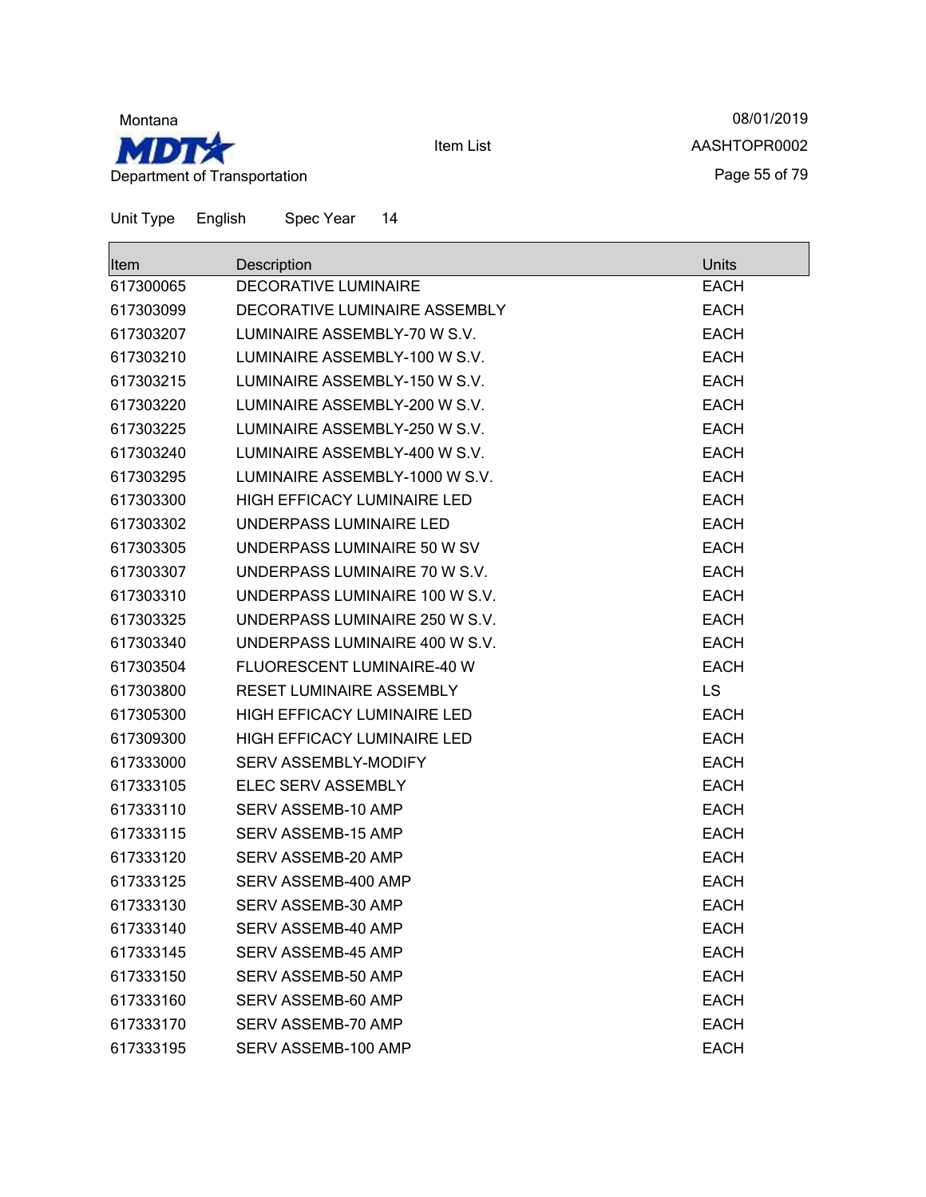Montana

Department of Transportation

Item List

08/01/2019

AASHTOPR0002

Unit Type English Spec Year 14

| Item | Description | Units |
|---|---|---|
| 617300065 | DECORATIVE LUMINAIRE | EACH |
| 617303099 | DECORATIVE LUMINAIRE ASSEMBLY | EACH |
| 617303207 | LUMINAIRE ASSEMBLY-70 W S.V. | EACH |
| 617303210 | LUMINAIRE ASSEMBLY-100 W S.V. | EACH |
| 617303215 | LUMINAIRE ASSEMBLY-150 W S.V. | EACH |
| 617303220 | LUMINAIRE ASSEMBLY-200 W S.V. | EACH |
| 617303225 | LUMINAIRE ASSEMBLY-250 W S.V. | EACH |
| 617303240 | LUMINAIRE ASSEMBLY-400 W S.V. | EACH |
| 617303295 | LUMINAIRE ASSEMBLY-1000 W S.V. | EACH |
| 617303300 | HIGH EFFICACY LUMINAIRE LED | EACH |
| 617303302 | UNDERPASS LUMINAIRE LED | EACH |
| 617303305 | UNDERPASS LUMINAIRE 50 W SV | EACH |
| 617303307 | UNDERPASS LUMINAIRE 70 W S.V. | EACH |
| 617303310 | UNDERPASS LUMINAIRE 100 W S.V. | EACH |
| 617303325 | UNDERPASS LUMINAIRE 250 W S.V. | EACH |
| 617303340 | UNDERPASS LUMINAIRE 400 W S.V. | EACH |
| 617303504 | FLUORESCENT LUMINAIRE-40 W | EACH |
| 617303800 | RESET LUMINAIRE ASSEMBLY | LS |
| 617305300 | HIGH EFFICACY LUMINAIRE LED | EACH |
| 617309300 | HIGH EFFICACY LUMINAIRE LED | EACH |
| 617333000 | SERV ASSEMBLY-MODIFY | EACH |
| 617333105 | ELEC SERV ASSEMBLY | EACH |
| 617333110 | SERV ASSEMB-10 AMP | EACH |
| 617333115 | SERV ASSEMB-15 AMP | EACH |
| 617333120 | SERV ASSEMB-20 AMP | EACH |
| 617333125 | SERV ASSEMB-400 AMP | EACH |
| 617333130 | SERV ASSEMB-30 AMP | EACH |
| 617333140 | SERV ASSEMB-40 AMP | EACH |
| 617333145 | SERV ASSEMB-45 AMP | EACH |
| 617333150 | SERV ASSEMB-50 AMP | EACH |
| 617333160 | SERV ASSEMB-60 AMP | EACH |
| 617333170 | SERV ASSEMB-70 AMP | EACH |
| 617333195 | SERV ASSEMB-100 AMP | EACH |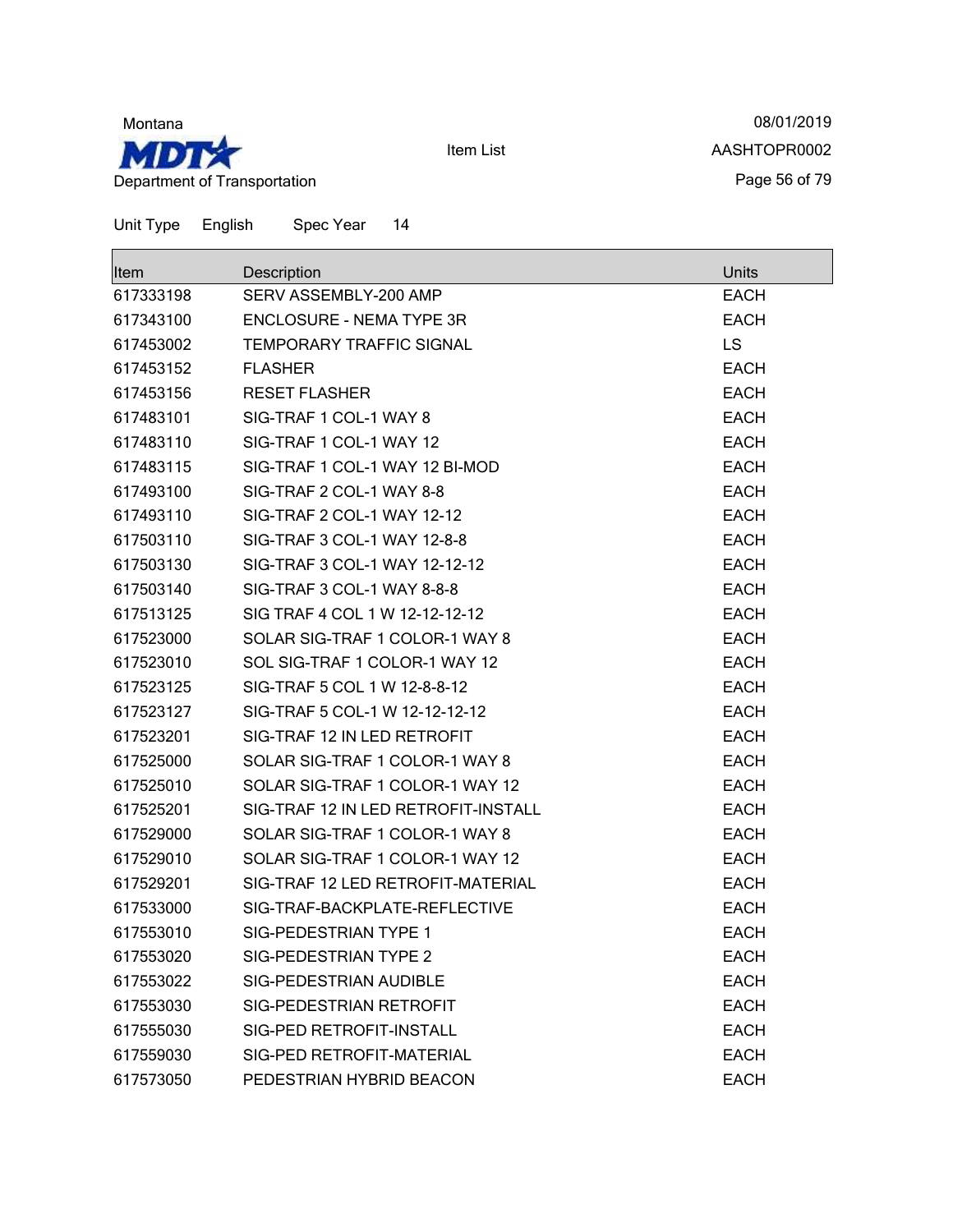Montana

**MDT**

Department of Transportation

Item List

08/01/2019

AASHTOPR0002

Unit Type English Spec Year 14

| Item | Description | Units |
|---|---|---|
| 617333198 | SERV ASSEMBLY-200 AMP | EACH |
| 617343100 | ENCLOSURE - NEMA TYPE 3R | EACH |
| 617453002 | TEMPORARY TRAFFIC SIGNAL | LS |
| 617453152 | FLASHER | EACH |
| 617453156 | RESET FLASHER | EACH |
| 617483101 | SIG-TRAF 1 COL-1 WAY 8 | EACH |
| 617483110 | SIG-TRAF 1 COL-1 WAY 12 | EACH |
| 617483115 | SIG-TRAF 1 COL-1 WAY 12 BI-MOD | EACH |
| 617493100 | SIG-TRAF 2 COL-1 WAY 8-8 | EACH |
| 617493110 | SIG-TRAF 2 COL-1 WAY 12-12 | EACH |
| 617503110 | SIG-TRAF 3 COL-1 WAY 12-8-8 | EACH |
| 617503130 | SIG-TRAF 3 COL-1 WAY 12-12-12 | EACH |
| 617503140 | SIG-TRAF 3 COL-1 WAY 8-8-8 | EACH |
| 617513125 | SIG TRAF 4 COL 1 W 12-12-12-12 | EACH |
| 617523000 | SOLAR SIG-TRAF 1 COLOR-1 WAY 8 | EACH |
| 617523010 | SOL SIG-TRAF 1 COLOR-1 WAY 12 | EACH |
| 617523125 | SIG-TRAF 5 COL 1 W 12-8-8-12 | EACH |
| 617523127 | SIG-TRAF 5 COL-1 W 12-12-12-12 | EACH |
| 617523201 | SIG-TRAF 12 IN LED RETROFIT | EACH |
| 617525000 | SOLAR SIG-TRAF 1 COLOR-1 WAY 8 | EACH |
| 617525010 | SOLAR SIG-TRAF 1 COLOR-1 WAY 12 | EACH |
| 617525201 | SIG-TRAF 12 IN LED RETROFIT-INSTALL | EACH |
| 617529000 | SOLAR SIG-TRAF 1 COLOR-1 WAY 8 | EACH |
| 617529010 | SOLAR SIG-TRAF 1 COLOR-1 WAY 12 | EACH |
| 617529201 | SIG-TRAF 12 LED RETROFIT-MATERIAL | EACH |
| 617533000 | SIG-TRAF-BACKPLATE-REFLECTIVE | EACH |
| 617553010 | SIG-PEDESTRIAN TYPE 1 | EACH |
| 617553020 | SIG-PEDESTRIAN TYPE 2 | EACH |
| 617553022 | SIG-PEDESTRIAN AUDIBLE | EACH |
| 617553030 | SIG-PEDESTRIAN RETROFIT | EACH |
| 617555030 | SIG-PED RETROFIT-INSTALL | EACH |
| 617559030 | SIG-PED RETROFIT-MATERIAL | EACH |
| 617573050 | PEDESTRIAN HYBRID BEACON | EACH |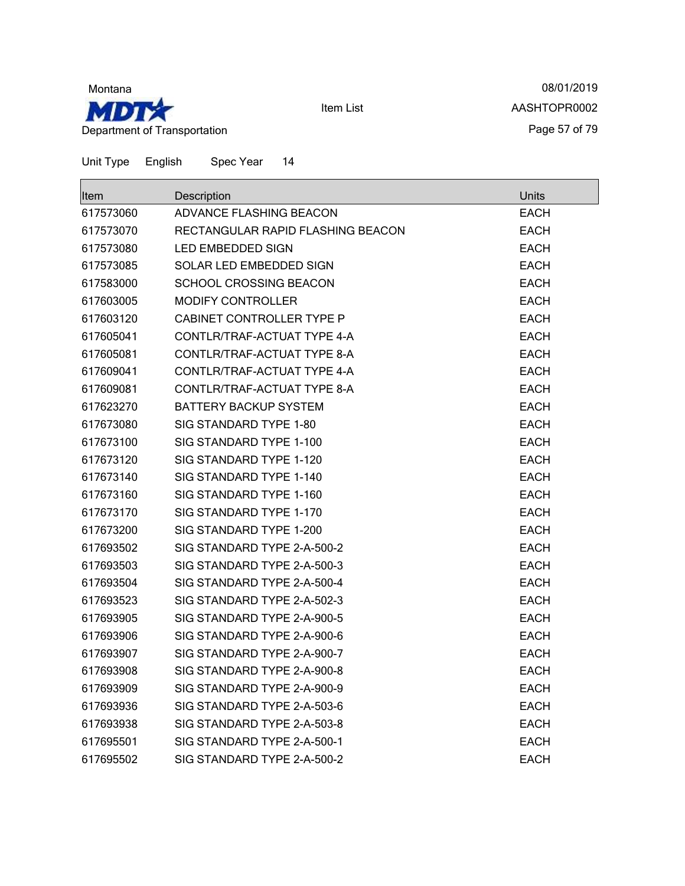Montana

Department of Transportation

Item List

08/01/2019

AASHTOPR0002

Unit Type English Spec Year 14

| Item | Description | Units |
|---|---|---|
| 617573060 | ADVANCE FLASHING BEACON | EACH |
| 617573070 | RECTANGULAR RAPID FLASHING BEACON | EACH |
| 617573080 | LED EMBEDDED SIGN | EACH |
| 617573085 | SOLAR LED EMBEDDED SIGN | EACH |
| 617583000 | SCHOOL CROSSING BEACON | EACH |
| 617603005 | MODIFY CONTROLLER | EACH |
| 617603120 | CABINET CONTROLLER TYPE P | EACH |
| 617605041 | CONTLR/TRAF-ACTUAT TYPE 4-A | EACH |
| 617605081 | CONTLR/TRAF-ACTUAT TYPE 8-A | EACH |
| 617609041 | CONTLR/TRAF-ACTUAT TYPE 4-A | EACH |
| 617609081 | CONTLR/TRAF-ACTUAT TYPE 8-A | EACH |
| 617623270 | BATTERY BACKUP SYSTEM | EACH |
| 617673080 | SIG STANDARD TYPE 1-80 | EACH |
| 617673100 | SIG STANDARD TYPE 1-100 | EACH |
| 617673120 | SIG STANDARD TYPE 1-120 | EACH |
| 617673140 | SIG STANDARD TYPE 1-140 | EACH |
| 617673160 | SIG STANDARD TYPE 1-160 | EACH |
| 617673170 | SIG STANDARD TYPE 1-170 | EACH |
| 617673200 | SIG STANDARD TYPE 1-200 | EACH |
| 617693502 | SIG STANDARD TYPE 2-A-500-2 | EACH |
| 617693503 | SIG STANDARD TYPE 2-A-500-3 | EACH |
| 617693504 | SIG STANDARD TYPE 2-A-500-4 | EACH |
| 617693523 | SIG STANDARD TYPE 2-A-502-3 | EACH |
| 617693905 | SIG STANDARD TYPE 2-A-900-5 | EACH |
| 617693906 | SIG STANDARD TYPE 2-A-900-6 | EACH |
| 617693907 | SIG STANDARD TYPE 2-A-900-7 | EACH |
| 617693908 | SIG STANDARD TYPE 2-A-900-8 | EACH |
| 617693909 | SIG STANDARD TYPE 2-A-900-9 | EACH |
| 617693936 | SIG STANDARD TYPE 2-A-503-6 | EACH |
| 617693938 | SIG STANDARD TYPE 2-A-503-8 | EACH |
| 617695501 | SIG STANDARD TYPE 2-A-500-1 | EACH |
| 617695502 | SIG STANDARD TYPE 2-A-500-2 | EACH |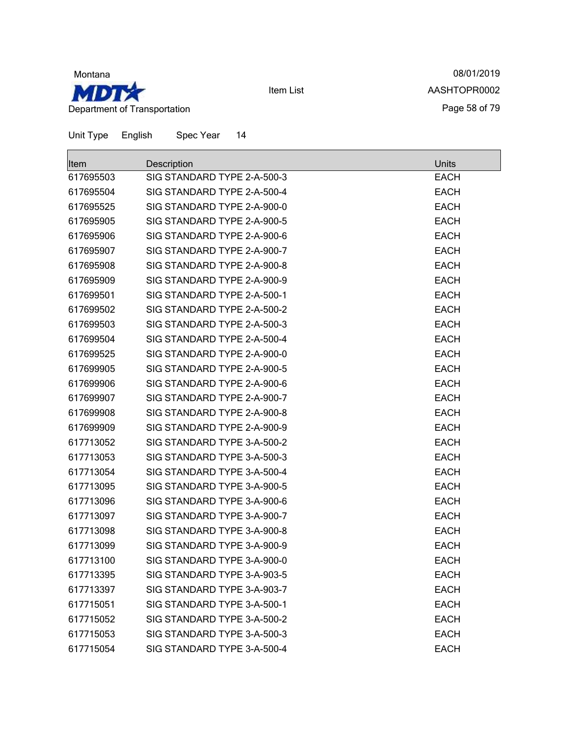Montana

Department of Transportation

Item List

08/01/2019

AASHTOPR0002

Unit Type English Spec Year 14

| Item | Description | Units |
|---|---|---|
| 617695503 | SIG STANDARD TYPE 2-A-500-3 | EACH |
| 617695504 | SIG STANDARD TYPE 2-A-500-4 | EACH |
| 617695525 | SIG STANDARD TYPE 2-A-900-0 | EACH |
| 617695905 | SIG STANDARD TYPE 2-A-900-5 | EACH |
| 617695906 | SIG STANDARD TYPE 2-A-900-6 | EACH |
| 617695907 | SIG STANDARD TYPE 2-A-900-7 | EACH |
| 617695908 | SIG STANDARD TYPE 2-A-900-8 | EACH |
| 617695909 | SIG STANDARD TYPE 2-A-900-9 | EACH |
| 617699501 | SIG STANDARD TYPE 2-A-500-1 | EACH |
| 617699502 | SIG STANDARD TYPE 2-A-500-2 | EACH |
| 617699503 | SIG STANDARD TYPE 2-A-500-3 | EACH |
| 617699504 | SIG STANDARD TYPE 2-A-500-4 | EACH |
| 617699525 | SIG STANDARD TYPE 2-A-900-0 | EACH |
| 617699905 | SIG STANDARD TYPE 2-A-900-5 | EACH |
| 617699906 | SIG STANDARD TYPE 2-A-900-6 | EACH |
| 617699907 | SIG STANDARD TYPE 2-A-900-7 | EACH |
| 617699908 | SIG STANDARD TYPE 2-A-900-8 | EACH |
| 617699909 | SIG STANDARD TYPE 2-A-900-9 | EACH |
| 617713052 | SIG STANDARD TYPE 3-A-500-2 | EACH |
| 617713053 | SIG STANDARD TYPE 3-A-500-3 | EACH |
| 617713054 | SIG STANDARD TYPE 3-A-500-4 | EACH |
| 617713095 | SIG STANDARD TYPE 3-A-900-5 | EACH |
| 617713096 | SIG STANDARD TYPE 3-A-900-6 | EACH |
| 617713097 | SIG STANDARD TYPE 3-A-900-7 | EACH |
| 617713098 | SIG STANDARD TYPE 3-A-900-8 | EACH |
| 617713099 | SIG STANDARD TYPE 3-A-900-9 | EACH |
| 617713100 | SIG STANDARD TYPE 3-A-900-0 | EACH |
| 617713395 | SIG STANDARD TYPE 3-A-903-5 | EACH |
| 617713397 | SIG STANDARD TYPE 3-A-903-7 | EACH |
| 617715051 | SIG STANDARD TYPE 3-A-500-1 | EACH |
| 617715052 | SIG STANDARD TYPE 3-A-500-2 | EACH |
| 617715053 | SIG STANDARD TYPE 3-A-500-3 | EACH |
| 617715054 | SIG STANDARD TYPE 3-A-500-4 | EACH |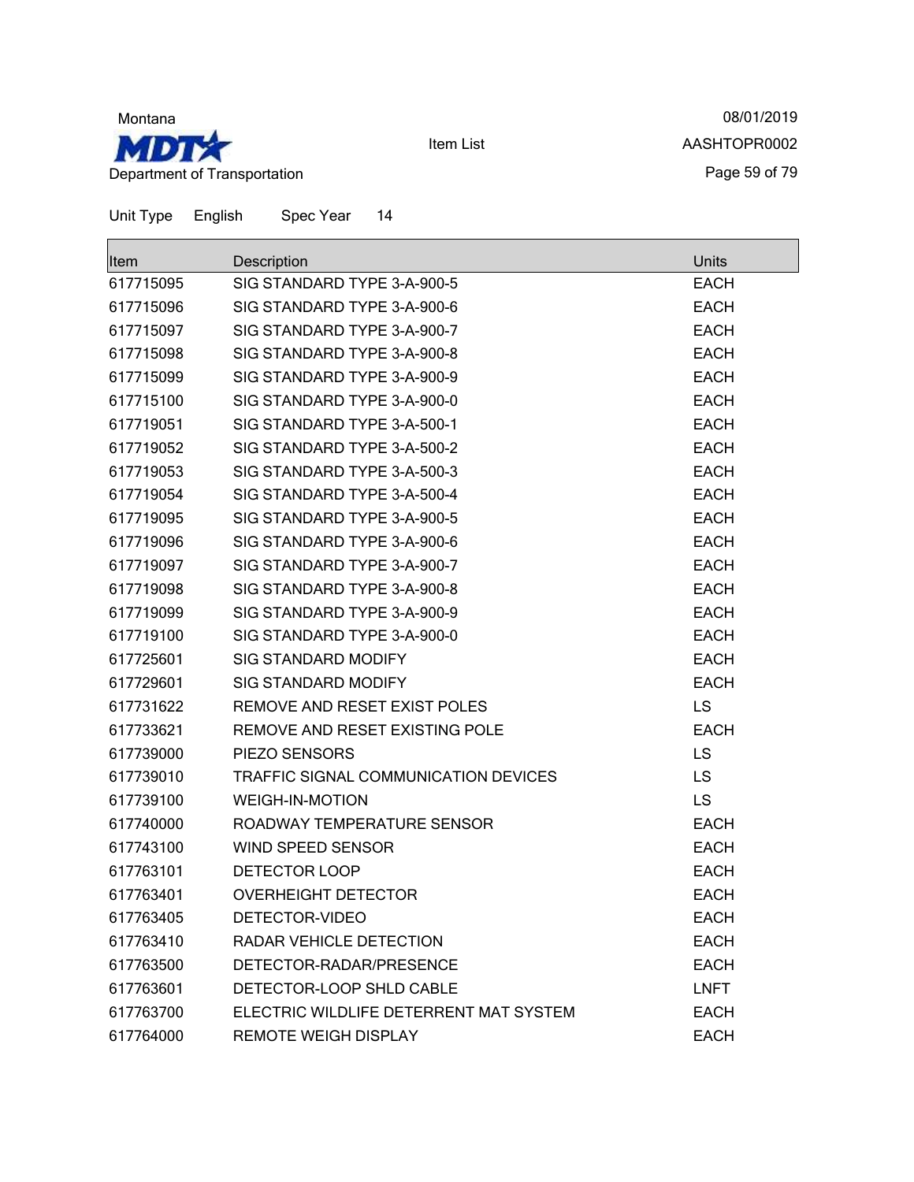Montana
MDT
Department of Transportation

Item List

08/01/2019
AASHTOPR0002

Unit Type English Spec Year 14

| Item | Description | Units |
|---|---|---|
| 617715095 | SIG STANDARD TYPE 3-A-900-5 | EACH |
| 617715096 | SIG STANDARD TYPE 3-A-900-6 | EACH |
| 617715097 | SIG STANDARD TYPE 3-A-900-7 | EACH |
| 617715098 | SIG STANDARD TYPE 3-A-900-8 | EACH |
| 617715099 | SIG STANDARD TYPE 3-A-900-9 | EACH |
| 617715100 | SIG STANDARD TYPE 3-A-900-0 | EACH |
| 617719051 | SIG STANDARD TYPE 3-A-500-1 | EACH |
| 617719052 | SIG STANDARD TYPE 3-A-500-2 | EACH |
| 617719053 | SIG STANDARD TYPE 3-A-500-3 | EACH |
| 617719054 | SIG STANDARD TYPE 3-A-500-4 | EACH |
| 617719095 | SIG STANDARD TYPE 3-A-900-5 | EACH |
| 617719096 | SIG STANDARD TYPE 3-A-900-6 | EACH |
| 617719097 | SIG STANDARD TYPE 3-A-900-7 | EACH |
| 617719098 | SIG STANDARD TYPE 3-A-900-8 | EACH |
| 617719099 | SIG STANDARD TYPE 3-A-900-9 | EACH |
| 617719100 | SIG STANDARD TYPE 3-A-900-0 | EACH |
| 617725601 | SIG STANDARD MODIFY | EACH |
| 617729601 | SIG STANDARD MODIFY | EACH |
| 617731622 | REMOVE AND RESET EXIST POLES | LS |
| 617733621 | REMOVE AND RESET EXISTING POLE | EACH |
| 617739000 | PIEZO SENSORS | LS |
| 617739010 | TRAFFIC SIGNAL COMMUNICATION DEVICES | LS |
| 617739100 | WEIGH-IN-MOTION | LS |
| 617740000 | ROADWAY TEMPERATURE SENSOR | EACH |
| 617743100 | WIND SPEED SENSOR | EACH |
| 617763101 | DETECTOR LOOP | EACH |
| 617763401 | OVERHEIGHT DETECTOR | EACH |
| 617763405 | DETECTOR-VIDEO | EACH |
| 617763410 | RADAR VEHICLE DETECTION | EACH |
| 617763500 | DETECTOR-RADAR/PRESENCE | EACH |
| 617763601 | DETECTOR-LOOP SHLD CABLE | LNFT |
| 617763700 | ELECTRIC WILDLIFE DETERRENT MAT SYSTEM | EACH |
| 617764000 | REMOTE WEIGH DISPLAY | EACH |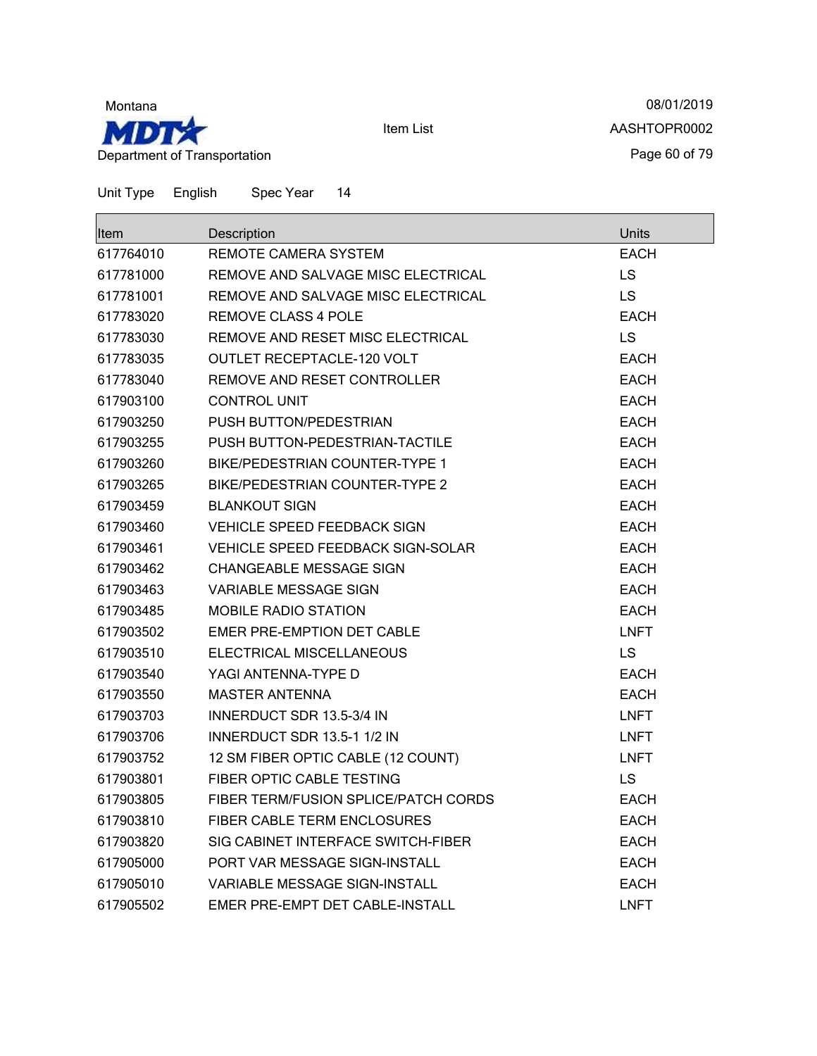Montana

**MDT** Department of Transportation

Item List

08/01/2019

AASHTOPR0002

Unit Type English Spec Year 14

| Item | Description | Units |
|---|---|---|
| 617764010 | REMOTE CAMERA SYSTEM | EACH |
| 617781000 | REMOVE AND SALVAGE MISC ELECTRICAL | LS |
| 617781001 | REMOVE AND SALVAGE MISC ELECTRICAL | LS |
| 617783020 | REMOVE CLASS 4 POLE | EACH |
| 617783030 | REMOVE AND RESET MISC ELECTRICAL | LS |
| 617783035 | OUTLET RECEPTACLE-120 VOLT | EACH |
| 617783040 | REMOVE AND RESET CONTROLLER | EACH |
| 617903100 | CONTROL UNIT | EACH |
| 617903250 | PUSH BUTTON/PEDESTRIAN | EACH |
| 617903255 | PUSH BUTTON-PEDESTRIAN-TACTILE | EACH |
| 617903260 | BIKE/PEDESTRIAN COUNTER-TYPE 1 | EACH |
| 617903265 | BIKE/PEDESTRIAN COUNTER-TYPE 2 | EACH |
| 617903459 | BLANKOUT SIGN | EACH |
| 617903460 | VEHICLE SPEED FEEDBACK SIGN | EACH |
| 617903461 | VEHICLE SPEED FEEDBACK SIGN-SOLAR | EACH |
| 617903462 | CHANGEABLE MESSAGE SIGN | EACH |
| 617903463 | VARIABLE MESSAGE SIGN | EACH |
| 617903485 | MOBILE RADIO STATION | EACH |
| 617903502 | EMER PRE-EMPTION DET CABLE | LNFT |
| 617903510 | ELECTRICAL MISCELLANEOUS | LS |
| 617903540 | YAGI ANTENNA-TYPE D | EACH |
| 617903550 | MASTER ANTENNA | EACH |
| 617903703 | INNERDUCT SDR 13.5-3/4 IN | LNFT |
| 617903706 | INNERDUCT SDR 13.5-1 1/2 IN | LNFT |
| 617903752 | 12 SM FIBER OPTIC CABLE (12 COUNT) | LNFT |
| 617903801 | FIBER OPTIC CABLE TESTING | LS |
| 617903805 | FIBER TERM/FUSION SPLICE/PATCH CORDS | EACH |
| 617903810 | FIBER CABLE TERM ENCLOSURES | EACH |
| 617903820 | SIG CABINET INTERFACE SWITCH-FIBER | EACH |
| 617905000 | PORT VAR MESSAGE SIGN-INSTALL | EACH |
| 617905010 | VARIABLE MESSAGE SIGN-INSTALL | EACH |
| 617905502 | EMER PRE-EMPT DET CABLE-INSTALL | LNFT |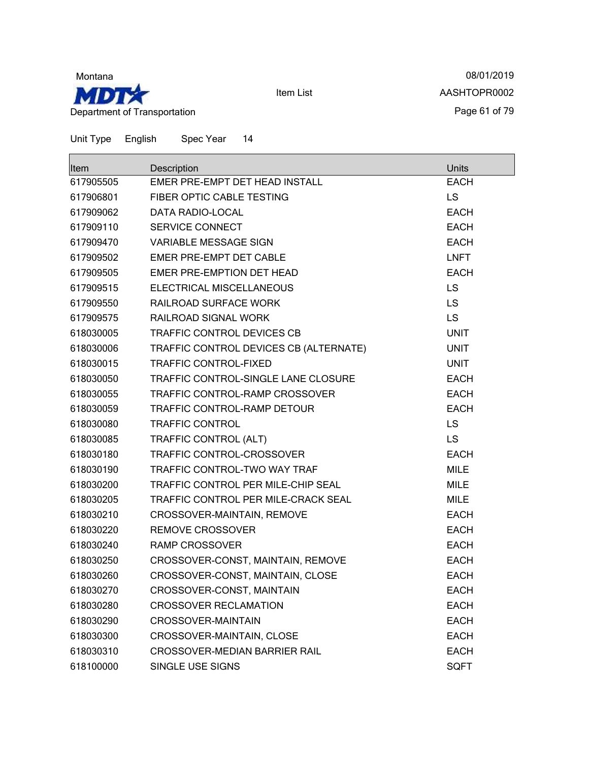Montana

Department of Transportation

Item List

08/01/2019

AASHTOPR0002

Unit Type English Spec Year 14

| Item | Description | Units |
|---|---|---|
| 617905505 | EMER PRE-EMPT DET HEAD INSTALL | EACH |
| 617906801 | FIBER OPTIC CABLE TESTING | LS |
| 617909062 | DATA RADIO-LOCAL | EACH |
| 617909110 | SERVICE CONNECT | EACH |
| 617909470 | VARIABLE MESSAGE SIGN | EACH |
| 617909502 | EMER PRE-EMPT DET CABLE | LNFT |
| 617909505 | EMER PRE-EMPTION DET HEAD | EACH |
| 617909515 | ELECTRICAL MISCELLANEOUS | LS |
| 617909550 | RAILROAD SURFACE WORK | LS |
| 617909575 | RAILROAD SIGNAL WORK | LS |
| 618030005 | TRAFFIC CONTROL DEVICES CB | UNIT |
| 618030006 | TRAFFIC CONTROL DEVICES CB (ALTERNATE) | UNIT |
| 618030015 | TRAFFIC CONTROL-FIXED | UNIT |
| 618030050 | TRAFFIC CONTROL-SINGLE LANE CLOSURE | EACH |
| 618030055 | TRAFFIC CONTROL-RAMP CROSSOVER | EACH |
| 618030059 | TRAFFIC CONTROL-RAMP DETOUR | EACH |
| 618030080 | TRAFFIC CONTROL | LS |
| 618030085 | TRAFFIC CONTROL (ALT) | LS |
| 618030180 | TRAFFIC CONTROL-CROSSOVER | EACH |
| 618030190 | TRAFFIC CONTROL-TWO WAY TRAF | MILE |
| 618030200 | TRAFFIC CONTROL PER MILE-CHIP SEAL | MILE |
| 618030205 | TRAFFIC CONTROL PER MILE-CRACK SEAL | MILE |
| 618030210 | CROSSOVER-MAINTAIN, REMOVE | EACH |
| 618030220 | REMOVE CROSSOVER | EACH |
| 618030240 | RAMP CROSSOVER | EACH |
| 618030250 | CROSSOVER-CONST, MAINTAIN, REMOVE | EACH |
| 618030260 | CROSSOVER-CONST, MAINTAIN, CLOSE | EACH |
| 618030270 | CROSSOVER-CONST, MAINTAIN | EACH |
| 618030280 | CROSSOVER RECLAMATION | EACH |
| 618030290 | CROSSOVER-MAINTAIN | EACH |
| 618030300 | CROSSOVER-MAINTAIN, CLOSE | EACH |
| 618030310 | CROSSOVER-MEDIAN BARRIER RAIL | EACH |
| 618100000 | SINGLE USE SIGNS | SQFT |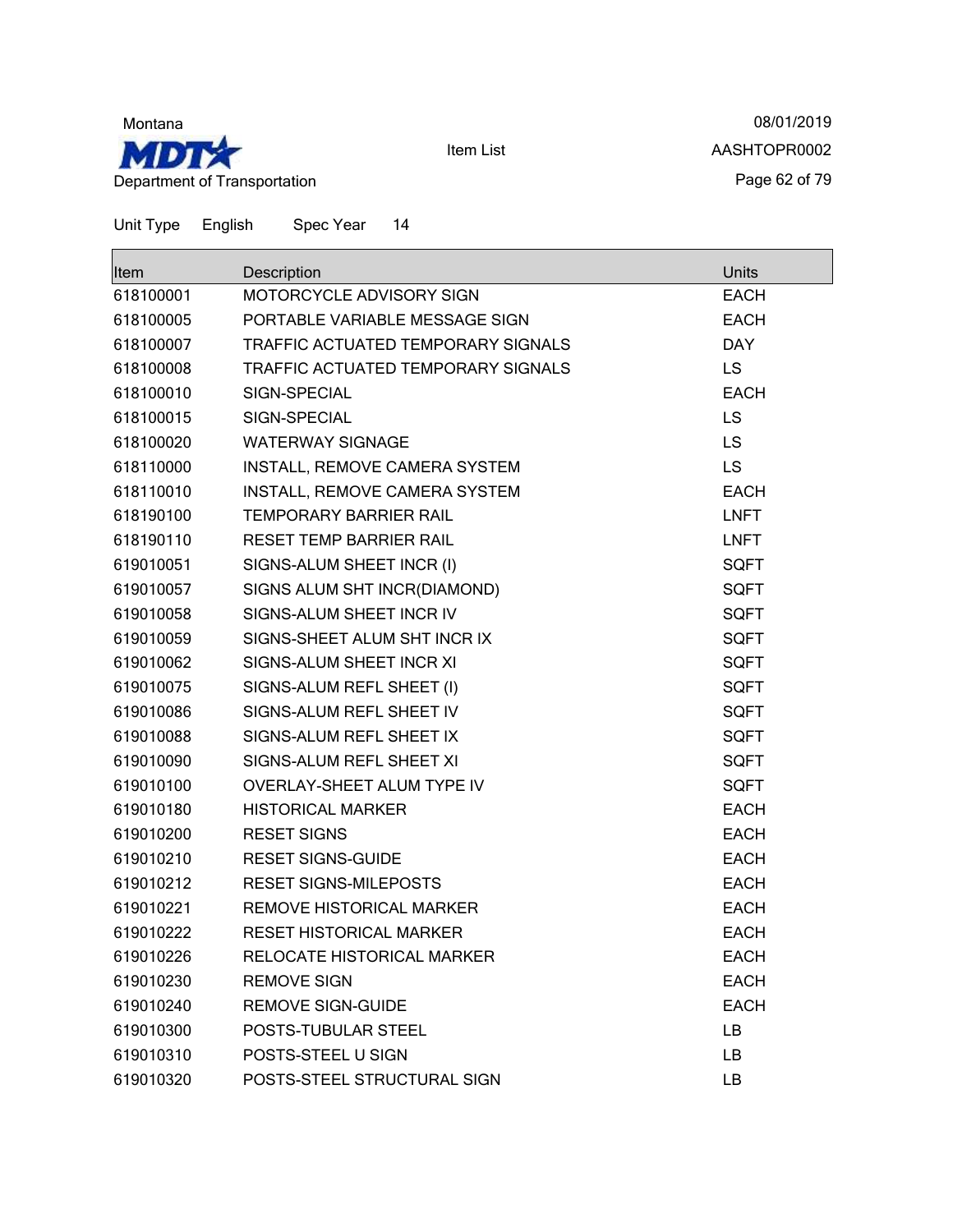Unit Type English Spec Year 14

| Item | Description | Units |
|---|---|---|
| 618100001 | MOTORCYCLE ADVISORY SIGN | EACH |
| 618100005 | PORTABLE VARIABLE MESSAGE SIGN | EACH |
| 618100007 | TRAFFIC ACTUATED TEMPORARY SIGNALS | DAY |
| 618100008 | TRAFFIC ACTUATED TEMPORARY SIGNALS | LS |
| 618100010 | SIGN-SPECIAL | EACH |
| 618100015 | SIGN-SPECIAL | LS |
| 618100020 | WATERWAY SIGNAGE | LS |
| 618110000 | INSTALL, REMOVE CAMERA SYSTEM | LS |
| 618110010 | INSTALL, REMOVE CAMERA SYSTEM | EACH |
| 618190100 | TEMPORARY BARRIER RAIL | LNFT |
| 618190110 | RESET TEMP BARRIER RAIL | LNFT |
| 619010051 | SIGNS-ALUM SHEET INCR (I) | SQFT |
| 619010057 | SIGNS ALUM SHT INCR(DIAMOND) | SQFT |
| 619010058 | SIGNS-ALUM SHEET INCR IV | SQFT |
| 619010059 | SIGNS-SHEET ALUM SHT INCR IX | SQFT |
| 619010062 | SIGNS-ALUM SHEET INCR XI | SQFT |
| 619010075 | SIGNS-ALUM REFL SHEET (I) | SQFT |
| 619010086 | SIGNS-ALUM REFL SHEET IV | SQFT |
| 619010088 | SIGNS-ALUM REFL SHEET IX | SQFT |
| 619010090 | SIGNS-ALUM REFL SHEET XI | SQFT |
| 619010100 | OVERLAY-SHEET ALUM TYPE IV | SQFT |
| 619010180 | HISTORICAL MARKER | EACH |
| 619010200 | RESET SIGNS | EACH |
| 619010210 | RESET SIGNS-GUIDE | EACH |
| 619010212 | RESET SIGNS-MILEPOSTS | EACH |
| 619010221 | REMOVE HISTORICAL MARKER | EACH |
| 619010222 | RESET HISTORICAL MARKER | EACH |
| 619010226 | RELOCATE HISTORICAL MARKER | EACH |
| 619010230 | REMOVE SIGN | EACH |
| 619010240 | REMOVE SIGN-GUIDE | EACH |
| 619010300 | POSTS-TUBULAR STEEL | LB |
| 619010310 | POSTS-STEEL U SIGN | LB |
| 619010320 | POSTS-STEEL STRUCTURAL SIGN | LB |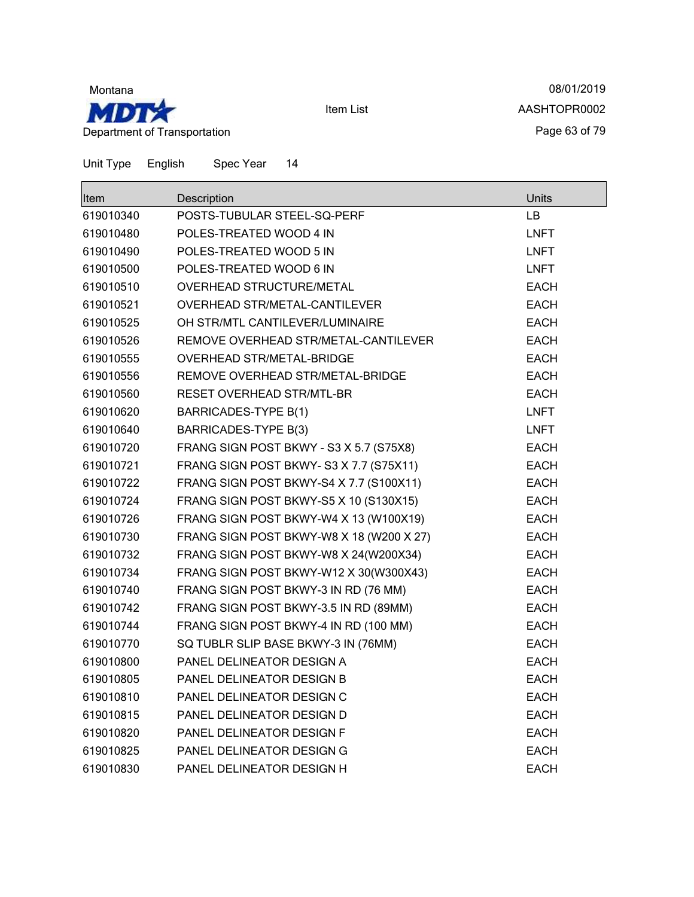Montana

Department of Transportation

Item List

08/01/2019

AASHTOPR0002

Unit Type English Spec Year 14

| Item | Description | Units |
|---|---|---|
| 619010340 | POSTS-TUBULAR STEEL-SQ-PERF | LB |
| 619010480 | POLES-TREATED WOOD 4 IN | LNFT |
| 619010490 | POLES-TREATED WOOD 5 IN | LNFT |
| 619010500 | POLES-TREATED WOOD 6 IN | LNFT |
| 619010510 | OVERHEAD STRUCTURE/METAL | EACH |
| 619010521 | OVERHEAD STR/METAL-CANTILEVER | EACH |
| 619010525 | OH STR/MTL CANTILEVER/LUMINAIRE | EACH |
| 619010526 | REMOVE OVERHEAD STR/METAL-CANTILEVER | EACH |
| 619010555 | OVERHEAD STR/METAL-BRIDGE | EACH |
| 619010556 | REMOVE OVERHEAD STR/METAL-BRIDGE | EACH |
| 619010560 | RESET OVERHEAD STR/MTL-BR | EACH |
| 619010620 | BARRICADES-TYPE B(1) | LNFT |
| 619010640 | BARRICADES-TYPE B(3) | LNFT |
| 619010720 | FRANG SIGN POST BKWY - S3 X 5.7 (S75X8) | EACH |
| 619010721 | FRANG SIGN POST BKWY- S3 X 7.7 (S75X11) | EACH |
| 619010722 | FRANG SIGN POST BKWY-S4 X 7.7 (S100X11) | EACH |
| 619010724 | FRANG SIGN POST BKWY-S5 X 10 (S130X15) | EACH |
| 619010726 | FRANG SIGN POST BKWY-W4 X 13 (W100X19) | EACH |
| 619010730 | FRANG SIGN POST BKWY-W8 X 18 (W200 X 27) | EACH |
| 619010732 | FRANG SIGN POST BKWY-W8 X 24(W200X34) | EACH |
| 619010734 | FRANG SIGN POST BKWY-W12 X 30(W300X43) | EACH |
| 619010740 | FRANG SIGN POST BKWY-3 IN RD (76 MM) | EACH |
| 619010742 | FRANG SIGN POST BKWY-3.5 IN RD (89MM) | EACH |
| 619010744 | FRANG SIGN POST BKWY-4 IN RD (100 MM) | EACH |
| 619010770 | SQ TUBLR SLIP BASE BKWY-3 IN (76MM) | EACH |
| 619010800 | PANEL DELINEATOR DESIGN A | EACH |
| 619010805 | PANEL DELINEATOR DESIGN B | EACH |
| 619010810 | PANEL DELINEATOR DESIGN C | EACH |
| 619010815 | PANEL DELINEATOR DESIGN D | EACH |
| 619010820 | PANEL DELINEATOR DESIGN F | EACH |
| 619010825 | PANEL DELINEATOR DESIGN G | EACH |
| 619010830 | PANEL DELINEATOR DESIGN H | EACH |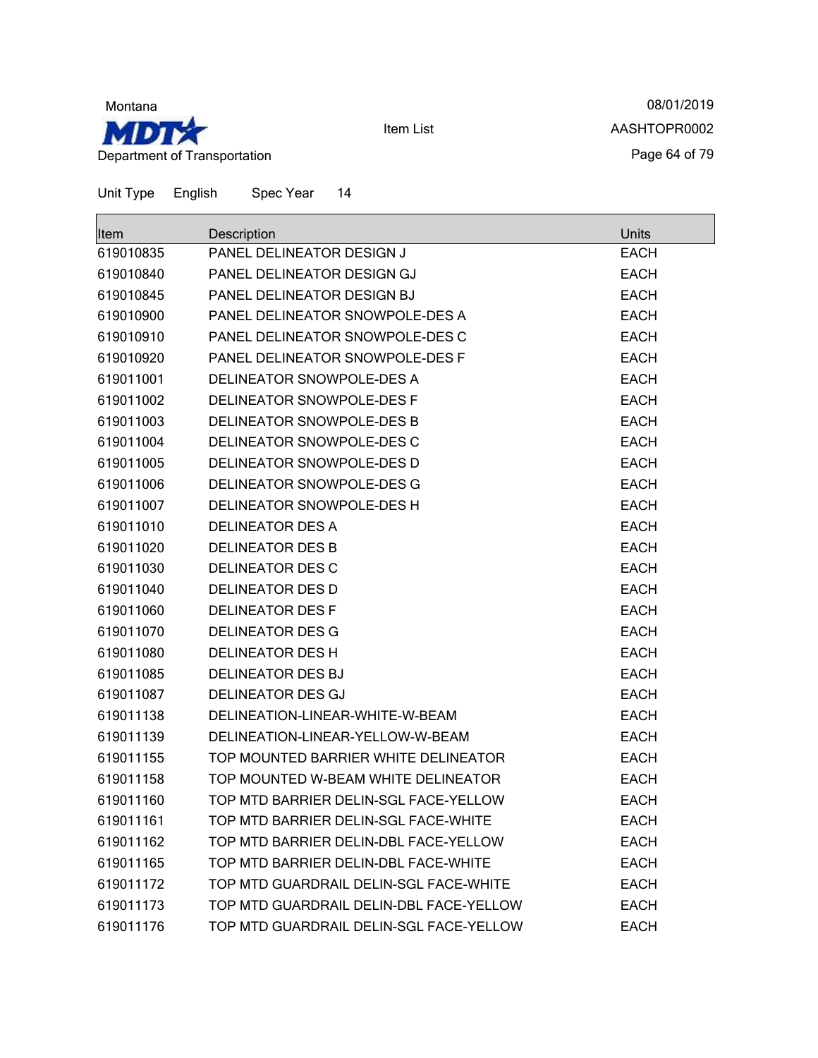Montana

MDT

Department of Transportation

Item List

08/01/2019

AASHTOPR0002

Unit Type English Spec Year 14

| Item | Description | Units |
| --- | --- | --- |
| 619010835 | PANEL DELINEATOR DESIGN J | EACH |
| 619010840 | PANEL DELINEATOR DESIGN GJ | EACH |
| 619010845 | PANEL DELINEATOR DESIGN BJ | EACH |
| 619010900 | PANEL DELINEATOR SNOWPOLE-DES A | EACH |
| 619010910 | PANEL DELINEATOR SNOWPOLE-DES C | EACH |
| 619010920 | PANEL DELINEATOR SNOWPOLE-DES F | EACH |
| 619011001 | DELINEATOR SNOWPOLE-DES A | EACH |
| 619011002 | DELINEATOR SNOWPOLE-DES F | EACH |
| 619011003 | DELINEATOR SNOWPOLE-DES B | EACH |
| 619011004 | DELINEATOR SNOWPOLE-DES C | EACH |
| 619011005 | DELINEATOR SNOWPOLE-DES D | EACH |
| 619011006 | DELINEATOR SNOWPOLE-DES G | EACH |
| 619011007 | DELINEATOR SNOWPOLE-DES H | EACH |
| 619011010 | DELINEATOR DES A | EACH |
| 619011020 | DELINEATOR DES B | EACH |
| 619011030 | DELINEATOR DES C | EACH |
| 619011040 | DELINEATOR DES D | EACH |
| 619011060 | DELINEATOR DES F | EACH |
| 619011070 | DELINEATOR DES G | EACH |
| 619011080 | DELINEATOR DES H | EACH |
| 619011085 | DELINEATOR DES BJ | EACH |
| 619011087 | DELINEATOR DES GJ | EACH |
| 619011138 | DELINEATION-LINEAR-WHITE-W-BEAM | EACH |
| 619011139 | DELINEATION-LINEAR-YELLOW-W-BEAM | EACH |
| 619011155 | TOP MOUNTED BARRIER WHITE DELINEATOR | EACH |
| 619011158 | TOP MOUNTED W-BEAM WHITE DELINEATOR | EACH |
| 619011160 | TOP MTD BARRIER DELIN-SGL FACE-YELLOW | EACH |
| 619011161 | TOP MTD BARRIER DELIN-SGL FACE-WHITE | EACH |
| 619011162 | TOP MTD BARRIER DELIN-DBL FACE-YELLOW | EACH |
| 619011165 | TOP MTD BARRIER DELIN-DBL FACE-WHITE | EACH |
| 619011172 | TOP MTD GUARDRAIL DELIN-SGL FACE-WHITE | EACH |
| 619011173 | TOP MTD GUARDRAIL DELIN-DBL FACE-YELLOW | EACH |
| 619011176 | TOP MTD GUARDRAIL DELIN-SGL FACE-YELLOW | EACH |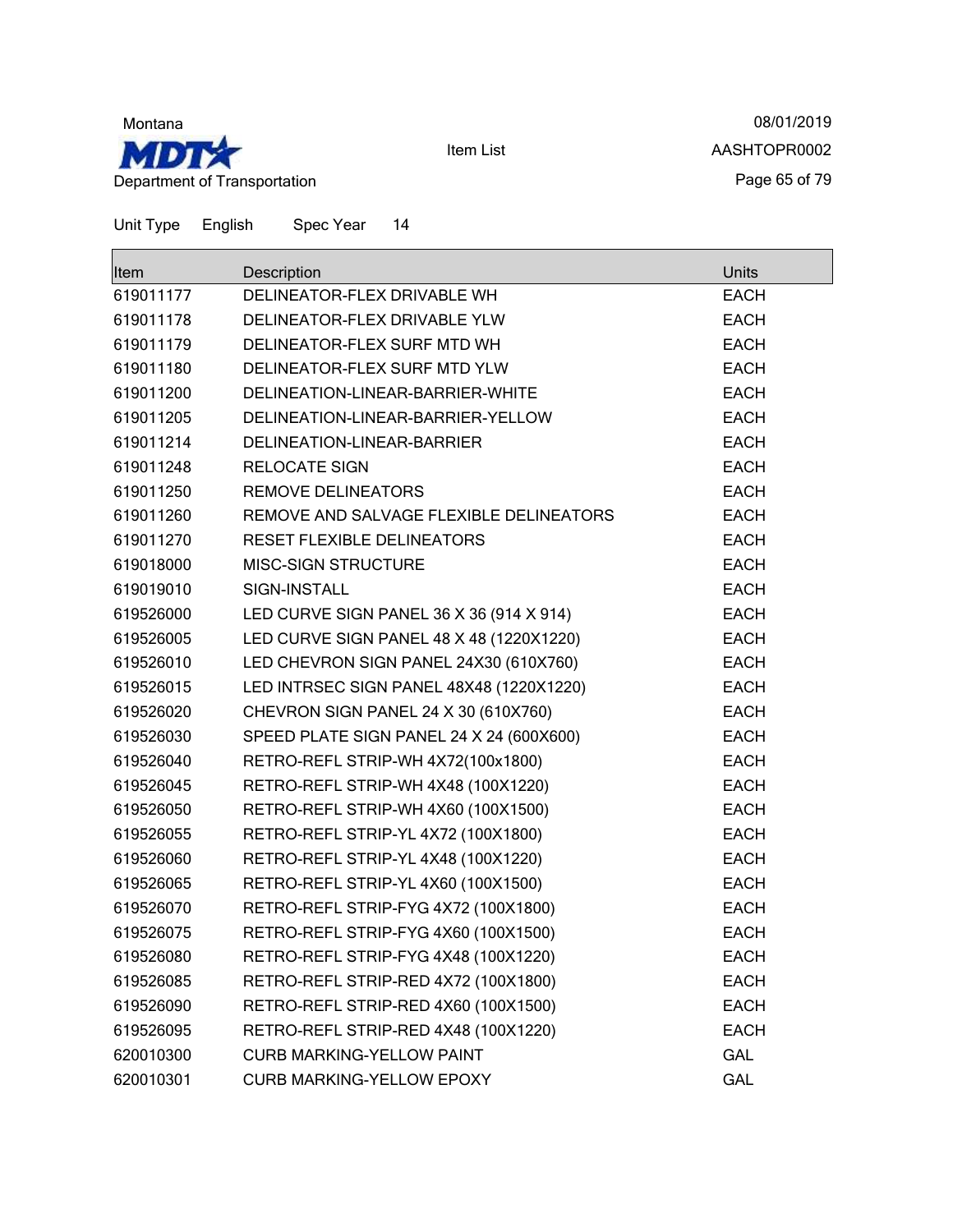Montana

**MDT**

Department of Transportation

Item List

08/01/2019

AASHTOPR0002

Unit Type English Spec Year 14

| Item | Description | Units |
|---|---|---|
| 619011177 | DELINEATOR-FLEX DRIVABLE WH | EACH |
| 619011178 | DELINEATOR-FLEX DRIVABLE YLW | EACH |
| 619011179 | DELINEATOR-FLEX SURF MTD WH | EACH |
| 619011180 | DELINEATOR-FLEX SURF MTD YLW | EACH |
| 619011200 | DELINEATION-LINEAR-BARRIER-WHITE | EACH |
| 619011205 | DELINEATION-LINEAR-BARRIER-YELLOW | EACH |
| 619011214 | DELINEATION-LINEAR-BARRIER | EACH |
| 619011248 | RELOCATE SIGN | EACH |
| 619011250 | REMOVE DELINEATORS | EACH |
| 619011260 | REMOVE AND SALVAGE FLEXIBLE DELINEATORS | EACH |
| 619011270 | RESET FLEXIBLE DELINEATORS | EACH |
| 619018000 | MISC-SIGN STRUCTURE | EACH |
| 619019010 | SIGN-INSTALL | EACH |
| 619526000 | LED CURVE SIGN PANEL 36 X 36 (914 X 914) | EACH |
| 619526005 | LED CURVE SIGN PANEL 48 X 48 (1220X1220) | EACH |
| 619526010 | LED CHEVRON SIGN PANEL 24X30 (610X760) | EACH |
| 619526015 | LED INTRSEC SIGN PANEL 48X48 (1220X1220) | EACH |
| 619526020 | CHEVRON SIGN PANEL 24 X 30 (610X760) | EACH |
| 619526030 | SPEED PLATE SIGN PANEL 24 X 24 (600X600) | EACH |
| 619526040 | RETRO-REFL STRIP-WH 4X72(100x1800) | EACH |
| 619526045 | RETRO-REFL STRIP-WH 4X48 (100X1220) | EACH |
| 619526050 | RETRO-REFL STRIP-WH 4X60 (100X1500) | EACH |
| 619526055 | RETRO-REFL STRIP-YL 4X72 (100X1800) | EACH |
| 619526060 | RETRO-REFL STRIP-YL 4X48 (100X1220) | EACH |
| 619526065 | RETRO-REFL STRIP-YL 4X60 (100X1500) | EACH |
| 619526070 | RETRO-REFL STRIP-FYG 4X72 (100X1800) | EACH |
| 619526075 | RETRO-REFL STRIP-FYG 4X60 (100X1500) | EACH |
| 619526080 | RETRO-REFL STRIP-FYG 4X48 (100X1220) | EACH |
| 619526085 | RETRO-REFL STRIP-RED 4X72 (100X1800) | EACH |
| 619526090 | RETRO-REFL STRIP-RED 4X60 (100X1500) | EACH |
| 619526095 | RETRO-REFL STRIP-RED 4X48 (100X1220) | EACH |
| 620010300 | CURB MARKING-YELLOW PAINT | GAL |
| 620010301 | CURB MARKING-YELLOW EPOXY | GAL |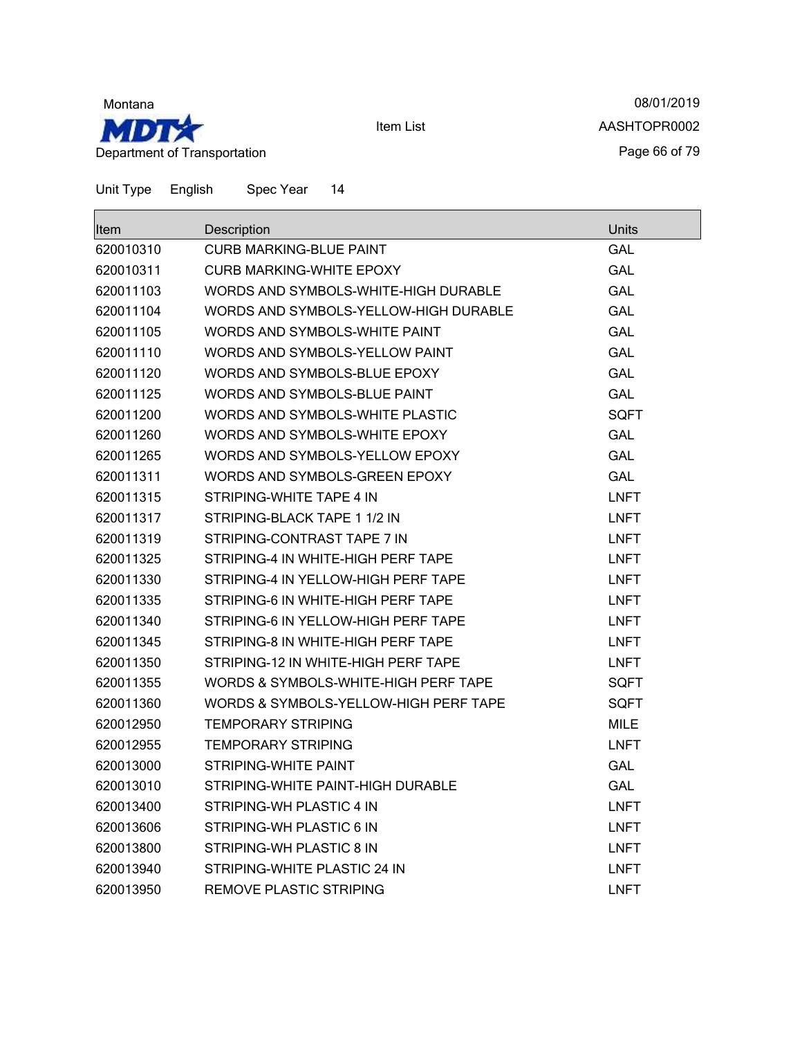Unit Type English Spec Year 14

| Item | Description | Units |
|---|---|---|
| 620010310 | CURB MARKING-BLUE PAINT | GAL |
| 620010311 | CURB MARKING-WHITE EPOXY | GAL |
| 620011103 | WORDS AND SYMBOLS-WHITE-HIGH DURABLE | GAL |
| 620011104 | WORDS AND SYMBOLS-YELLOW-HIGH DURABLE | GAL |
| 620011105 | WORDS AND SYMBOLS-WHITE PAINT | GAL |
| 620011110 | WORDS AND SYMBOLS-YELLOW PAINT | GAL |
| 620011120 | WORDS AND SYMBOLS-BLUE EPOXY | GAL |
| 620011125 | WORDS AND SYMBOLS-BLUE PAINT | GAL |
| 620011200 | WORDS AND SYMBOLS-WHITE PLASTIC | SQFT |
| 620011260 | WORDS AND SYMBOLS-WHITE EPOXY | GAL |
| 620011265 | WORDS AND SYMBOLS-YELLOW EPOXY | GAL |
| 620011311 | WORDS AND SYMBOLS-GREEN EPOXY | GAL |
| 620011315 | STRIPING-WHITE TAPE 4 IN | LNFT |
| 620011317 | STRIPING-BLACK TAPE 1 1/2 IN | LNFT |
| 620011319 | STRIPING-CONTRAST TAPE 7 IN | LNFT |
| 620011325 | STRIPING-4 IN WHITE-HIGH PERF TAPE | LNFT |
| 620011330 | STRIPING-4 IN YELLOW-HIGH PERF TAPE | LNFT |
| 620011335 | STRIPING-6 IN WHITE-HIGH PERF TAPE | LNFT |
| 620011340 | STRIPING-6 IN YELLOW-HIGH PERF TAPE | LNFT |
| 620011345 | STRIPING-8 IN WHITE-HIGH PERF TAPE | LNFT |
| 620011350 | STRIPING-12 IN WHITE-HIGH PERF TAPE | LNFT |
| 620011355 | WORDS & SYMBOLS-WHITE-HIGH PERF TAPE | SQFT |
| 620011360 | WORDS & SYMBOLS-YELLOW-HIGH PERF TAPE | SQFT |
| 620012950 | TEMPORARY STRIPING | MILE |
| 620012955 | TEMPORARY STRIPING | LNFT |
| 620013000 | STRIPING-WHITE PAINT | GAL |
| 620013010 | STRIPING-WHITE PAINT-HIGH DURABLE | GAL |
| 620013400 | STRIPING-WH PLASTIC 4 IN | LNFT |
| 620013606 | STRIPING-WH PLASTIC 6 IN | LNFT |
| 620013800 | STRIPING-WH PLASTIC 8 IN | LNFT |
| 620013940 | STRIPING-WHITE PLASTIC 24 IN | LNFT |
| 620013950 | REMOVE PLASTIC STRIPING | LNFT |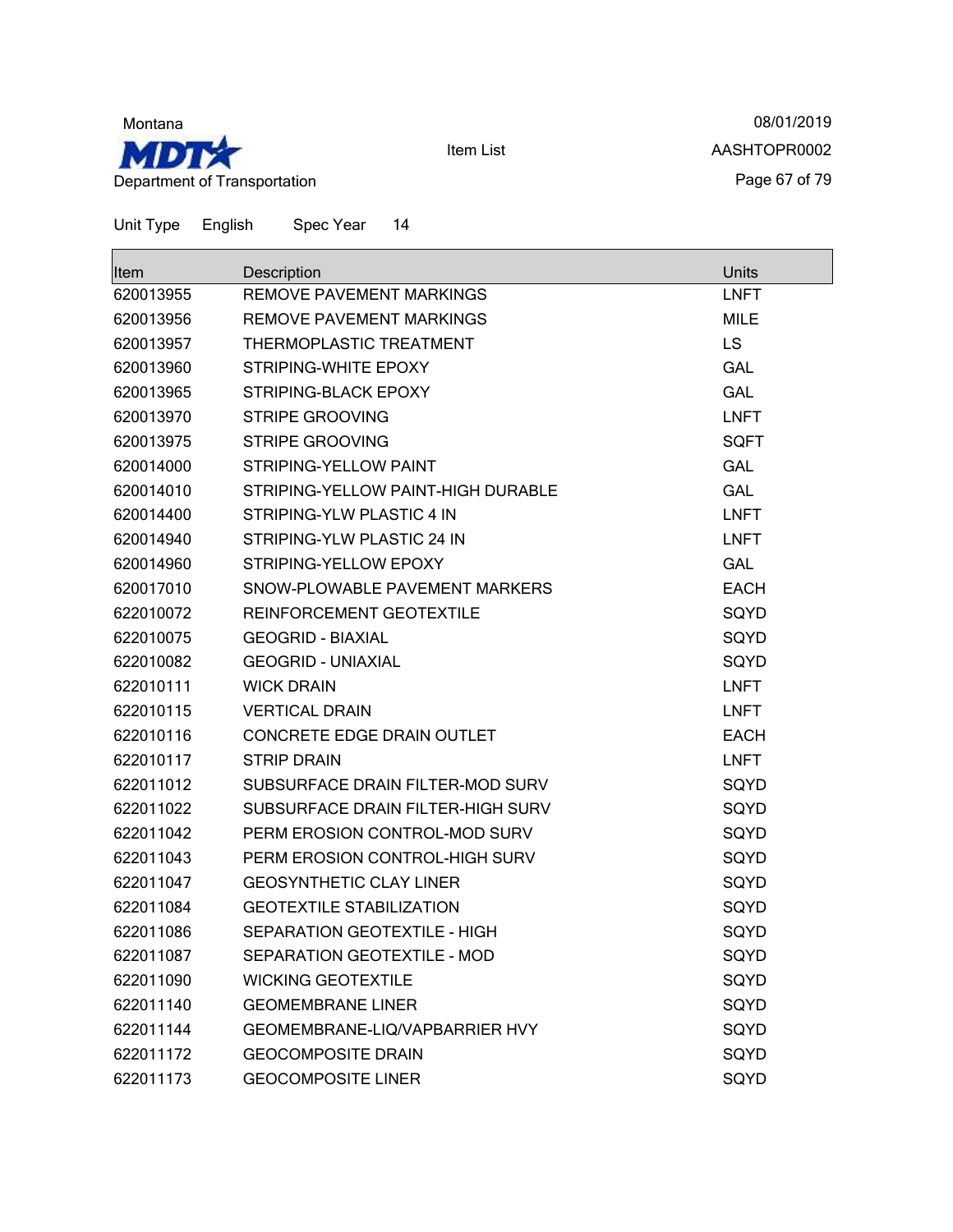Montana

Item List

08/01/2019

AASHTOPR0002

Department of Transportation

Unit Type English Spec Year 14

| Item | Description | Units |
|---|---|---|
| 620013955 | REMOVE PAVEMENT MARKINGS | LNFT |
| 620013956 | REMOVE PAVEMENT MARKINGS | MILE |
| 620013957 | THERMOPLASTIC TREATMENT | LS |
| 620013960 | STRIPING-WHITE EPOXY | GAL |
| 620013965 | STRIPING-BLACK EPOXY | GAL |
| 620013970 | STRIPE GROOVING | LNFT |
| 620013975 | STRIPE GROOVING | SQFT |
| 620014000 | STRIPING-YELLOW PAINT | GAL |
| 620014010 | STRIPING-YELLOW PAINT-HIGH DURABLE | GAL |
| 620014400 | STRIPING-YLW PLASTIC 4 IN | LNFT |
| 620014940 | STRIPING-YLW PLASTIC 24 IN | LNFT |
| 620014960 | STRIPING-YELLOW EPOXY | GAL |
| 620017010 | SNOW-PLOWABLE PAVEMENT MARKERS | EACH |
| 622010072 | REINFORCEMENT GEOTEXTILE | SQYD |
| 622010075 | GEOGRID - BIAXIAL | SQYD |
| 622010082 | GEOGRID - UNIAXIAL | SQYD |
| 622010111 | WICK DRAIN | LNFT |
| 622010115 | VERTICAL DRAIN | LNFT |
| 622010116 | CONCRETE EDGE DRAIN OUTLET | EACH |
| 622010117 | STRIP DRAIN | LNFT |
| 622011012 | SUBSURFACE DRAIN FILTER-MOD SURV | SQYD |
| 622011022 | SUBSURFACE DRAIN FILTER-HIGH SURV | SQYD |
| 622011042 | PERM EROSION CONTROL-MOD SURV | SQYD |
| 622011043 | PERM EROSION CONTROL-HIGH SURV | SQYD |
| 622011047 | GEOSYNTHETIC CLAY LINER | SQYD |
| 622011084 | GEOTEXTILE STABILIZATION | SQYD |
| 622011086 | SEPARATION GEOTEXTILE - HIGH | SQYD |
| 622011087 | SEPARATION GEOTEXTILE - MOD | SQYD |
| 622011090 | WICKING GEOTEXTILE | SQYD |
| 622011140 | GEOMEMBRANE LINER | SQYD |
| 622011144 | GEOMEMBRANE-LIQ/VAPBARRIER HVY | SQYD |
| 622011172 | GEOCOMPOSITE DRAIN | SQYD |
| 622011173 | GEOCOMPOSITE LINER | SQYD |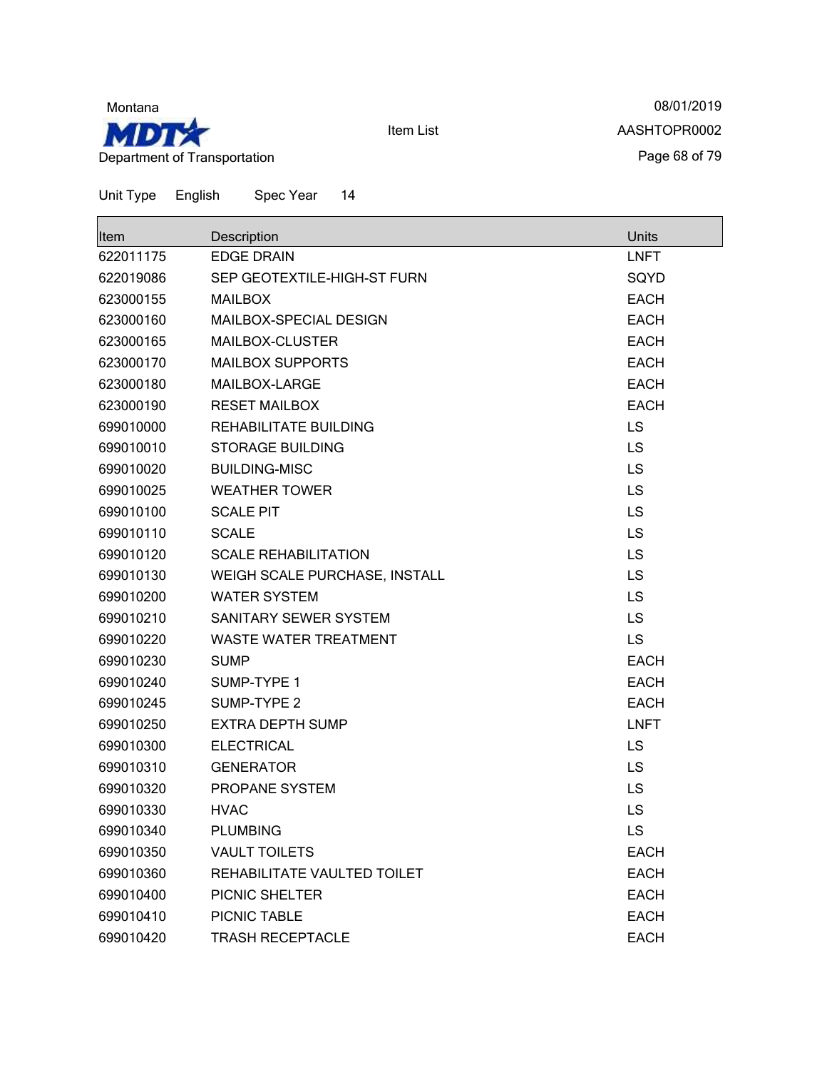Montana

MDT

Department of Transportation

Item List

08/01/2019

AASHTOPR0002

Unit Type English Spec Year 14

| Item | Description | Units |
|---|---|---|
| 622011175 | EDGE DRAIN | LNFT |
| 622019086 | SEP GEOTEXTILE-HIGH-ST FURN | SQYD |
| 623000155 | MAILBOX | EACH |
| 623000160 | MAILBOX-SPECIAL DESIGN | EACH |
| 623000165 | MAILBOX-CLUSTER | EACH |
| 623000170 | MAILBOX SUPPORTS | EACH |
| 623000180 | MAILBOX-LARGE | EACH |
| 623000190 | RESET MAILBOX | EACH |
| 699010000 | REHABILITATE BUILDING | LS |
| 699010010 | STORAGE BUILDING | LS |
| 699010020 | BUILDING-MISC | LS |
| 699010025 | WEATHER TOWER | LS |
| 699010100 | SCALE PIT | LS |
| 699010110 | SCALE | LS |
| 699010120 | SCALE REHABILITATION | LS |
| 699010130 | WEIGH SCALE PURCHASE, INSTALL | LS |
| 699010200 | WATER SYSTEM | LS |
| 699010210 | SANITARY SEWER SYSTEM | LS |
| 699010220 | WASTE WATER TREATMENT | LS |
| 699010230 | SUMP | EACH |
| 699010240 | SUMP-TYPE 1 | EACH |
| 699010245 | SUMP-TYPE 2 | EACH |
| 699010250 | EXTRA DEPTH SUMP | LNFT |
| 699010300 | ELECTRICAL | LS |
| 699010310 | GENERATOR | LS |
| 699010320 | PROPANE SYSTEM | LS |
| 699010330 | HVAC | LS |
| 699010340 | PLUMBING | LS |
| 699010350 | VAULT TOILETS | EACH |
| 699010360 | REHABILITATE VAULTED TOILET | EACH |
| 699010400 | PICNIC SHELTER | EACH |
| 699010410 | PICNIC TABLE | EACH |
| 699010420 | TRASH RECEPTACLE | EACH |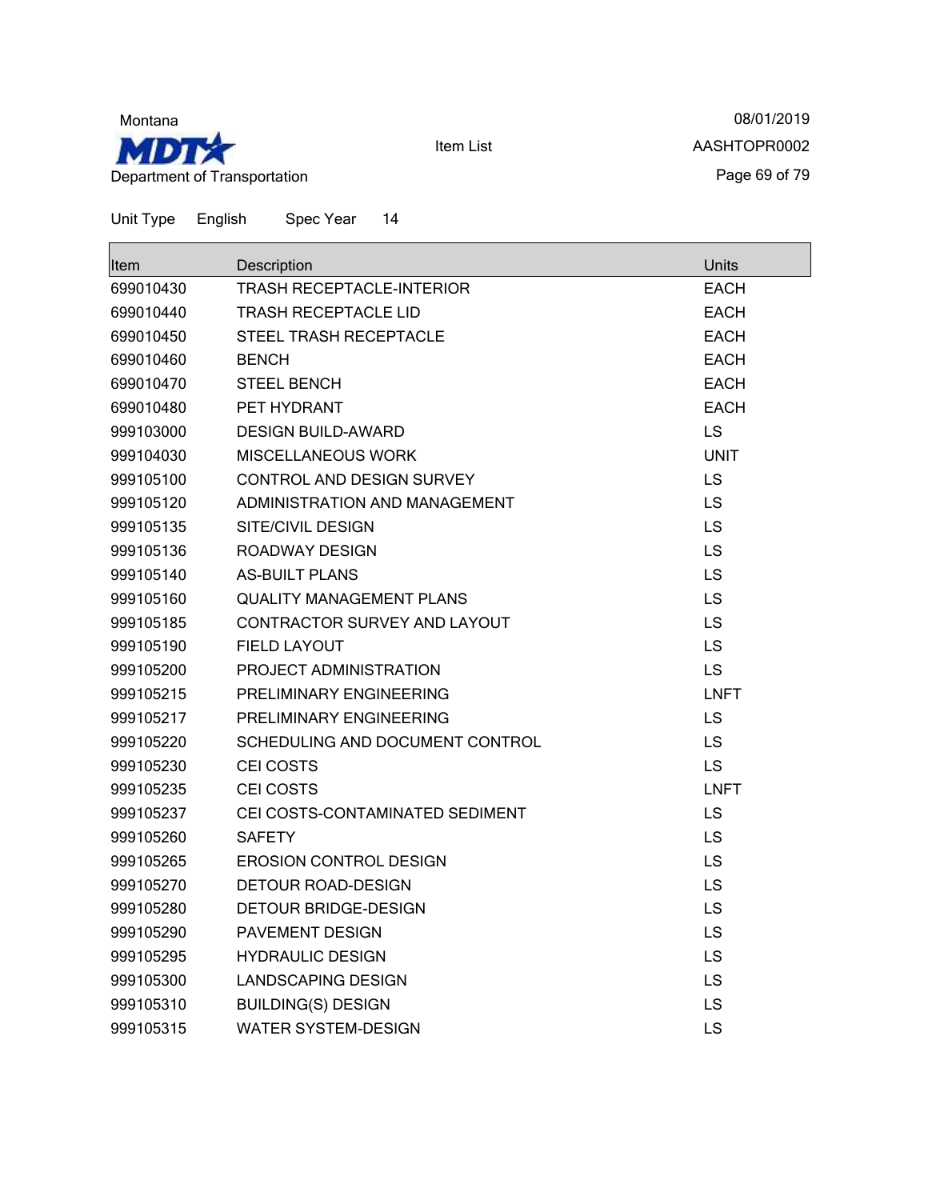Montana

Department of Transportation

Item List

08/01/2019

AASHTOPR0002

Unit Type English Spec Year 14

| Item | Description | Units |
|---|---|---|
| 699010430 | TRASH RECEPTACLE-INTERIOR | EACH |
| 699010440 | TRASH RECEPTACLE LID | EACH |
| 699010450 | STEEL TRASH RECEPTACLE | EACH |
| 699010460 | BENCH | EACH |
| 699010470 | STEEL BENCH | EACH |
| 699010480 | PET HYDRANT | EACH |
| 999103000 | DESIGN BUILD-AWARD | LS |
| 999104030 | MISCELLANEOUS WORK | UNIT |
| 999105100 | CONTROL AND DESIGN SURVEY | LS |
| 999105120 | ADMINISTRATION AND MANAGEMENT | LS |
| 999105135 | SITE/CIVIL DESIGN | LS |
| 999105136 | ROADWAY DESIGN | LS |
| 999105140 | AS-BUILT PLANS | LS |
| 999105160 | QUALITY MANAGEMENT PLANS | LS |
| 999105185 | CONTRACTOR SURVEY AND LAYOUT | LS |
| 999105190 | FIELD LAYOUT | LS |
| 999105200 | PROJECT ADMINISTRATION | LS |
| 999105215 | PRELIMINARY ENGINEERING | LNFT |
| 999105217 | PRELIMINARY ENGINEERING | LS |
| 999105220 | SCHEDULING AND DOCUMENT CONTROL | LS |
| 999105230 | CEI COSTS | LS |
| 999105235 | CEI COSTS | LNFT |
| 999105237 | CEI COSTS-CONTAMINATED SEDIMENT | LS |
| 999105260 | SAFETY | LS |
| 999105265 | EROSION CONTROL DESIGN | LS |
| 999105270 | DETOUR ROAD-DESIGN | LS |
| 999105280 | DETOUR BRIDGE-DESIGN | LS |
| 999105290 | PAVEMENT DESIGN | LS |
| 999105295 | HYDRAULIC DESIGN | LS |
| 999105300 | LANDSCAPING DESIGN | LS |
| 999105310 | BUILDING(S) DESIGN | LS |
| 999105315 | WATER SYSTEM-DESIGN | LS |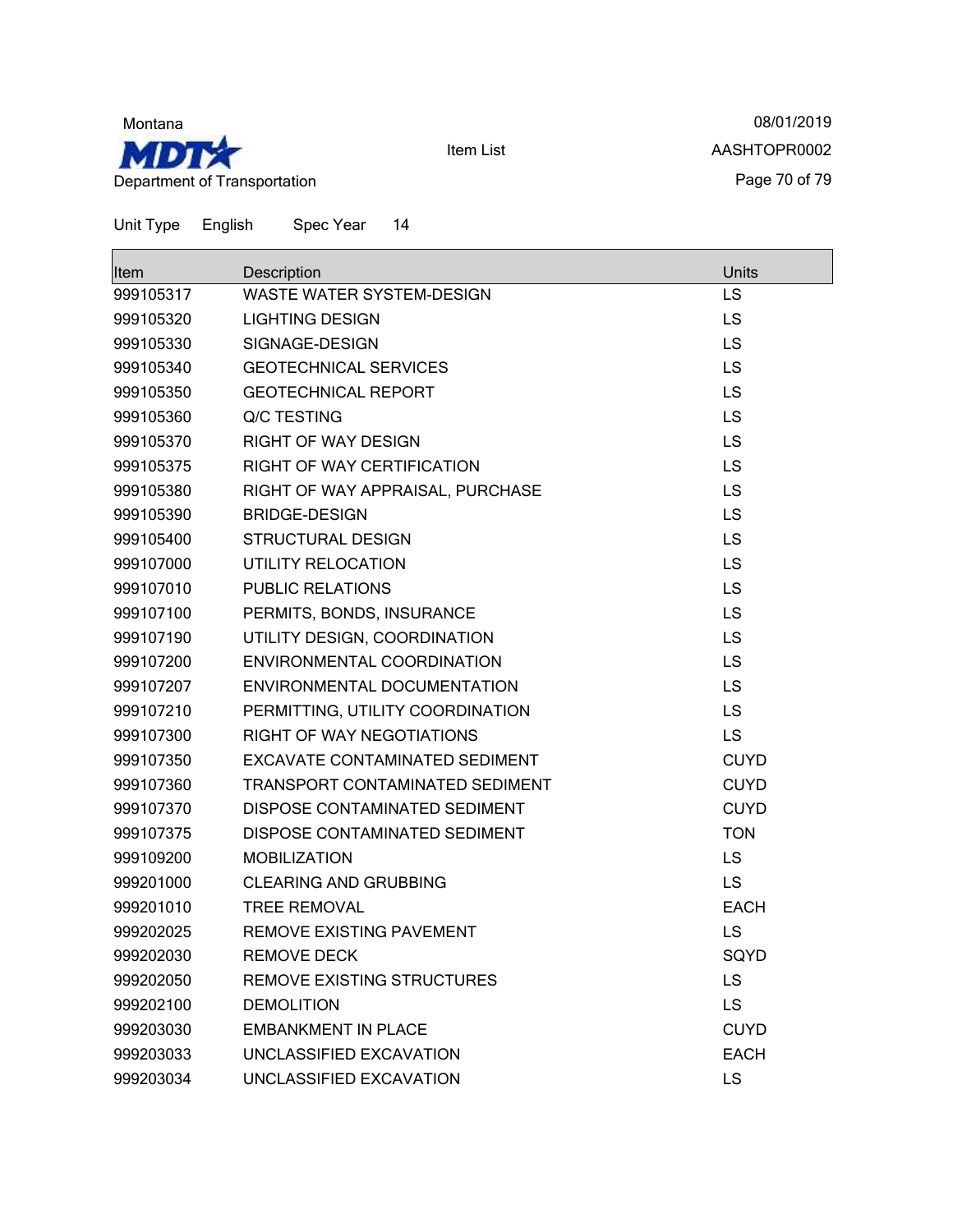Montana

MDT

Department of Transportation

Item List

08/01/2019

AASHTOPR0002

Unit Type English Spec Year 14

| Item | Description | Units |
|---|---|---|
| 999105317 | WASTE WATER SYSTEM-DESIGN | LS |
| 999105320 | LIGHTING DESIGN | LS |
| 999105330 | SIGNAGE-DESIGN | LS |
| 999105340 | GEOTECHNICAL SERVICES | LS |
| 999105350 | GEOTECHNICAL REPORT | LS |
| 999105360 | Q/C TESTING | LS |
| 999105370 | RIGHT OF WAY DESIGN | LS |
| 999105375 | RIGHT OF WAY CERTIFICATION | LS |
| 999105380 | RIGHT OF WAY APPRAISAL, PURCHASE | LS |
| 999105390 | BRIDGE-DESIGN | LS |
| 999105400 | STRUCTURAL DESIGN | LS |
| 999107000 | UTILITY RELOCATION | LS |
| 999107010 | PUBLIC RELATIONS | LS |
| 999107100 | PERMITS, BONDS, INSURANCE | LS |
| 999107190 | UTILITY DESIGN, COORDINATION | LS |
| 999107200 | ENVIRONMENTAL COORDINATION | LS |
| 999107207 | ENVIRONMENTAL DOCUMENTATION | LS |
| 999107210 | PERMITTING, UTILITY COORDINATION | LS |
| 999107300 | RIGHT OF WAY NEGOTIATIONS | LS |
| 999107350 | EXCAVATE CONTAMINATED SEDIMENT | CUYD |
| 999107360 | TRANSPORT CONTAMINATED SEDIMENT | CUYD |
| 999107370 | DISPOSE CONTAMINATED SEDIMENT | CUYD |
| 999107375 | DISPOSE CONTAMINATED SEDIMENT | TON |
| 999109200 | MOBILIZATION | LS |
| 999201000 | CLEARING AND GRUBBING | LS |
| 999201010 | TREE REMOVAL | EACH |
| 999202025 | REMOVE EXISTING PAVEMENT | LS |
| 999202030 | REMOVE DECK | SQYD |
| 999202050 | REMOVE EXISTING STRUCTURES | LS |
| 999202100 | DEMOLITION | LS |
| 999203030 | EMBANKMENT IN PLACE | CUYD |
| 999203033 | UNCLASSIFIED EXCAVATION | EACH |
| 999203034 | UNCLASSIFIED EXCAVATION | LS |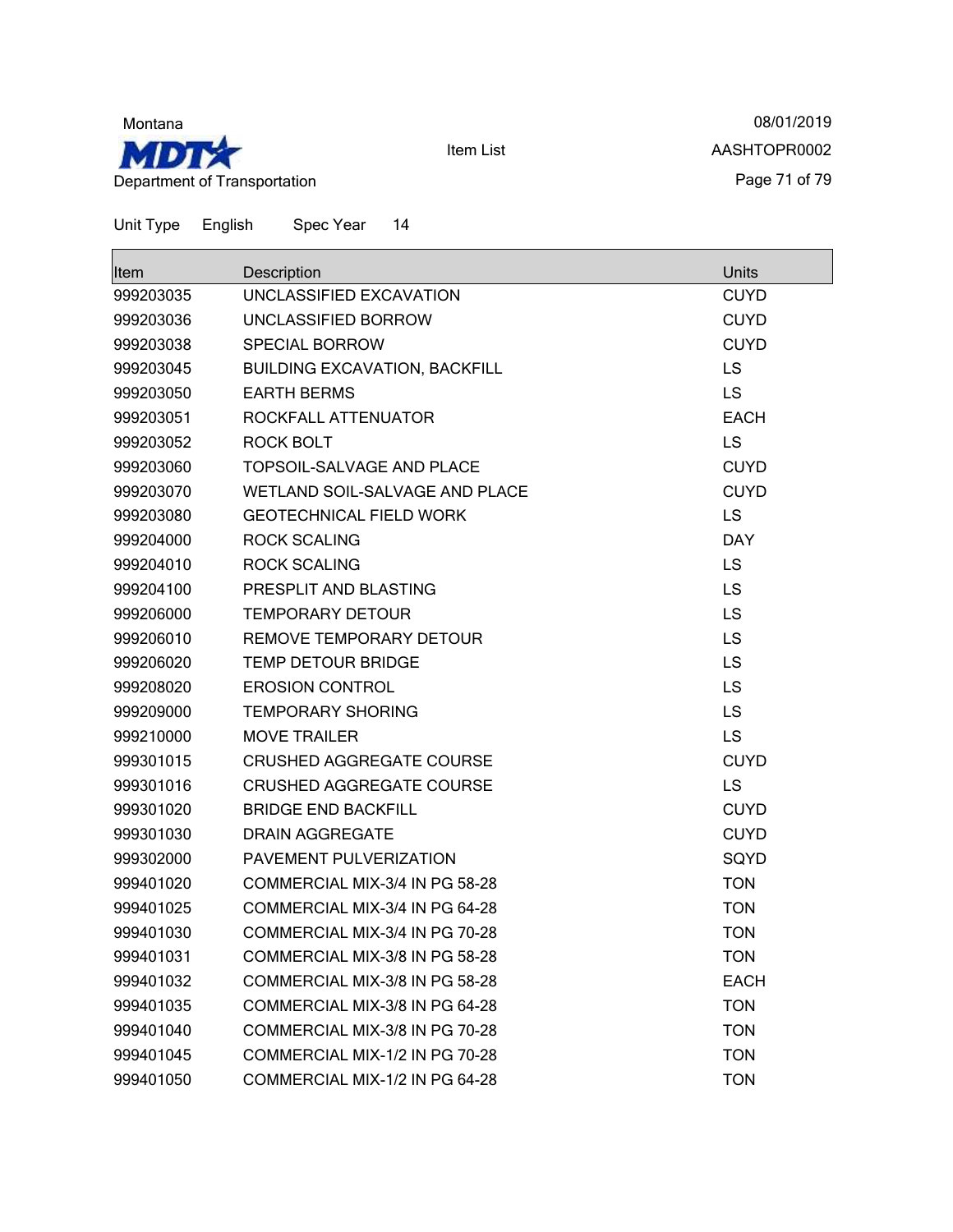Montana

**MDT**

Department of Transportation

Item List

08/01/2019

AASHTOPR0002

Unit Type English Spec Year 14

| Item | Description | Units |
|---|---|---|
| 999203035 | UNCLASSIFIED EXCAVATION | CUYD |
| 999203036 | UNCLASSIFIED BORROW | CUYD |
| 999203038 | SPECIAL BORROW | CUYD |
| 999203045 | BUILDING EXCAVATION, BACKFILL | LS |
| 999203050 | EARTH BERMS | LS |
| 999203051 | ROCKFALL ATTENUATOR | EACH |
| 999203052 | ROCK BOLT | LS |
| 999203060 | TOPSOIL-SALVAGE AND PLACE | CUYD |
| 999203070 | WETLAND SOIL-SALVAGE AND PLACE | CUYD |
| 999203080 | GEOTECHNICAL FIELD WORK | LS |
| 999204000 | ROCK SCALING | DAY |
| 999204010 | ROCK SCALING | LS |
| 999204100 | PRESPLIT AND BLASTING | LS |
| 999206000 | TEMPORARY DETOUR | LS |
| 999206010 | REMOVE TEMPORARY DETOUR | LS |
| 999206020 | TEMP DETOUR BRIDGE | LS |
| 999208020 | EROSION CONTROL | LS |
| 999209000 | TEMPORARY SHORING | LS |
| 999210000 | MOVE TRAILER | LS |
| 999301015 | CRUSHED AGGREGATE COURSE | CUYD |
| 999301016 | CRUSHED AGGREGATE COURSE | LS |
| 999301020 | BRIDGE END BACKFILL | CUYD |
| 999301030 | DRAIN AGGREGATE | CUYD |
| 999302000 | PAVEMENT PULVERIZATION | SQYD |
| 999401020 | COMMERCIAL MIX-3/4 IN PG 58-28 | TON |
| 999401025 | COMMERCIAL MIX-3/4 IN PG 64-28 | TON |
| 999401030 | COMMERCIAL MIX-3/4 IN PG 70-28 | TON |
| 999401031 | COMMERCIAL MIX-3/8 IN PG 58-28 | TON |
| 999401032 | COMMERCIAL MIX-3/8 IN PG 58-28 | EACH |
| 999401035 | COMMERCIAL MIX-3/8 IN PG 64-28 | TON |
| 999401040 | COMMERCIAL MIX-3/8 IN PG 70-28 | TON |
| 999401045 | COMMERCIAL MIX-1/2 IN PG 70-28 | TON |
| 999401050 | COMMERCIAL MIX-1/2 IN PG 64-28 | TON |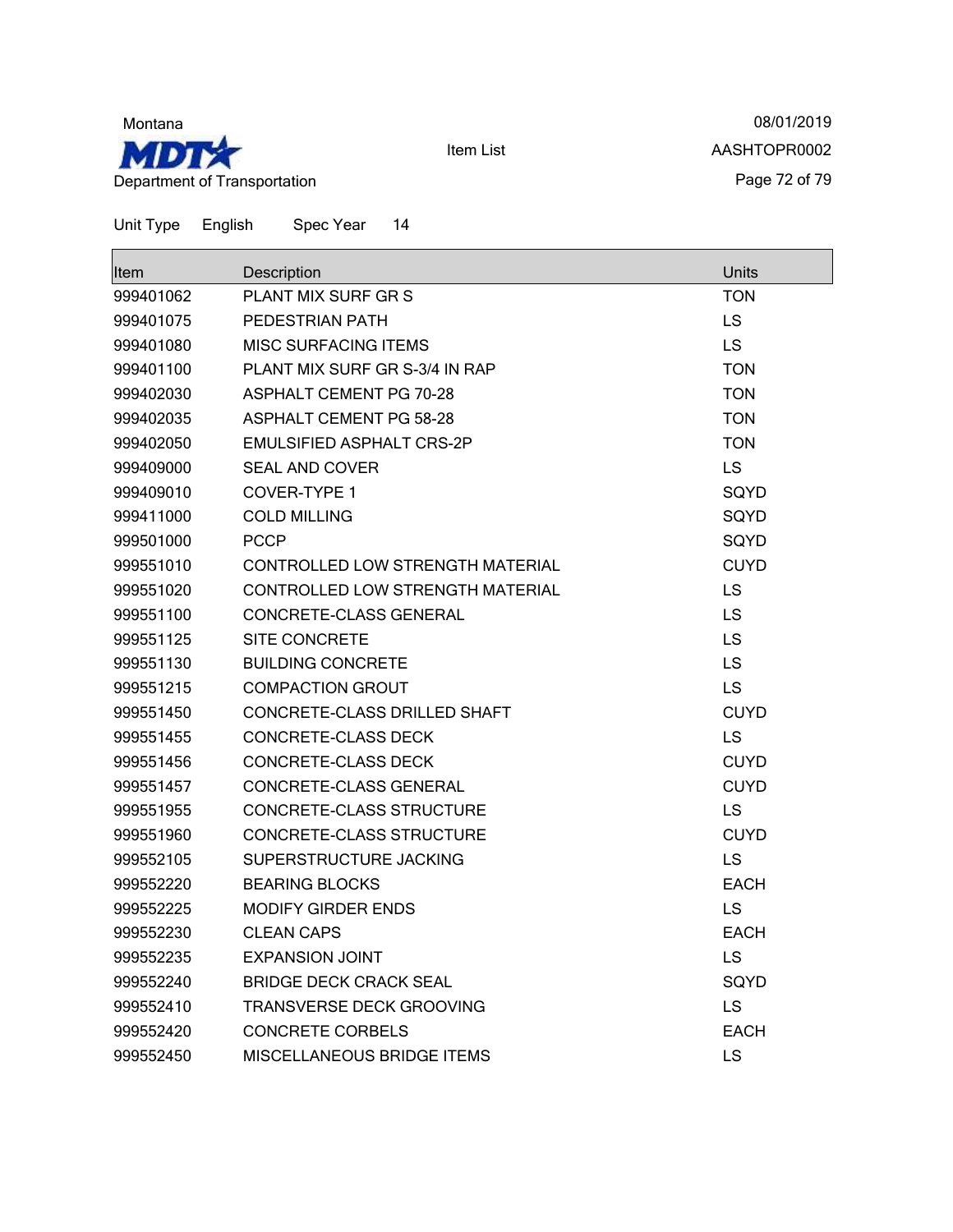Montana

MDT

Department of Transportation

Item List

08/01/2019

AASHTOPR0002

Unit Type English Spec Year 14

| Item | Description | Units |
|---|---|---|
| 999401062 | PLANT MIX SURF GR S | TON |
| 999401075 | PEDESTRIAN PATH | LS |
| 999401080 | MISC SURFACING ITEMS | LS |
| 999401100 | PLANT MIX SURF GR S-3/4 IN RAP | TON |
| 999402030 | ASPHALT CEMENT PG 70-28 | TON |
| 999402035 | ASPHALT CEMENT PG 58-28 | TON |
| 999402050 | EMULSIFIED ASPHALT CRS-2P | TON |
| 999409000 | SEAL AND COVER | LS |
| 999409010 | COVER-TYPE 1 | SQYD |
| 999411000 | COLD MILLING | SQYD |
| 999501000 | PCCP | SQYD |
| 999551010 | CONTROLLED LOW STRENGTH MATERIAL | CUYD |
| 999551020 | CONTROLLED LOW STRENGTH MATERIAL | LS |
| 999551100 | CONCRETE-CLASS GENERAL | LS |
| 999551125 | SITE CONCRETE | LS |
| 999551130 | BUILDING CONCRETE | LS |
| 999551215 | COMPACTION GROUT | LS |
| 999551450 | CONCRETE-CLASS DRILLED SHAFT | CUYD |
| 999551455 | CONCRETE-CLASS DECK | LS |
| 999551456 | CONCRETE-CLASS DECK | CUYD |
| 999551457 | CONCRETE-CLASS GENERAL | CUYD |
| 999551955 | CONCRETE-CLASS STRUCTURE | LS |
| 999551960 | CONCRETE-CLASS STRUCTURE | CUYD |
| 999552105 | SUPERSTRUCTURE JACKING | LS |
| 999552220 | BEARING BLOCKS | EACH |
| 999552225 | MODIFY GIRDER ENDS | LS |
| 999552230 | CLEAN CAPS | EACH |
| 999552235 | EXPANSION JOINT | LS |
| 999552240 | BRIDGE DECK CRACK SEAL | SQYD |
| 999552410 | TRANSVERSE DECK GROOVING | LS |
| 999552420 | CONCRETE CORBELS | EACH |
| 999552450 | MISCELLANEOUS BRIDGE ITEMS | LS |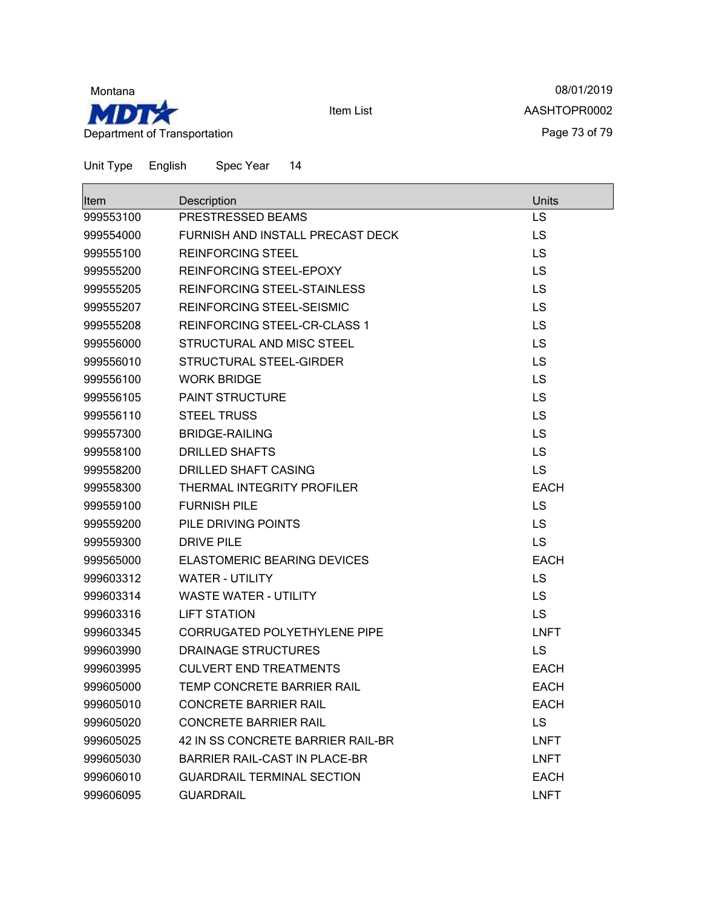Montana

Department of Transportation

Item List

08/01/2019

AASHTOPR0002

Unit Type English Spec Year 14

| Item | Description | Units |
|---|---|---|
| 999553100 | PRESTRESSED BEAMS | LS |
| 999554000 | FURNISH AND INSTALL PRECAST DECK | LS |
| 999555100 | REINFORCING STEEL | LS |
| 999555200 | REINFORCING STEEL-EPOXY | LS |
| 999555205 | REINFORCING STEEL-STAINLESS | LS |
| 999555207 | REINFORCING STEEL-SEISMIC | LS |
| 999555208 | REINFORCING STEEL-CR-CLASS 1 | LS |
| 999556000 | STRUCTURAL AND MISC STEEL | LS |
| 999556010 | STRUCTURAL STEEL-GIRDER | LS |
| 999556100 | WORK BRIDGE | LS |
| 999556105 | PAINT STRUCTURE | LS |
| 999556110 | STEEL TRUSS | LS |
| 999557300 | BRIDGE-RAILING | LS |
| 999558100 | DRILLED SHAFTS | LS |
| 999558200 | DRILLED SHAFT CASING | LS |
| 999558300 | THERMAL INTEGRITY PROFILER | EACH |
| 999559100 | FURNISH PILE | LS |
| 999559200 | PILE DRIVING POINTS | LS |
| 999559300 | DRIVE PILE | LS |
| 999565000 | ELASTOMERIC BEARING DEVICES | EACH |
| 999603312 | WATER - UTILITY | LS |
| 999603314 | WASTE WATER - UTILITY | LS |
| 999603316 | LIFT STATION | LS |
| 999603345 | CORRUGATED POLYETHYLENE PIPE | LNFT |
| 999603990 | DRAINAGE STRUCTURES | LS |
| 999603995 | CULVERT END TREATMENTS | EACH |
| 999605000 | TEMP CONCRETE BARRIER RAIL | EACH |
| 999605010 | CONCRETE BARRIER RAIL | EACH |
| 999605020 | CONCRETE BARRIER RAIL | LS |
| 999605025 | 42 IN SS CONCRETE BARRIER RAIL-BR | LNFT |
| 999605030 | BARRIER RAIL-CAST IN PLACE-BR | LNFT |
| 999606010 | GUARDRAIL TERMINAL SECTION | EACH |
| 999606095 | GUARDRAIL | LNFT |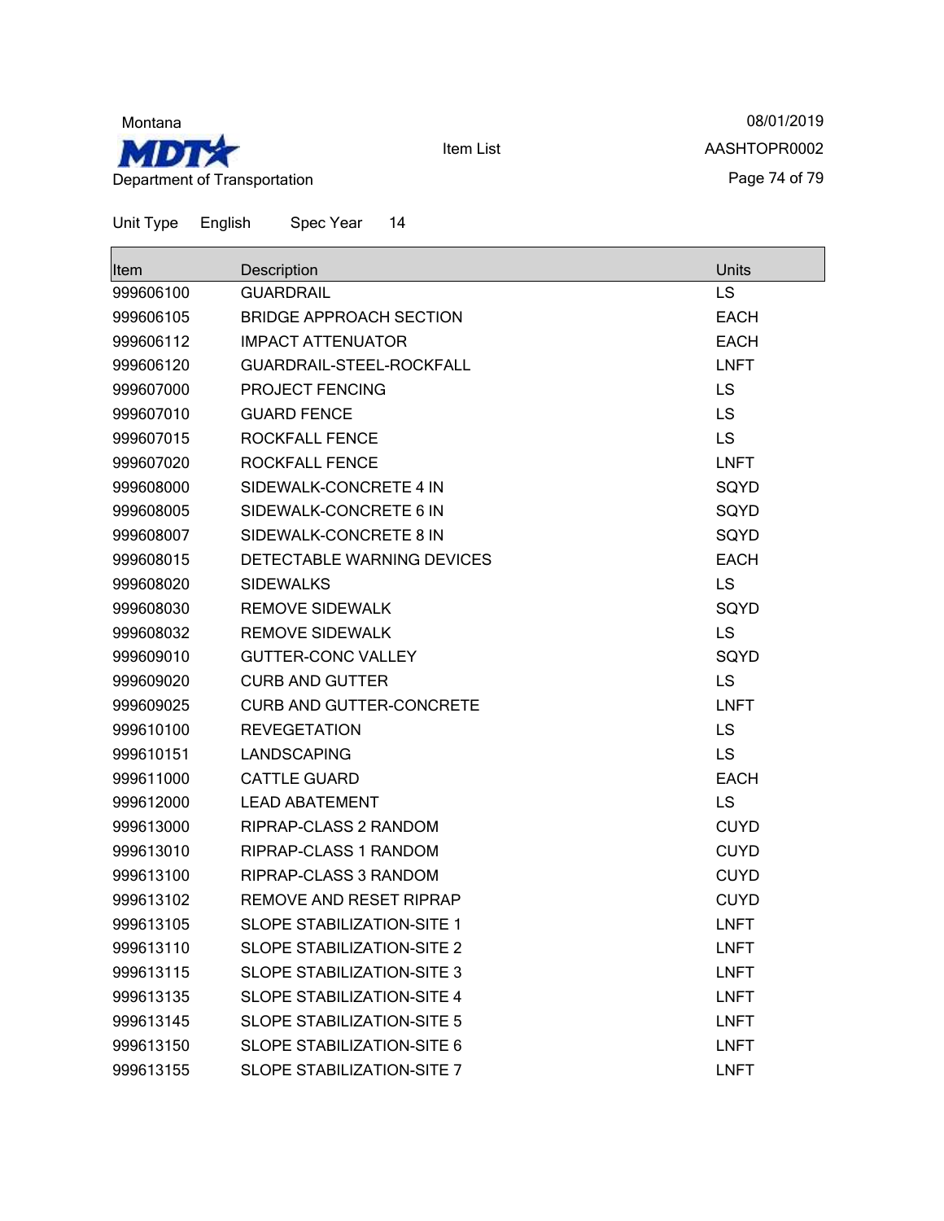Montana

Department of Transportation

Item List

08/01/2019

AASHTOPR0002

Unit Type English Spec Year 14

| Item | Description | Units |
|---|---|---|
| 999606100 | GUARDRAIL | LS |
| 999606105 | BRIDGE APPROACH SECTION | EACH |
| 999606112 | IMPACT ATTENUATOR | EACH |
| 999606120 | GUARDRAIL-STEEL-ROCKFALL | LNFT |
| 999607000 | PROJECT FENCING | LS |
| 999607010 | GUARD FENCE | LS |
| 999607015 | ROCKFALL FENCE | LS |
| 999607020 | ROCKFALL FENCE | LNFT |
| 999608000 | SIDEWALK-CONCRETE 4 IN | SQYD |
| 999608005 | SIDEWALK-CONCRETE 6 IN | SQYD |
| 999608007 | SIDEWALK-CONCRETE 8 IN | SQYD |
| 999608015 | DETECTABLE WARNING DEVICES | EACH |
| 999608020 | SIDEWALKS | LS |
| 999608030 | REMOVE SIDEWALK | SQYD |
| 999608032 | REMOVE SIDEWALK | LS |
| 999609010 | GUTTER-CONC VALLEY | SQYD |
| 999609020 | CURB AND GUTTER | LS |
| 999609025 | CURB AND GUTTER-CONCRETE | LNFT |
| 999610100 | REVEGETATION | LS |
| 999610151 | LANDSCAPING | LS |
| 999611000 | CATTLE GUARD | EACH |
| 999612000 | LEAD ABATEMENT | LS |
| 999613000 | RIPRAP-CLASS 2 RANDOM | CUYD |
| 999613010 | RIPRAP-CLASS 1 RANDOM | CUYD |
| 999613100 | RIPRAP-CLASS 3 RANDOM | CUYD |
| 999613102 | REMOVE AND RESET RIPRAP | CUYD |
| 999613105 | SLOPE STABILIZATION-SITE 1 | LNFT |
| 999613110 | SLOPE STABILIZATION-SITE 2 | LNFT |
| 999613115 | SLOPE STABILIZATION-SITE 3 | LNFT |
| 999613135 | SLOPE STABILIZATION-SITE 4 | LNFT |
| 999613145 | SLOPE STABILIZATION-SITE 5 | LNFT |
| 999613150 | SLOPE STABILIZATION-SITE 6 | LNFT |
| 999613155 | SLOPE STABILIZATION-SITE 7 | LNFT |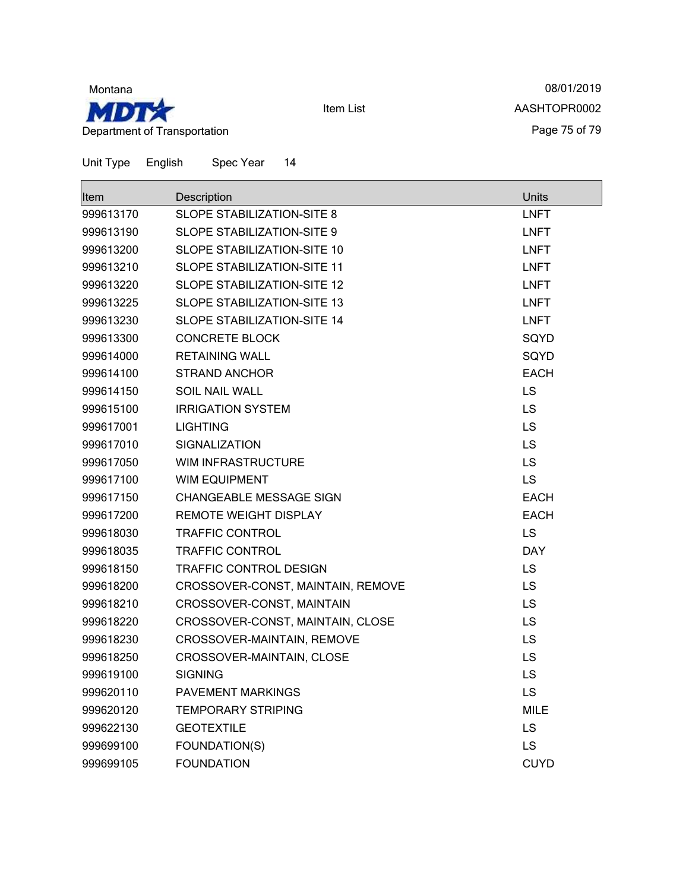Montana

Department of Transportation

Item List

08/01/2019

AASHTOPR0002

Unit Type English Spec Year 14

| Item | Description | Units |
| --- | --- | --- |
| 999613170 | SLOPE STABILIZATION-SITE 8 | LNFT |
| 999613190 | SLOPE STABILIZATION-SITE 9 | LNFT |
| 999613200 | SLOPE STABILIZATION-SITE 10 | LNFT |
| 999613210 | SLOPE STABILIZATION-SITE 11 | LNFT |
| 999613220 | SLOPE STABILIZATION-SITE 12 | LNFT |
| 999613225 | SLOPE STABILIZATION-SITE 13 | LNFT |
| 999613230 | SLOPE STABILIZATION-SITE 14 | LNFT |
| 999613300 | CONCRETE BLOCK | SQYD |
| 999614000 | RETAINING WALL | SQYD |
| 999614100 | STRAND ANCHOR | EACH |
| 999614150 | SOIL NAIL WALL | LS |
| 999615100 | IRRIGATION SYSTEM | LS |
| 999617001 | LIGHTING | LS |
| 999617010 | SIGNALIZATION | LS |
| 999617050 | WIM INFRASTRUCTURE | LS |
| 999617100 | WIM EQUIPMENT | LS |
| 999617150 | CHANGEABLE MESSAGE SIGN | EACH |
| 999617200 | REMOTE WEIGHT DISPLAY | EACH |
| 999618030 | TRAFFIC CONTROL | LS |
| 999618035 | TRAFFIC CONTROL | DAY |
| 999618150 | TRAFFIC CONTROL DESIGN | LS |
| 999618200 | CROSSOVER-CONST, MAINTAIN, REMOVE | LS |
| 999618210 | CROSSOVER-CONST, MAINTAIN | LS |
| 999618220 | CROSSOVER-CONST, MAINTAIN, CLOSE | LS |
| 999618230 | CROSSOVER-MAINTAIN, REMOVE | LS |
| 999618250 | CROSSOVER-MAINTAIN, CLOSE | LS |
| 999619100 | SIGNING | LS |
| 999620110 | PAVEMENT MARKINGS | LS |
| 999620120 | TEMPORARY STRIPING | MILE |
| 999622130 | GEOTEXTILE | LS |
| 999699100 | FOUNDATION(S) | LS |
| 999699105 | FOUNDATION | CUYD |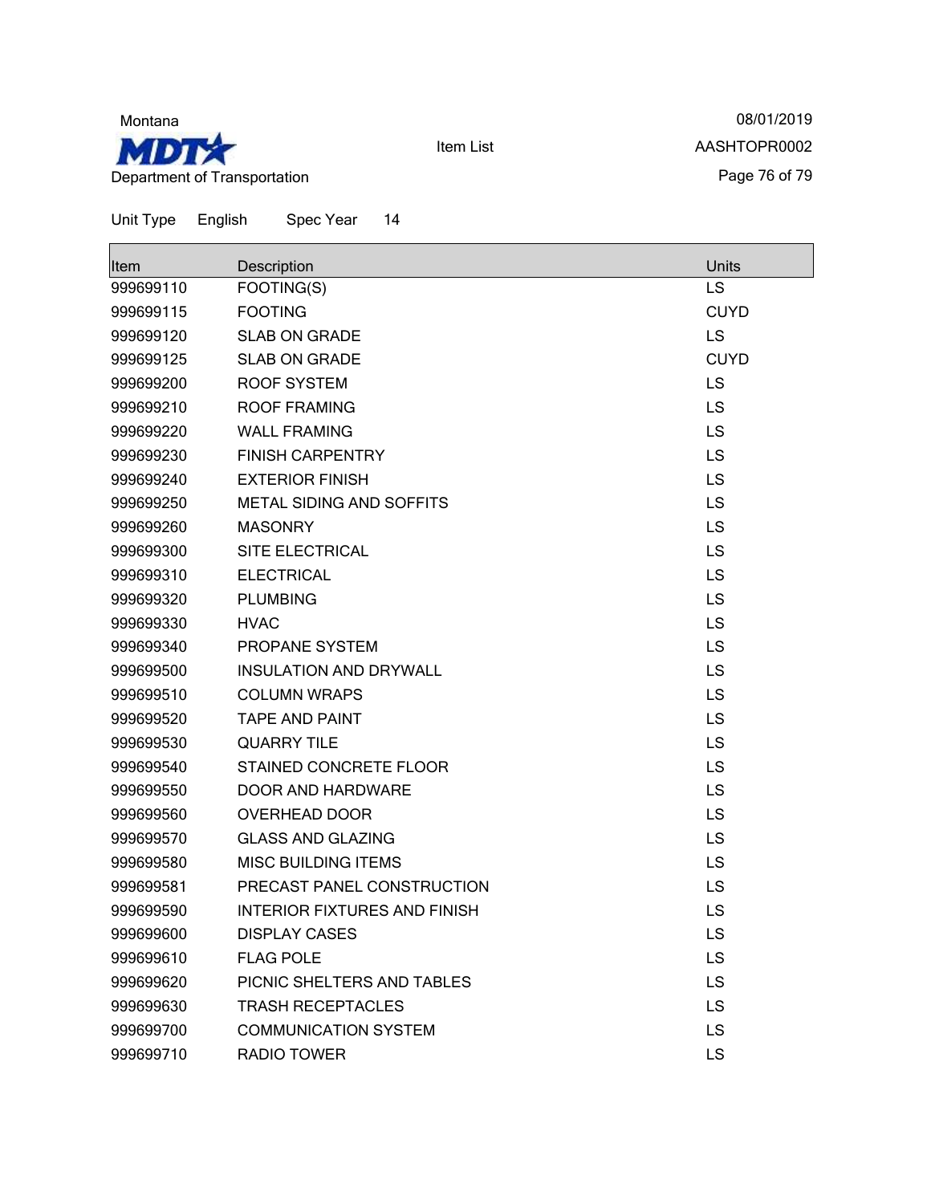Montana

Department of Transportation

Item List

08/01/2019

AASHTOPR0002

Unit Type English Spec Year 14

| Item | Description | Units |
| --- | --- | --- |
| 999699110 | FOOTING(S) | LS |
| 999699115 | FOOTING | CUYD |
| 999699120 | SLAB ON GRADE | LS |
| 999699125 | SLAB ON GRADE | CUYD |
| 999699200 | ROOF SYSTEM | LS |
| 999699210 | ROOF FRAMING | LS |
| 999699220 | WALL FRAMING | LS |
| 999699230 | FINISH CARPENTRY | LS |
| 999699240 | EXTERIOR FINISH | LS |
| 999699250 | METAL SIDING AND SOFFITS | LS |
| 999699260 | MASONRY | LS |
| 999699300 | SITE ELECTRICAL | LS |
| 999699310 | ELECTRICAL | LS |
| 999699320 | PLUMBING | LS |
| 999699330 | HVAC | LS |
| 999699340 | PROPANE SYSTEM | LS |
| 999699500 | INSULATION AND DRYWALL | LS |
| 999699510 | COLUMN WRAPS | LS |
| 999699520 | TAPE AND PAINT | LS |
| 999699530 | QUARRY TILE | LS |
| 999699540 | STAINED CONCRETE FLOOR | LS |
| 999699550 | DOOR AND HARDWARE | LS |
| 999699560 | OVERHEAD DOOR | LS |
| 999699570 | GLASS AND GLAZING | LS |
| 999699580 | MISC BUILDING ITEMS | LS |
| 999699581 | PRECAST PANEL CONSTRUCTION | LS |
| 999699590 | INTERIOR FIXTURES AND FINISH | LS |
| 999699600 | DISPLAY CASES | LS |
| 999699610 | FLAG POLE | LS |
| 999699620 | PICNIC SHELTERS AND TABLES | LS |
| 999699630 | TRASH RECEPTACLES | LS |
| 999699700 | COMMUNICATION SYSTEM | LS |
| 999699710 | RADIO TOWER | LS |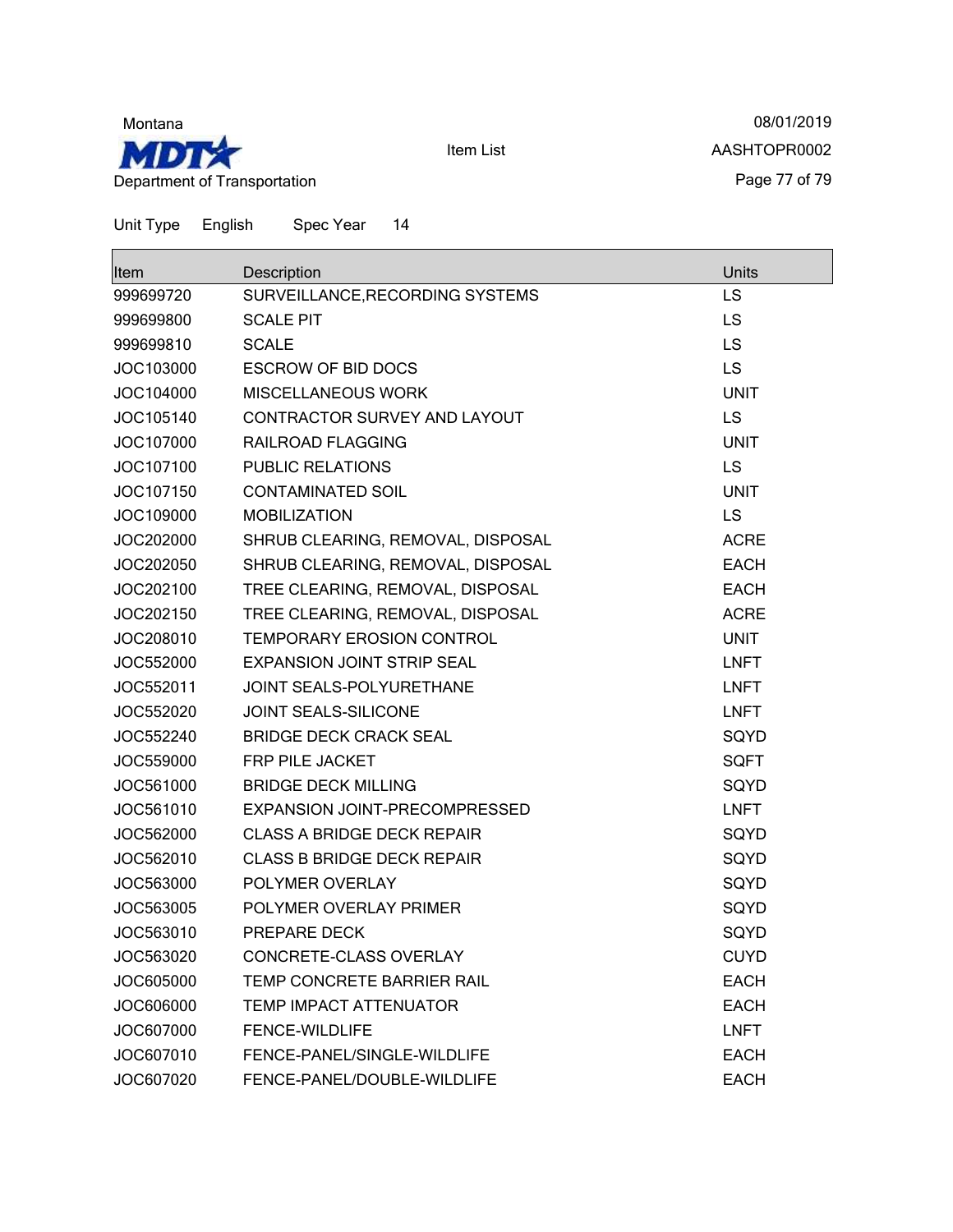Montana

Department of Transportation

Item List

08/01/2019

AASHTOPR0002

Unit Type English Spec Year 14

| Item | Description | Units |
|---|---|---|
| 999699720 | SURVEILLANCE,RECORDING SYSTEMS | LS |
| 999699800 | SCALE PIT | LS |
| 999699810 | SCALE | LS |
| JOC103000 | ESCROW OF BID DOCS | LS |
| JOC104000 | MISCELLANEOUS WORK | UNIT |
| JOC105140 | CONTRACTOR SURVEY AND LAYOUT | LS |
| JOC107000 | RAILROAD FLAGGING | UNIT |
| JOC107100 | PUBLIC RELATIONS | LS |
| JOC107150 | CONTAMINATED SOIL | UNIT |
| JOC109000 | MOBILIZATION | LS |
| JOC202000 | SHRUB CLEARING, REMOVAL, DISPOSAL | ACRE |
| JOC202050 | SHRUB CLEARING, REMOVAL, DISPOSAL | EACH |
| JOC202100 | TREE CLEARING, REMOVAL, DISPOSAL | EACH |
| JOC202150 | TREE CLEARING, REMOVAL, DISPOSAL | ACRE |
| JOC208010 | TEMPORARY EROSION CONTROL | UNIT |
| JOC552000 | EXPANSION JOINT STRIP SEAL | LNFT |
| JOC552011 | JOINT SEALS-POLYURETHANE | LNFT |
| JOC552020 | JOINT SEALS-SILICONE | LNFT |
| JOC552240 | BRIDGE DECK CRACK SEAL | SQYD |
| JOC559000 | FRP PILE JACKET | SQFT |
| JOC561000 | BRIDGE DECK MILLING | SQYD |
| JOC561010 | EXPANSION JOINT-PRECOMPRESSED | LNFT |
| JOC562000 | CLASS A BRIDGE DECK REPAIR | SQYD |
| JOC562010 | CLASS B BRIDGE DECK REPAIR | SQYD |
| JOC563000 | POLYMER OVERLAY | SQYD |
| JOC563005 | POLYMER OVERLAY PRIMER | SQYD |
| JOC563010 | PREPARE DECK | SQYD |
| JOC563020 | CONCRETE-CLASS OVERLAY | CUYD |
| JOC605000 | TEMP CONCRETE BARRIER RAIL | EACH |
| JOC606000 | TEMP IMPACT ATTENUATOR | EACH |
| JOC607000 | FENCE-WILDLIFE | LNFT |
| JOC607010 | FENCE-PANEL/SINGLE-WILDLIFE | EACH |
| JOC607020 | FENCE-PANEL/DOUBLE-WILDLIFE | EACH |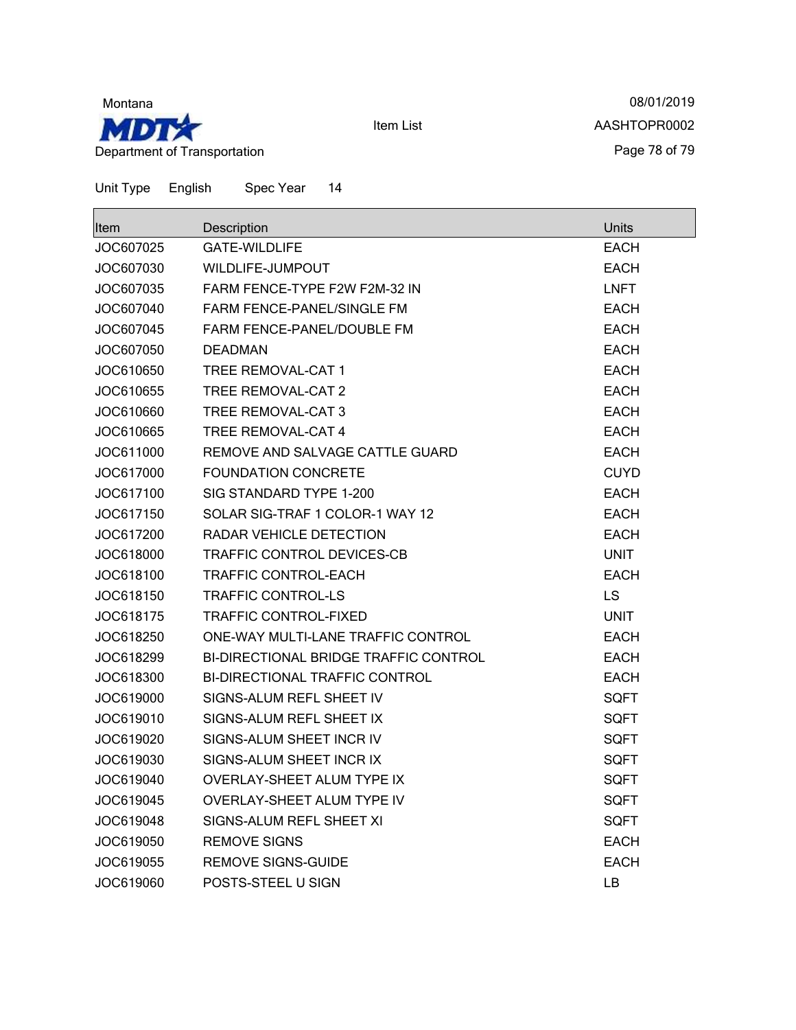Montana

**MDT**

Department of Transportation

Item List

08/01/2019

AASHTOPR0002

Unit Type English Spec Year 14

| Item | Description | Units |
| --- | --- | --- |
| JOC607025 | GATE-WILDLIFE | EACH |
| JOC607030 | WILDLIFE-JUMPOUT | EACH |
| JOC607035 | FARM FENCE-TYPE F2W F2M-32 IN | LNFT |
| JOC607040 | FARM FENCE-PANEL/SINGLE FM | EACH |
| JOC607045 | FARM FENCE-PANEL/DOUBLE FM | EACH |
| JOC607050 | DEADMAN | EACH |
| JOC610650 | TREE REMOVAL-CAT 1 | EACH |
| JOC610655 | TREE REMOVAL-CAT 2 | EACH |
| JOC610660 | TREE REMOVAL-CAT 3 | EACH |
| JOC610665 | TREE REMOVAL-CAT 4 | EACH |
| JOC611000 | REMOVE AND SALVAGE CATTLE GUARD | EACH |
| JOC617000 | FOUNDATION CONCRETE | CUYD |
| JOC617100 | SIG STANDARD TYPE 1-200 | EACH |
| JOC617150 | SOLAR SIG-TRAF 1 COLOR-1 WAY 12 | EACH |
| JOC617200 | RADAR VEHICLE DETECTION | EACH |
| JOC618000 | TRAFFIC CONTROL DEVICES-CB | UNIT |
| JOC618100 | TRAFFIC CONTROL-EACH | EACH |
| JOC618150 | TRAFFIC CONTROL-LS | LS |
| JOC618175 | TRAFFIC CONTROL-FIXED | UNIT |
| JOC618250 | ONE-WAY MULTI-LANE TRAFFIC CONTROL | EACH |
| JOC618299 | BI-DIRECTIONAL BRIDGE TRAFFIC CONTROL | EACH |
| JOC618300 | BI-DIRECTIONAL TRAFFIC CONTROL | EACH |
| JOC619000 | SIGNS-ALUM REFL SHEET IV | SQFT |
| JOC619010 | SIGNS-ALUM REFL SHEET IX | SQFT |
| JOC619020 | SIGNS-ALUM SHEET INCR IV | SQFT |
| JOC619030 | SIGNS-ALUM SHEET INCR IX | SQFT |
| JOC619040 | OVERLAY-SHEET ALUM TYPE IX | SQFT |
| JOC619045 | OVERLAY-SHEET ALUM TYPE IV | SQFT |
| JOC619048 | SIGNS-ALUM REFL SHEET XI | SQFT |
| JOC619050 | REMOVE SIGNS | EACH |
| JOC619055 | REMOVE SIGNS-GUIDE | EACH |
| JOC619060 | POSTS-STEEL U SIGN | LB |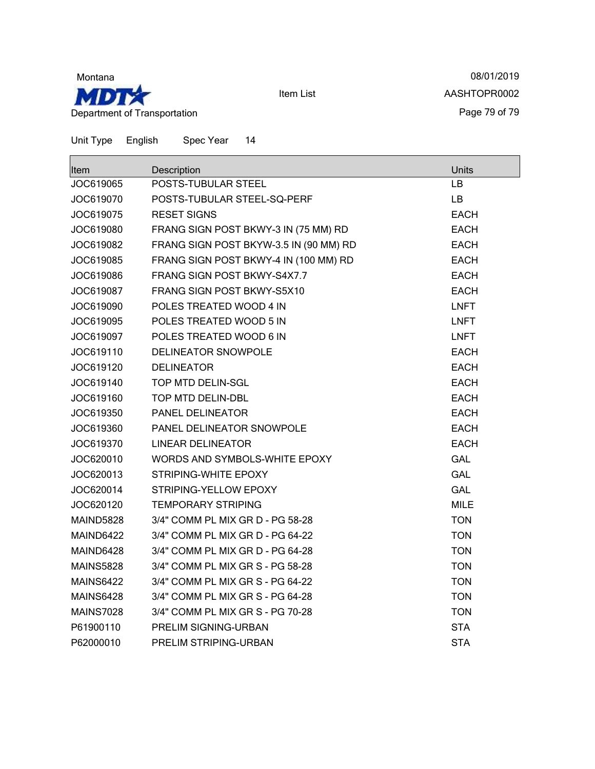Unit Type English Spec Year 14

| Item | Description | Units |
| --- | --- | --- |
| JOC619065 | POSTS-TUBULAR STEEL | LB |
| JOC619070 | POSTS-TUBULAR STEEL-SQ-PERF | LB |
| JOC619075 | RESET SIGNS | EACH |
| JOC619080 | FRANG SIGN POST BKWY-3 IN (75 MM) RD | EACH |
| JOC619082 | FRANG SIGN POST BKYW-3.5 IN (90 MM) RD | EACH |
| JOC619085 | FRANG SIGN POST BKWY-4 IN (100 MM) RD | EACH |
| JOC619086 | FRANG SIGN POST BKWY-S4X7.7 | EACH |
| JOC619087 | FRANG SIGN POST BKWY-S5X10 | EACH |
| JOC619090 | POLES TREATED WOOD 4 IN | LNFT |
| JOC619095 | POLES TREATED WOOD 5 IN | LNFT |
| JOC619097 | POLES TREATED WOOD 6 IN | LNFT |
| JOC619110 | DELINEATOR SNOWPOLE | EACH |
| JOC619120 | DELINEATOR | EACH |
| JOC619140 | TOP MTD DELIN-SGL | EACH |
| JOC619160 | TOP MTD DELIN-DBL | EACH |
| JOC619350 | PANEL DELINEATOR | EACH |
| JOC619360 | PANEL DELINEATOR SNOWPOLE | EACH |
| JOC619370 | LINEAR DELINEATOR | EACH |
| JOC620010 | WORDS AND SYMBOLS-WHITE EPOXY | GAL |
| JOC620013 | STRIPING-WHITE EPOXY | GAL |
| JOC620014 | STRIPING-YELLOW EPOXY | GAL |
| JOC620120 | TEMPORARY STRIPING | MILE |
| MAIND5828 | 3/4" COMM PL MIX GR D - PG 58-28 | TON |
| MAIND6422 | 3/4" COMM PL MIX GR D - PG 64-22 | TON |
| MAIND6428 | 3/4" COMM PL MIX GR D - PG 64-28 | TON |
| MAINS5828 | 3/4" COMM PL MIX GR S - PG 58-28 | TON |
| MAINS6422 | 3/4" COMM PL MIX GR S - PG 64-22 | TON |
| MAINS6428 | 3/4" COMM PL MIX GR S - PG 64-28 | TON |
| MAINS7028 | 3/4" COMM PL MIX GR S - PG 70-28 | TON |
| P61900110 | PRELIM SIGNING-URBAN | STA |
| P62000010 | PRELIM STRIPING-URBAN | STA |